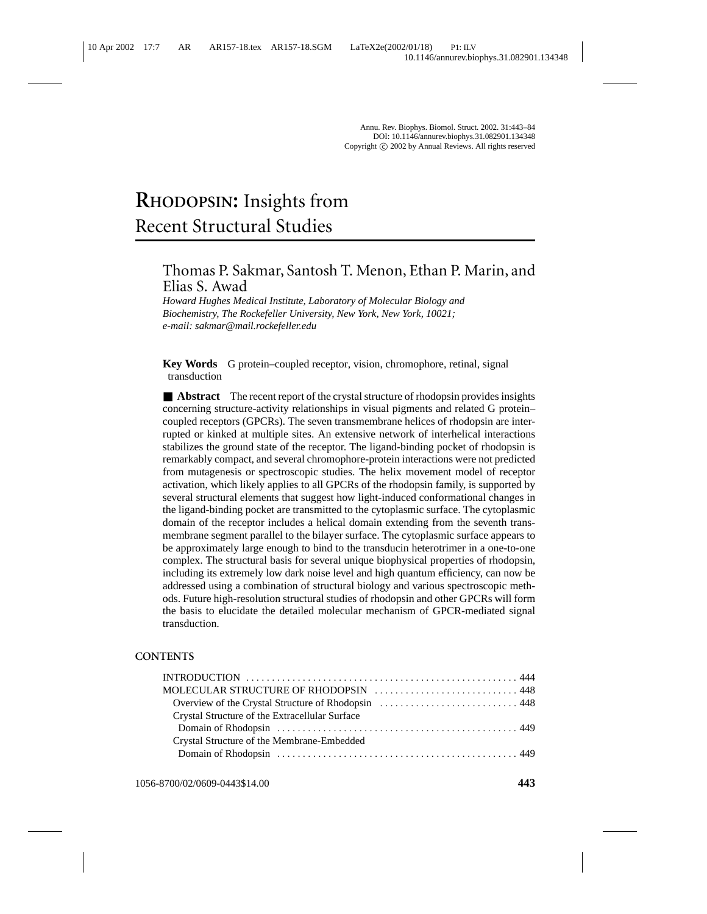Annu. Rev. Biophys. Biomol. Struct. 2002. 31:443–84
DOI: 10.1146/annurev.biophys.31.082901.134348
Copyright © 2002 by Annual Reviews. All rights reserved

# RHODOPSIN: Insights from Recent Structural Studies

Thomas P. Sakmar, Santosh T. Menon, Ethan P. Marin, and Elias S. Awad

*Howard Hughes Medical Institute, Laboratory of Molecular Biology and Biochemistry, The Rockefeller University, New York, New York, 10021; e-mail: sakmar@mail.rockefeller.edu*

**Key Words** G protein–coupled receptor, vision, chromophore, retinal, signal transduction

■ **Abstract** The recent report of the crystal structure of rhodopsin provides insights concerning structure-activity relationships in visual pigments and related G protein–coupled receptors (GPCRs). The seven transmembrane helices of rhodopsin are interrupted or kinked at multiple sites. An extensive network of interhelical interactions stabilizes the ground state of the receptor. The ligand-binding pocket of rhodopsin is remarkably compact, and several chromophore-protein interactions were not predicted from mutagenesis or spectroscopic studies. The helix movement model of receptor activation, which likely applies to all GPCRs of the rhodopsin family, is supported by several structural elements that suggest how light-induced conformational changes in the ligand-binding pocket are transmitted to the cytoplasmic surface. The cytoplasmic domain of the receptor includes a helical domain extending from the seventh transmembrane segment parallel to the bilayer surface. The cytoplasmic surface appears to be approximately large enough to bind to the transducin heterotrimer in a one-to-one complex. The structural basis for several unique biophysical properties of rhodopsin, including its extremely low dark noise level and high quantum efficiency, can now be addressed using a combination of structural biology and various spectroscopic methods. Future high-resolution structural studies of rhodopsin and other GPCRs will form the basis to elucidate the detailed molecular mechanism of GPCR-mediated signal transduction.

## CONTENTS

INTRODUCTION . . . . . 444
MOLECULAR STRUCTURE OF RHODOPSIN . . . . . 448
- Overview of the Crystal Structure of Rhodopsin . . . . . 448
- Crystal Structure of the Extracellular Surface Domain of Rhodopsin . . . . . 449
- Crystal Structure of the Membrane-Embedded Domain of Rhodopsin . . . . . 449

1056-8700/02/0609-0443$14.00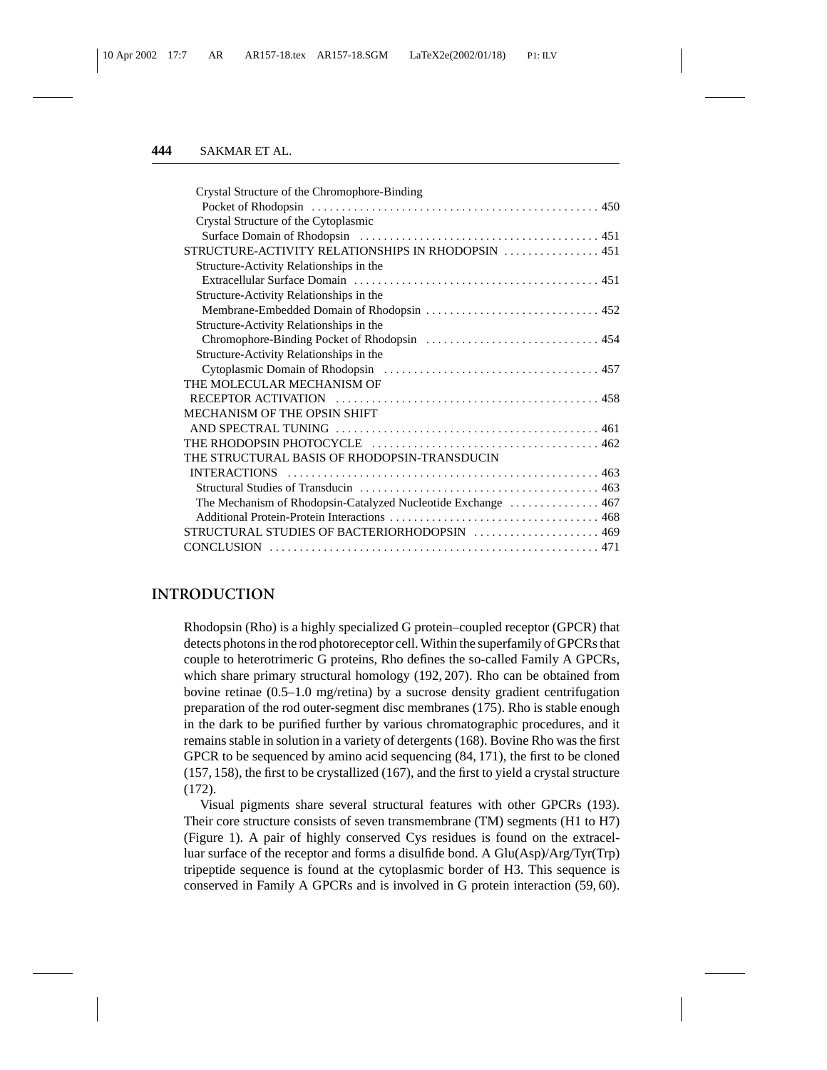Crystal Structure of the Chromophore-Binding Pocket of Rhodopsin . . . . . . . . . . . . . . . . . . . . . . . . . . . . . . . . . . . . . . . . . . . . . . . . 450
Crystal Structure of the Cytoplasmic Surface Domain of Rhodopsin . . . . . . . . . . . . . . . . . . . . . . . . . . . . . . . . . . . . . . . 451
STRUCTURE-ACTIVITY RELATIONSHIPS IN RHODOPSIN . . . . . . . . . . . . . . . . 451
Structure-Activity Relationships in the Extracellular Surface Domain . . . . . . . . . . . . . . . . . . . . . . . . . . . . . . . . . . . . . . . . . 451
Structure-Activity Relationships in the Membrane-Embedded Domain of Rhodopsin . . . . . . . . . . . . . . . . . . . . . . . . . . . . . 452
Structure-Activity Relationships in the Chromophore-Binding Pocket of Rhodopsin . . . . . . . . . . . . . . . . . . . . . . . . . . . . . 454
Structure-Activity Relationships in the Cytoplasmic Domain of Rhodopsin . . . . . . . . . . . . . . . . . . . . . . . . . . . . . . . . . . . . 457
THE MOLECULAR MECHANISM OF RECEPTOR ACTIVATION . . . . . . . . . . . . . . . . . . . . . . . . . . . . . . . . . . . . . . . . . . . . 458
MECHANISM OF THE OPSIN SHIFT AND SPECTRAL TUNING . . . . . . . . . . . . . . . . . . . . . . . . . . . . . . . . . . . . . . . . . . . . 461
THE RHODOPSIN PHOTOCYCLE . . . . . . . . . . . . . . . . . . . . . . . . . . . . . . . . . . . . . . 462
THE STRUCTURAL BASIS OF RHODOPSIN-TRANSDUCIN INTERACTIONS . . . . . . . . . . . . . . . . . . . . . . . . . . . . . . . . . . . . . . . . . . . . . . . . . . . . 463
Structural Studies of Transducin . . . . . . . . . . . . . . . . . . . . . . . . . . . . . . . . . . . . . . . . 463
The Mechanism of Rhodopsin-Catalyzed Nucleotide Exchange . . . . . . . . . . . . . . . 467
Additional Protein-Protein Interactions . . . . . . . . . . . . . . . . . . . . . . . . . . . . . . . . . . . 468
STRUCTURAL STUDIES OF BACTERIORHODOPSIN . . . . . . . . . . . . . . . . . . . . . 469
CONCLUSION . . . . . . . . . . . . . . . . . . . . . . . . . . . . . . . . . . . . . . . . . . . . . . . . . . . . . . . 471

## INTRODUCTION

Rhodopsin (Rho) is a highly specialized G protein–coupled receptor (GPCR) that detects photons in the rod photoreceptor cell. Within the superfamily of GPCRs that couple to heterotrimeric G proteins, Rho defines the so-called Family A GPCRs, which share primary structural homology (192, 207). Rho can be obtained from bovine retinae (0.5–1.0 mg/retina) by a sucrose density gradient centrifugation preparation of the rod outer-segment disc membranes (175). Rho is stable enough in the dark to be purified further by various chromatographic procedures, and it remains stable in solution in a variety of detergents (168). Bovine Rho was the first GPCR to be sequenced by amino acid sequencing (84, 171), the first to be cloned (157, 158), the first to be crystallized (167), and the first to yield a crystal structure (172).

Visual pigments share several structural features with other GPCRs (193). Their core structure consists of seven transmembrane (TM) segments (H1 to H7) (Figure 1). A pair of highly conserved Cys residues is found on the extracelluar surface of the receptor and forms a disulfide bond. A Glu(Asp)/Arg/Tyr(Trp) tripeptide sequence is found at the cytoplasmic border of H3. This sequence is conserved in Family A GPCRs and is involved in G protein interaction (59, 60).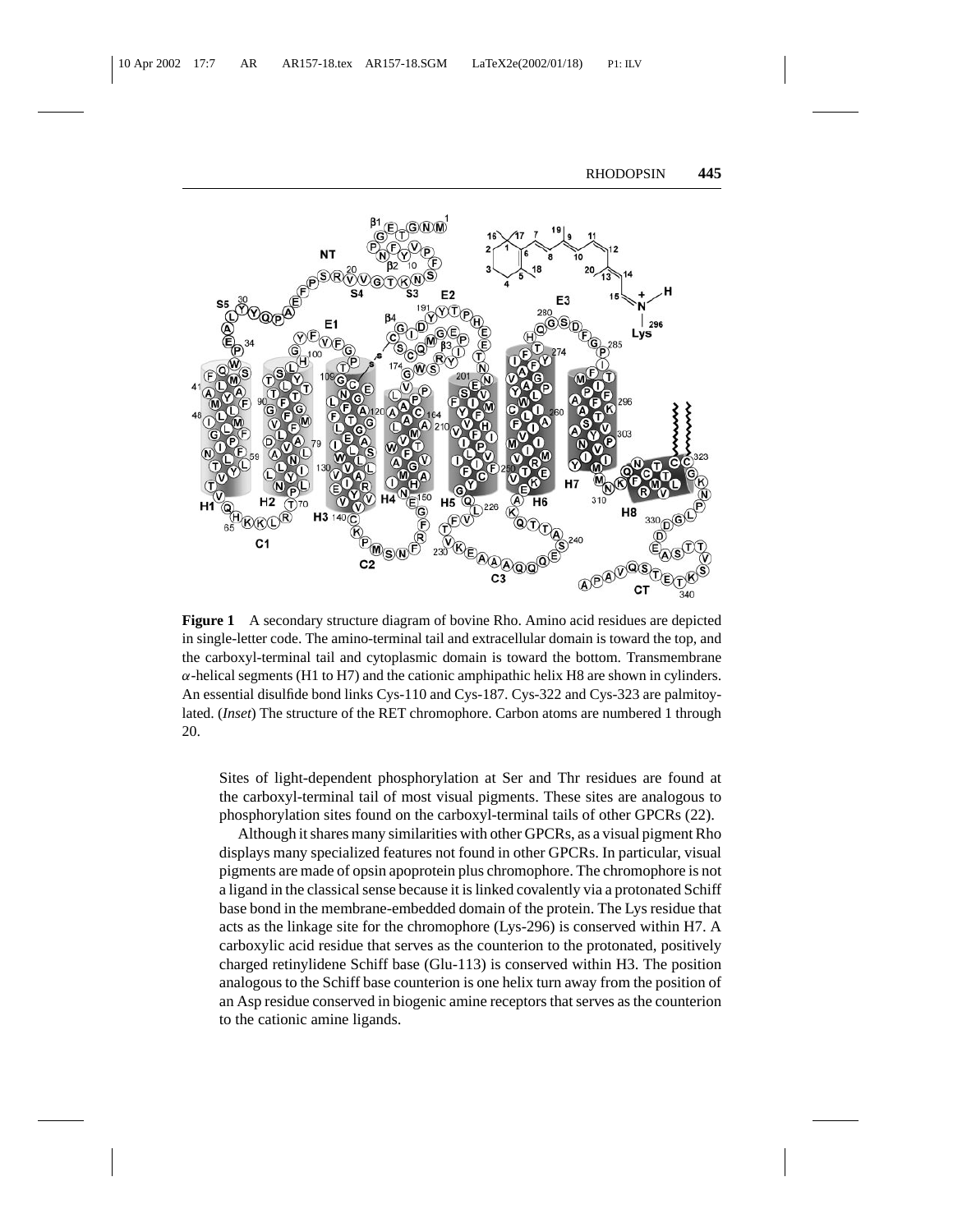**Figure 1** A secondary structure diagram of bovine Rho. Amino acid residues are depicted in single-letter code. The amino-terminal tail and extracellular domain is toward the top, and the carboxyl-terminal tail and cytoplasmic domain is toward the bottom. Transmembrane $\alpha$-helical segments (H1 to H7) and the cationic amphipathic helix H8 are shown in cylinders. An essential disulfide bond links Cys-110 and Cys-187. Cys-322 and Cys-323 are palmitoylated. (*Inset*) The structure of the RET chromophore. Carbon atoms are numbered 1 through 20.

Sites of light-dependent phosphorylation at Ser and Thr residues are found at the carboxyl-terminal tail of most visual pigments. These sites are analogous to phosphorylation sites found on the carboxyl-terminal tails of other GPCRs (22).

Although it shares many similarities with other GPCRs, as a visual pigment Rho displays many specialized features not found in other GPCRs. In particular, visual pigments are made of opsin apoprotein plus chromophore. The chromophore is not a ligand in the classical sense because it is linked covalently via a protonated Schiff base bond in the membrane-embedded domain of the protein. The Lys residue that acts as the linkage site for the chromophore (Lys-296) is conserved within H7. A carboxylic acid residue that serves as the counterion to the protonated, positively charged retinylidene Schiff base (Glu-113) is conserved within H3. The position analogous to the Schiff base counterion is one helix turn away from the position of an Asp residue conserved in biogenic amine receptors that serves as the counterion to the cationic amine ligands.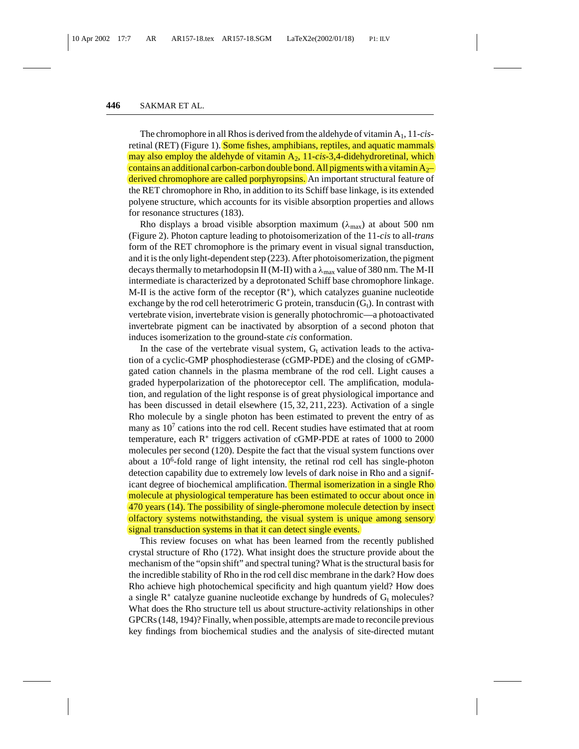The chromophore in all Rhos is derived from the aldehyde of vitamin $A_1$, 11-*cis*-retinal (RET) (Figure 1). Some fishes, amphibians, reptiles, and aquatic mammals may also employ the aldehyde of vitamin $A_2$, 11-*cis*-3,4-didehydroretinal, which contains an additional carbon-carbon double bond. All pigments with a vitamin $A_2$–derived chromophore are called porphyropsins. An important structural feature of the RET chromophore in Rho, in addition to its Schiff base linkage, is its extended polyene structure, which accounts for its visible absorption properties and allows for resonance structures (183).

Rho displays a broad visible absorption maximum ($\lambda_{max}$) at about 500 nm (Figure 2). Photon capture leading to photoisomerization of the 11-*cis* to all-*trans* form of the RET chromophore is the primary event in visual signal transduction, and it is the only light-dependent step (223). After photoisomerization, the pigment decays thermally to metarhodopsin II (M-II) with a $\lambda_{max}$ value of 380 nm. The M-II intermediate is characterized by a deprotonated Schiff base chromophore linkage. M-II is the active form of the receptor ($R^*$), which catalyzes guanine nucleotide exchange by the rod cell heterotrimeric G protein, transducin ($G_t$). In contrast with vertebrate vision, invertebrate vision is generally photochromic—a photoactivated invertebrate pigment can be inactivated by absorption of a second photon that induces isomerization to the ground-state *cis* conformation.

In the case of the vertebrate visual system, $G_t$ activation leads to the activation of a cyclic-GMP phosphodiesterase (cGMP-PDE) and the closing of cGMP-gated cation channels in the plasma membrane of the rod cell. Light causes a graded hyperpolarization of the photoreceptor cell. The amplification, modulation, and regulation of the light response is of great physiological importance and has been discussed in detail elsewhere (15, 32, 211, 223). Activation of a single Rho molecule by a single photon has been estimated to prevent the entry of as many as $10^7$ cations into the rod cell. Recent studies have estimated that at room temperature, each $R^*$ triggers activation of cGMP-PDE at rates of 1000 to 2000 molecules per second (120). Despite the fact that the visual system functions over about a $10^6$-fold range of light intensity, the retinal rod cell has single-photon detection capability due to extremely low levels of dark noise in Rho and a significant degree of biochemical amplification. Thermal isomerization in a single Rho molecule at physiological temperature has been estimated to occur about once in 470 years (14). The possibility of single-pheromone molecule detection by insect olfactory systems notwithstanding, the visual system is unique among sensory signal transduction systems in that it can detect single events.

This review focuses on what has been learned from the recently published crystal structure of Rho (172). What insight does the structure provide about the mechanism of the "opsin shift" and spectral tuning? What is the structural basis for the incredible stability of Rho in the rod cell disc membrane in the dark? How does Rho achieve high photochemical specificity and high quantum yield? How does a single $R^*$ catalyze guanine nucleotide exchange by hundreds of $G_t$ molecules? What does the Rho structure tell us about structure-activity relationships in other GPCRs (148, 194)? Finally, when possible, attempts are made to reconcile previous key findings from biochemical studies and the analysis of site-directed mutant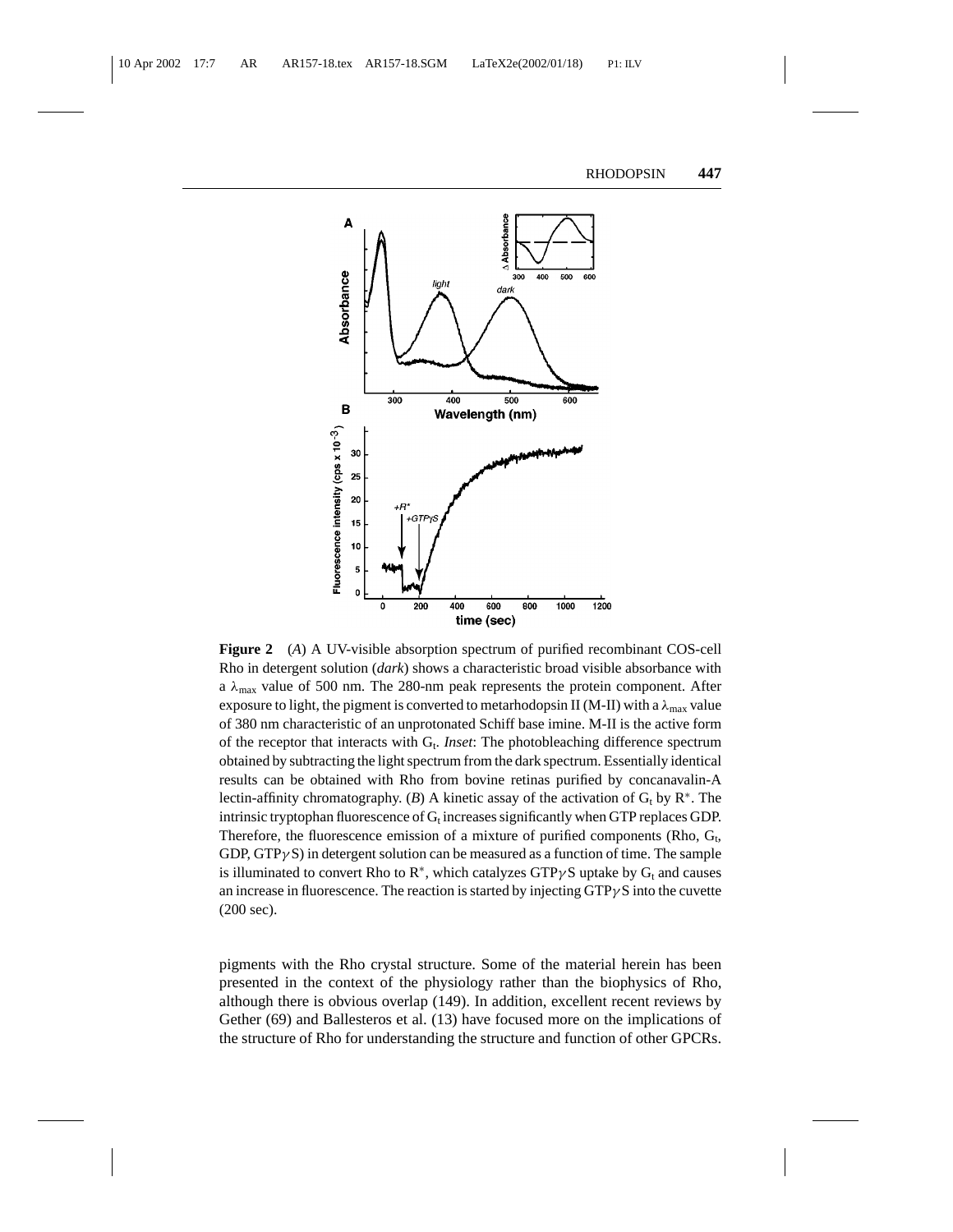**Figure 2** (*A*) A UV-visible absorption spectrum of purified recombinant COS-cell Rho in detergent solution (*dark*) shows a characteristic broad visible absorbance with a $\lambda_{max}$ value of 500 nm. The 280-nm peak represents the protein component. After exposure to light, the pigment is converted to metarhodopsin II (M-II) with a $\lambda_{max}$ value of 380 nm characteristic of an unprotonated Schiff base imine. M-II is the active form of the receptor that interacts with $G_t$. *Inset*: The photobleaching difference spectrum obtained by subtracting the light spectrum from the dark spectrum. Essentially identical results can be obtained with Rho from bovine retinas purified by concanavalin-A lectin-affinity chromatography. (*B*) A kinetic assay of the activation of $G_t$ by $R^*$. The intrinsic tryptophan fluorescence of $G_t$ increases significantly when GTP replaces GDP. Therefore, the fluorescence emission of a mixture of purified components (Rho, $G_t$, GDP, GTP$\gamma$S) in detergent solution can be measured as a function of time. The sample is illuminated to convert Rho to $R^*$, which catalyzes GTP$\gamma$S uptake by $G_t$ and causes an increase in fluorescence. The reaction is started by injecting GTP$\gamma$S into the cuvette (200 sec).

pigments with the Rho crystal structure. Some of the material herein has been presented in the context of the physiology rather than the biophysics of Rho, although there is obvious overlap (149). In addition, excellent recent reviews by Gether (69) and Ballesteros et al. (13) have focused more on the implications of the structure of Rho for understanding the structure and function of other GPCRs.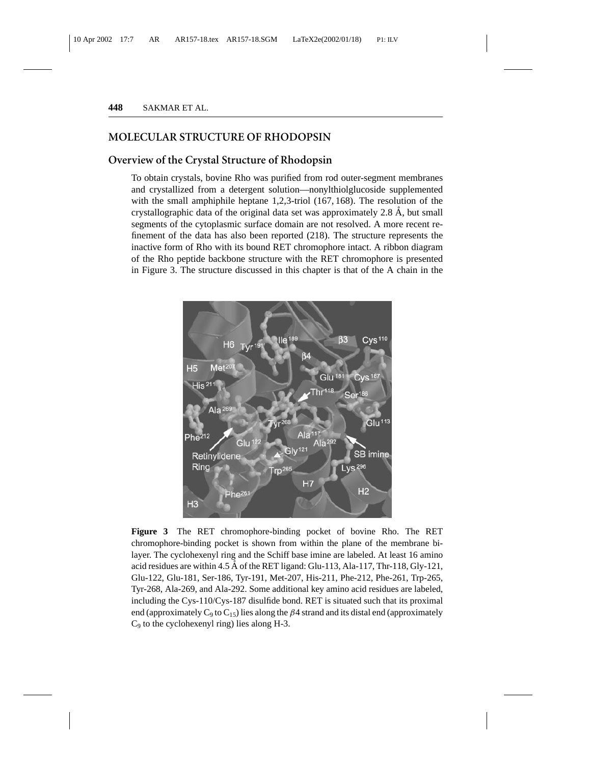## MOLECULAR STRUCTURE OF RHODOPSIN

### Overview of the Crystal Structure of Rhodopsin

To obtain crystals, bovine Rho was purified from rod outer-segment membranes and crystallized from a detergent solution—nonylthiolglucoside supplemented with the small amphiphile heptane 1,2,3-triol (167, 168). The resolution of the crystallographic data of the original data set was approximately 2.8 Å, but small segments of the cytoplasmic surface domain are not resolved. A more recent refinement of the data has also been reported (218). The structure represents the inactive form of Rho with its bound RET chromophore intact. A ribbon diagram of the Rho peptide backbone structure with the RET chromophore is presented in Figure 3. The structure discussed in this chapter is that of the A chain in the

**Figure 3** The RET chromophore-binding pocket of bovine Rho. The RET chromophore-binding pocket is shown from within the plane of the membrane bilayer. The cyclohexenyl ring and the Schiff base imine are labeled. At least 16 amino acid residues are within 4.5 Å of the RET ligand: Glu-113, Ala-117, Thr-118, Gly-121, Glu-122, Glu-181, Ser-186, Tyr-191, Met-207, His-211, Phe-212, Phe-261, Trp-265, Tyr-268, Ala-269, and Ala-292. Some additional key amino acid residues are labeled, including the Cys-110/Cys-187 disulfide bond. RET is situated such that its proximal end (approximately $C_9$ to $C_{15}$) lies along the $\beta$4 strand and its distal end (approximately $C_9$ to the cyclohexenyl ring) lies along H-3.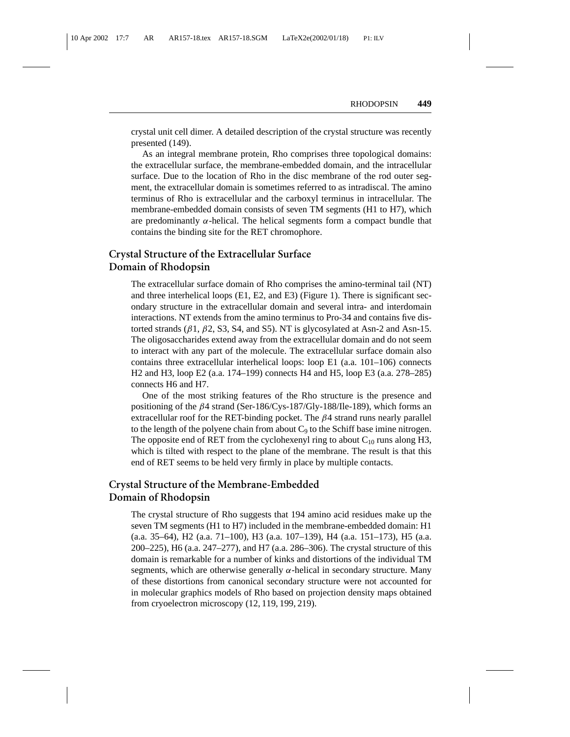crystal unit cell dimer. A detailed description of the crystal structure was recently presented (149).

As an integral membrane protein, Rho comprises three topological domains: the extracellular surface, the membrane-embedded domain, and the intracellular surface. Due to the location of Rho in the disc membrane of the rod outer segment, the extracellular domain is sometimes referred to as intradiscal. The amino terminus of Rho is extracellular and the carboxyl terminus in intracellular. The membrane-embedded domain consists of seven TM segments (H1 to H7), which are predominantly $\alpha$-helical. The helical segments form a compact bundle that contains the binding site for the RET chromophore.

## Crystal Structure of the Extracellular Surface Domain of Rhodopsin

The extracellular surface domain of Rho comprises the amino-terminal tail (NT) and three interhelical loops (E1, E2, and E3) (Figure 1). There is significant secondary structure in the extracellular domain and several intra- and interdomain interactions. NT extends from the amino terminus to Pro-34 and contains five distorted strands ($\beta$1, $\beta$2, S3, S4, and S5). NT is glycosylated at Asn-2 and Asn-15. The oligosaccharides extend away from the extracellular domain and do not seem to interact with any part of the molecule. The extracellular surface domain also contains three extracellular interhelical loops: loop E1 (a.a. 101–106) connects H2 and H3, loop E2 (a.a. 174–199) connects H4 and H5, loop E3 (a.a. 278–285) connects H6 and H7.

One of the most striking features of the Rho structure is the presence and positioning of the $\beta$4 strand (Ser-186/Cys-187/Gly-188/Ile-189), which forms an extracellular roof for the RET-binding pocket. The $\beta$4 strand runs nearly parallel to the length of the polyene chain from about $C_9$ to the Schiff base imine nitrogen. The opposite end of RET from the cyclohexenyl ring to about $C_{10}$ runs along H3, which is tilted with respect to the plane of the membrane. The result is that this end of RET seems to be held very firmly in place by multiple contacts.

## Crystal Structure of the Membrane-Embedded Domain of Rhodopsin

The crystal structure of Rho suggests that 194 amino acid residues make up the seven TM segments (H1 to H7) included in the membrane-embedded domain: H1 (a.a. 35–64), H2 (a.a. 71–100), H3 (a.a. 107–139), H4 (a.a. 151–173), H5 (a.a. 200–225), H6 (a.a. 247–277), and H7 (a.a. 286–306). The crystal structure of this domain is remarkable for a number of kinks and distortions of the individual TM segments, which are otherwise generally $\alpha$-helical in secondary structure. Many of these distortions from canonical secondary structure were not accounted for in molecular graphics models of Rho based on projection density maps obtained from cryoelectron microscopy (12, 119, 199, 219).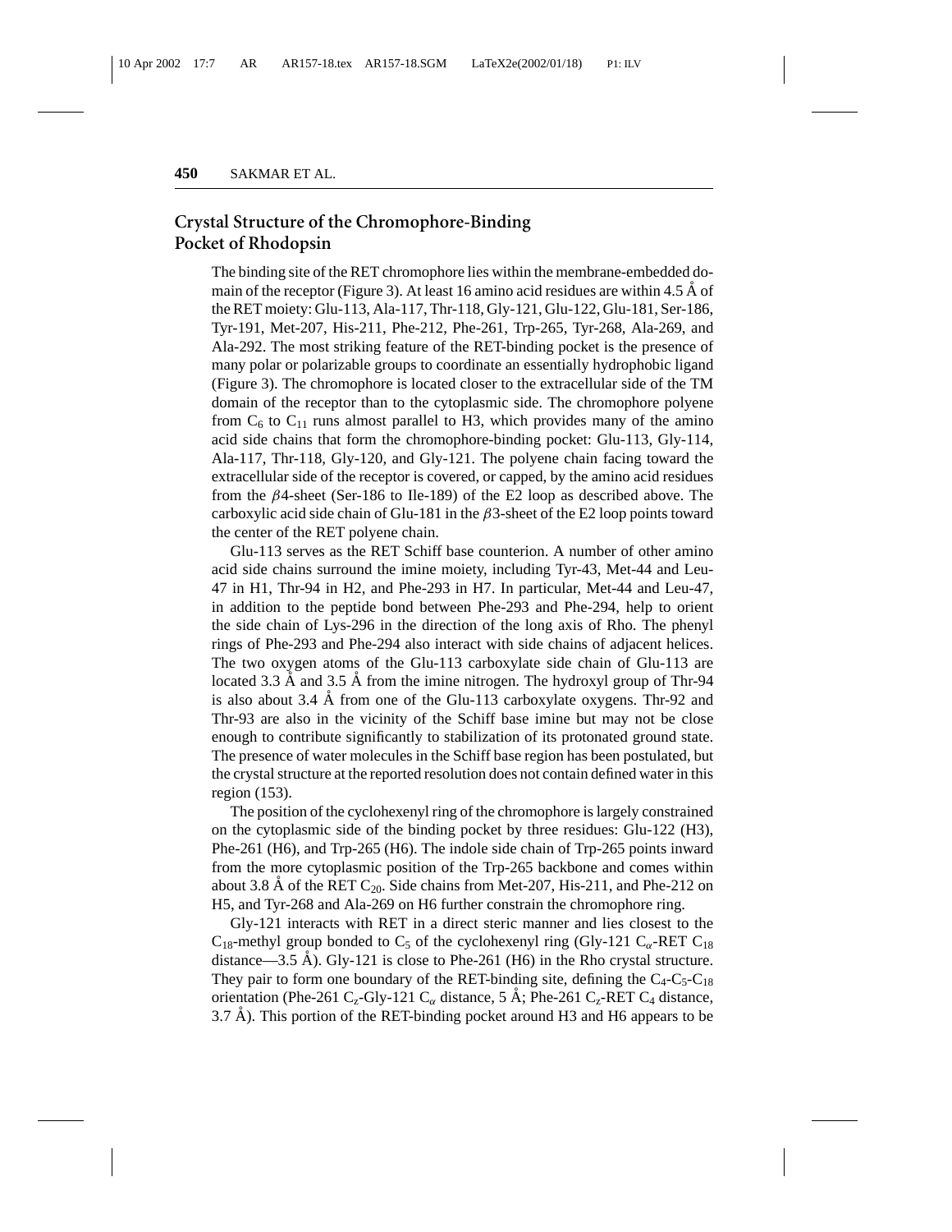## Crystal Structure of the Chromophore-Binding Pocket of Rhodopsin

The binding site of the RET chromophore lies within the membrane-embedded domain of the receptor (Figure 3). At least 16 amino acid residues are within 4.5 Å of the RET moiety: Glu-113, Ala-117, Thr-118, Gly-121, Glu-122, Glu-181, Ser-186, Tyr-191, Met-207, His-211, Phe-212, Phe-261, Trp-265, Tyr-268, Ala-269, and Ala-292. The most striking feature of the RET-binding pocket is the presence of many polar or polarizable groups to coordinate an essentially hydrophobic ligand (Figure 3). The chromophore is located closer to the extracellular side of the TM domain of the receptor than to the cytoplasmic side. The chromophore polyene from $C_6$ to $C_{11}$ runs almost parallel to H3, which provides many of the amino acid side chains that form the chromophore-binding pocket: Glu-113, Gly-114, Ala-117, Thr-118, Gly-120, and Gly-121. The polyene chain facing toward the extracellular side of the receptor is covered, or capped, by the amino acid residues from the $\beta$4-sheet (Ser-186 to Ile-189) of the E2 loop as described above. The carboxylic acid side chain of Glu-181 in the $\beta$3-sheet of the E2 loop points toward the center of the RET polyene chain.

Glu-113 serves as the RET Schiff base counterion. A number of other amino acid side chains surround the imine moiety, including Tyr-43, Met-44 and Leu-47 in H1, Thr-94 in H2, and Phe-293 in H7. In particular, Met-44 and Leu-47, in addition to the peptide bond between Phe-293 and Phe-294, help to orient the side chain of Lys-296 in the direction of the long axis of Rho. The phenyl rings of Phe-293 and Phe-294 also interact with side chains of adjacent helices. The two oxygen atoms of the Glu-113 carboxylate side chain of Glu-113 are located 3.3 Å and 3.5 Å from the imine nitrogen. The hydroxyl group of Thr-94 is also about 3.4 Å from one of the Glu-113 carboxylate oxygens. Thr-92 and Thr-93 are also in the vicinity of the Schiff base imine but may not be close enough to contribute significantly to stabilization of its protonated ground state. The presence of water molecules in the Schiff base region has been postulated, but the crystal structure at the reported resolution does not contain defined water in this region (153).

The position of the cyclohexenyl ring of the chromophore is largely constrained on the cytoplasmic side of the binding pocket by three residues: Glu-122 (H3), Phe-261 (H6), and Trp-265 (H6). The indole side chain of Trp-265 points inward from the more cytoplasmic position of the Trp-265 backbone and comes within about 3.8 Å of the RET $C_{20}$. Side chains from Met-207, His-211, and Phe-212 on H5, and Tyr-268 and Ala-269 on H6 further constrain the chromophore ring.

Gly-121 interacts with RET in a direct steric manner and lies closest to the $C_{18}$-methyl group bonded to $C_5$ of the cyclohexenyl ring (Gly-121 $C_\alpha$-RET $C_{18}$ distance—3.5 Å). Gly-121 is close to Phe-261 (H6) in the Rho crystal structure. They pair to form one boundary of the RET-binding site, defining the $C_4$-$C_5$-$C_{18}$ orientation (Phe-261 $C_z$-Gly-121 $C_\alpha$ distance, 5 Å; Phe-261 $C_z$-RET $C_4$ distance, 3.7 Å). This portion of the RET-binding pocket around H3 and H6 appears to be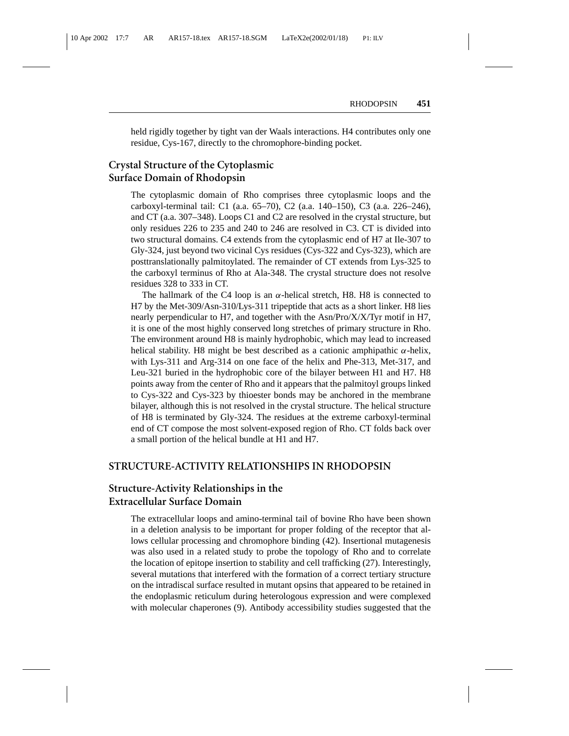held rigidly together by tight van der Waals interactions. H4 contributes only one residue, Cys-167, directly to the chromophore-binding pocket.

### Crystal Structure of the Cytoplasmic Surface Domain of Rhodopsin

The cytoplasmic domain of Rho comprises three cytoplasmic loops and the carboxyl-terminal tail: C1 (a.a. 65–70), C2 (a.a. 140–150), C3 (a.a. 226–246), and CT (a.a. 307–348). Loops C1 and C2 are resolved in the crystal structure, but only residues 226 to 235 and 240 to 246 are resolved in C3. CT is divided into two structural domains. C4 extends from the cytoplasmic end of H7 at Ile-307 to Gly-324, just beyond two vicinal Cys residues (Cys-322 and Cys-323), which are posttranslationally palmitoylated. The remainder of CT extends from Lys-325 to the carboxyl terminus of Rho at Ala-348. The crystal structure does not resolve residues 328 to 333 in CT.

The hallmark of the C4 loop is an $\alpha$-helical stretch, H8. H8 is connected to H7 by the Met-309/Asn-310/Lys-311 tripeptide that acts as a short linker. H8 lies nearly perpendicular to H7, and together with the Asn/Pro/X/X/Tyr motif in H7, it is one of the most highly conserved long stretches of primary structure in Rho. The environment around H8 is mainly hydrophobic, which may lead to increased helical stability. H8 might be best described as a cationic amphipathic $\alpha$-helix, with Lys-311 and Arg-314 on one face of the helix and Phe-313, Met-317, and Leu-321 buried in the hydrophobic core of the bilayer between H1 and H7. H8 points away from the center of Rho and it appears that the palmitoyl groups linked to Cys-322 and Cys-323 by thioester bonds may be anchored in the membrane bilayer, although this is not resolved in the crystal structure. The helical structure of H8 is terminated by Gly-324. The residues at the extreme carboxyl-terminal end of CT compose the most solvent-exposed region of Rho. CT folds back over a small portion of the helical bundle at H1 and H7.

## STRUCTURE-ACTIVITY RELATIONSHIPS IN RHODOPSIN

### Structure-Activity Relationships in the Extracellular Surface Domain

The extracellular loops and amino-terminal tail of bovine Rho have been shown in a deletion analysis to be important for proper folding of the receptor that allows cellular processing and chromophore binding (42). Insertional mutagenesis was also used in a related study to probe the topology of Rho and to correlate the location of epitope insertion to stability and cell trafficking (27). Interestingly, several mutations that interfered with the formation of a correct tertiary structure on the intradiscal surface resulted in mutant opsins that appeared to be retained in the endoplasmic reticulum during heterologous expression and were complexed with molecular chaperones (9). Antibody accessibility studies suggested that the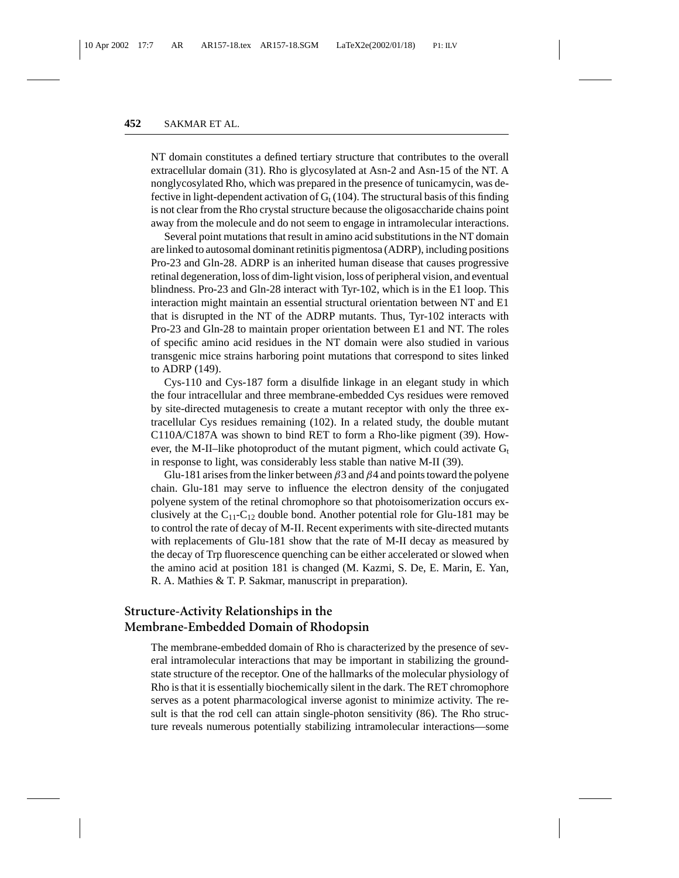NT domain constitutes a defined tertiary structure that contributes to the overall extracellular domain (31). Rho is glycosylated at Asn-2 and Asn-15 of the NT. A nonglycosylated Rho, which was prepared in the presence of tunicamycin, was defective in light-dependent activation of $G_t$ (104). The structural basis of this finding is not clear from the Rho crystal structure because the oligosaccharide chains point away from the molecule and do not seem to engage in intramolecular interactions.

Several point mutations that result in amino acid substitutions in the NT domain are linked to autosomal dominant retinitis pigmentosa (ADRP), including positions Pro-23 and Gln-28. ADRP is an inherited human disease that causes progressive retinal degeneration, loss of dim-light vision, loss of peripheral vision, and eventual blindness. Pro-23 and Gln-28 interact with Tyr-102, which is in the E1 loop. This interaction might maintain an essential structural orientation between NT and E1 that is disrupted in the NT of the ADRP mutants. Thus, Tyr-102 interacts with Pro-23 and Gln-28 to maintain proper orientation between E1 and NT. The roles of specific amino acid residues in the NT domain were also studied in various transgenic mice strains harboring point mutations that correspond to sites linked to ADRP (149).

Cys-110 and Cys-187 form a disulfide linkage in an elegant study in which the four intracellular and three membrane-embedded Cys residues were removed by site-directed mutagenesis to create a mutant receptor with only the three extracellular Cys residues remaining (102). In a related study, the double mutant C110A/C187A was shown to bind RET to form a Rho-like pigment (39). However, the M-II–like photoproduct of the mutant pigment, which could activate $G_t$ in response to light, was considerably less stable than native M-II (39).

Glu-181 arises from the linker between $\beta 3$ and $\beta 4$ and points toward the polyene chain. Glu-181 may serve to influence the electron density of the conjugated polyene system of the retinal chromophore so that photoisomerization occurs exclusively at the $C_{11}$-$C_{12}$ double bond. Another potential role for Glu-181 may be to control the rate of decay of M-II. Recent experiments with site-directed mutants with replacements of Glu-181 show that the rate of M-II decay as measured by the decay of Trp fluorescence quenching can be either accelerated or slowed when the amino acid at position 181 is changed (M. Kazmi, S. De, E. Marin, E. Yan, R. A. Mathies & T. P. Sakmar, manuscript in preparation).

## Structure-Activity Relationships in the Membrane-Embedded Domain of Rhodopsin

The membrane-embedded domain of Rho is characterized by the presence of several intramolecular interactions that may be important in stabilizing the ground-state structure of the receptor. One of the hallmarks of the molecular physiology of Rho is that it is essentially biochemically silent in the dark. The RET chromophore serves as a potent pharmacological inverse agonist to minimize activity. The result is that the rod cell can attain single-photon sensitivity (86). The Rho structure reveals numerous potentially stabilizing intramolecular interactions—some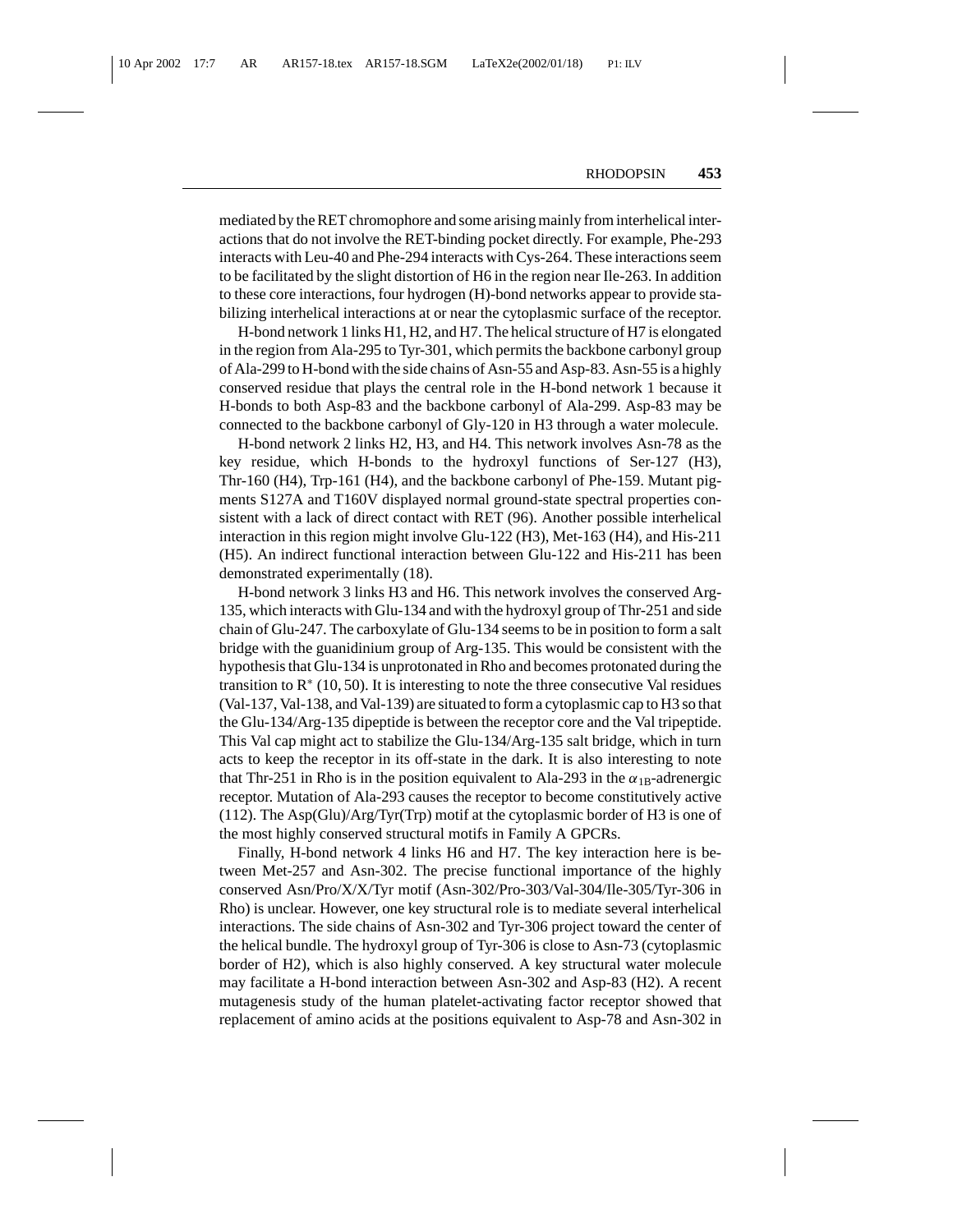mediated by the RET chromophore and some arising mainly from interhelical interactions that do not involve the RET-binding pocket directly. For example, Phe-293 interacts with Leu-40 and Phe-294 interacts with Cys-264. These interactions seem to be facilitated by the slight distortion of H6 in the region near Ile-263. In addition to these core interactions, four hydrogen (H)-bond networks appear to provide stabilizing interhelical interactions at or near the cytoplasmic surface of the receptor.

H-bond network 1 links H1, H2, and H7. The helical structure of H7 is elongated in the region from Ala-295 to Tyr-301, which permits the backbone carbonyl group of Ala-299 to H-bond with the side chains of Asn-55 and Asp-83. Asn-55 is a highly conserved residue that plays the central role in the H-bond network 1 because it H-bonds to both Asp-83 and the backbone carbonyl of Ala-299. Asp-83 may be connected to the backbone carbonyl of Gly-120 in H3 through a water molecule.

H-bond network 2 links H2, H3, and H4. This network involves Asn-78 as the key residue, which H-bonds to the hydroxyl functions of Ser-127 (H3), Thr-160 (H4), Trp-161 (H4), and the backbone carbonyl of Phe-159. Mutant pigments S127A and T160V displayed normal ground-state spectral properties consistent with a lack of direct contact with RET (96). Another possible interhelical interaction in this region might involve Glu-122 (H3), Met-163 (H4), and His-211 (H5). An indirect functional interaction between Glu-122 and His-211 has been demonstrated experimentally (18).

H-bond network 3 links H3 and H6. This network involves the conserved Arg-135, which interacts with Glu-134 and with the hydroxyl group of Thr-251 and side chain of Glu-247. The carboxylate of Glu-134 seems to be in position to form a salt bridge with the guanidinium group of Arg-135. This would be consistent with the hypothesis that Glu-134 is unprotonated in Rho and becomes protonated during the transition to $R^*$ (10, 50). It is interesting to note the three consecutive Val residues (Val-137, Val-138, and Val-139) are situated to form a cytoplasmic cap to H3 so that the Glu-134/Arg-135 dipeptide is between the receptor core and the Val tripeptide. This Val cap might act to stabilize the Glu-134/Arg-135 salt bridge, which in turn acts to keep the receptor in its off-state in the dark. It is also interesting to note that Thr-251 in Rho is in the position equivalent to Ala-293 in the $\alpha_{1B}$-adrenergic receptor. Mutation of Ala-293 causes the receptor to become constitutively active (112). The Asp(Glu)/Arg/Tyr(Trp) motif at the cytoplasmic border of H3 is one of the most highly conserved structural motifs in Family A GPCRs.

Finally, H-bond network 4 links H6 and H7. The key interaction here is between Met-257 and Asn-302. The precise functional importance of the highly conserved Asn/Pro/X/X/Tyr motif (Asn-302/Pro-303/Val-304/Ile-305/Tyr-306 in Rho) is unclear. However, one key structural role is to mediate several interhelical interactions. The side chains of Asn-302 and Tyr-306 project toward the center of the helical bundle. The hydroxyl group of Tyr-306 is close to Asn-73 (cytoplasmic border of H2), which is also highly conserved. A key structural water molecule may facilitate a H-bond interaction between Asn-302 and Asp-83 (H2). A recent mutagenesis study of the human platelet-activating factor receptor showed that replacement of amino acids at the positions equivalent to Asp-78 and Asn-302 in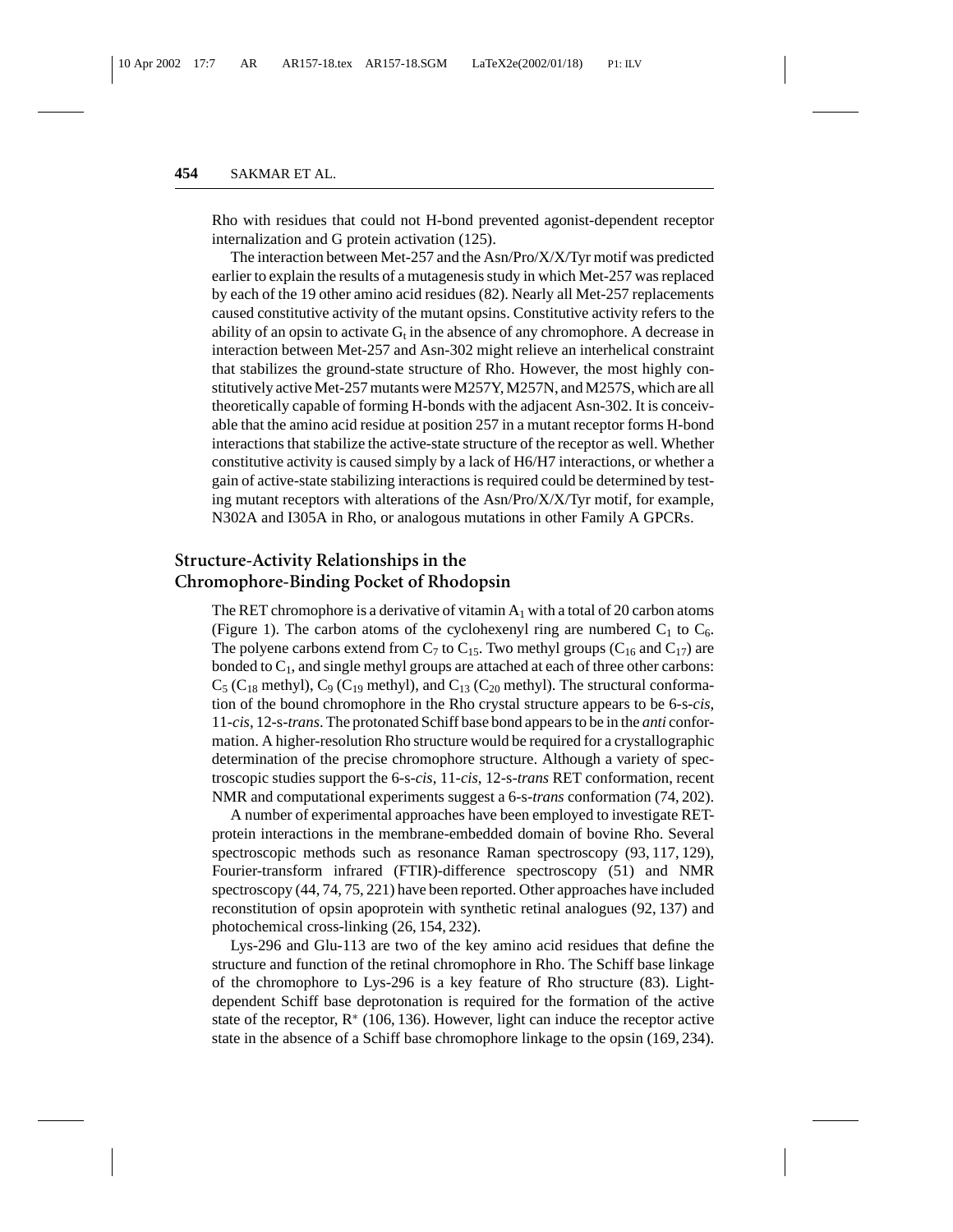Rho with residues that could not H-bond prevented agonist-dependent receptor internalization and G protein activation (125).

The interaction between Met-257 and the Asn/Pro/X/X/Tyr motif was predicted earlier to explain the results of a mutagenesis study in which Met-257 was replaced by each of the 19 other amino acid residues (82). Nearly all Met-257 replacements caused constitutive activity of the mutant opsins. Constitutive activity refers to the ability of an opsin to activate $G_t$ in the absence of any chromophore. A decrease in interaction between Met-257 and Asn-302 might relieve an interhelical constraint that stabilizes the ground-state structure of Rho. However, the most highly constitutively active Met-257 mutants were M257Y, M257N, and M257S, which are all theoretically capable of forming H-bonds with the adjacent Asn-302. It is conceivable that the amino acid residue at position 257 in a mutant receptor forms H-bond interactions that stabilize the active-state structure of the receptor as well. Whether constitutive activity is caused simply by a lack of H6/H7 interactions, or whether a gain of active-state stabilizing interactions is required could be determined by testing mutant receptors with alterations of the Asn/Pro/X/X/Tyr motif, for example, N302A and I305A in Rho, or analogous mutations in other Family A GPCRs.

## Structure-Activity Relationships in the Chromophore-Binding Pocket of Rhodopsin

The RET chromophore is a derivative of vitamin $A_1$ with a total of 20 carbon atoms (Figure 1). The carbon atoms of the cyclohexenyl ring are numbered $C_1$ to $C_6$. The polyene carbons extend from $C_7$ to $C_{15}$. Two methyl groups ($C_{16}$ and $C_{17}$) are bonded to $C_1$, and single methyl groups are attached at each of three other carbons: $C_5$ ($C_{18}$ methyl), $C_9$ ($C_{19}$ methyl), and $C_{13}$ ($C_{20}$ methyl). The structural conformation of the bound chromophore in the Rho crystal structure appears to be 6-s-*cis*, 11-*cis*, 12-s-*trans*. The protonated Schiff base bond appears to be in the *anti* conformation. A higher-resolution Rho structure would be required for a crystallographic determination of the precise chromophore structure. Although a variety of spectroscopic studies support the 6-s-*cis*, 11-*cis*, 12-s-*trans* RET conformation, recent NMR and computational experiments suggest a 6-s-*trans* conformation (74, 202).

A number of experimental approaches have been employed to investigate RET-protein interactions in the membrane-embedded domain of bovine Rho. Several spectroscopic methods such as resonance Raman spectroscopy (93, 117, 129), Fourier-transform infrared (FTIR)-difference spectroscopy (51) and NMR spectroscopy (44, 74, 75, 221) have been reported. Other approaches have included reconstitution of opsin apoprotein with synthetic retinal analogues (92, 137) and photochemical cross-linking (26, 154, 232).

Lys-296 and Glu-113 are two of the key amino acid residues that define the structure and function of the retinal chromophore in Rho. The Schiff base linkage of the chromophore to Lys-296 is a key feature of Rho structure (83). Light-dependent Schiff base deprotonation is required for the formation of the active state of the receptor, $R^*$ (106, 136). However, light can induce the receptor active state in the absence of a Schiff base chromophore linkage to the opsin (169, 234).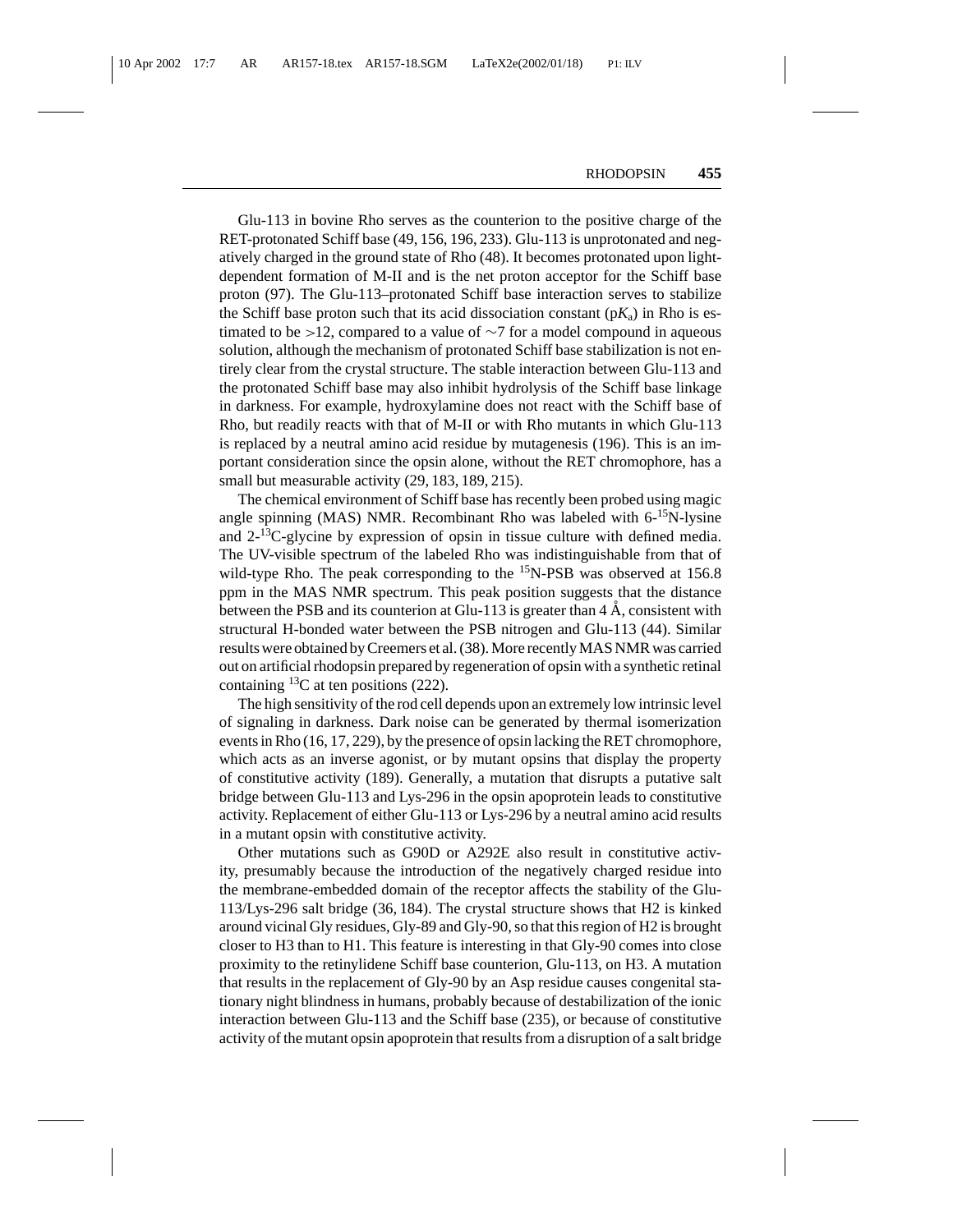Glu-113 in bovine Rho serves as the counterion to the positive charge of the RET-protonated Schiff base (49, 156, 196, 233). Glu-113 is unprotonated and negatively charged in the ground state of Rho (48). It becomes protonated upon light-dependent formation of M-II and is the net proton acceptor for the Schiff base proton (97). The Glu-113–protonated Schiff base interaction serves to stabilize the Schiff base proton such that its acid dissociation constant (p$K_a$) in Rho is estimated to be >12, compared to a value of ∼7 for a model compound in aqueous solution, although the mechanism of protonated Schiff base stabilization is not entirely clear from the crystal structure. The stable interaction between Glu-113 and the protonated Schiff base may also inhibit hydrolysis of the Schiff base linkage in darkness. For example, hydroxylamine does not react with the Schiff base of Rho, but readily reacts with that of M-II or with Rho mutants in which Glu-113 is replaced by a neutral amino acid residue by mutagenesis (196). This is an important consideration since the opsin alone, without the RET chromophore, has a small but measurable activity (29, 183, 189, 215).

The chemical environment of Schiff base has recently been probed using magic angle spinning (MAS) NMR. Recombinant Rho was labeled with 6-$^{15}$N-lysine and 2-$^{13}$C-glycine by expression of opsin in tissue culture with defined media. The UV-visible spectrum of the labeled Rho was indistinguishable from that of wild-type Rho. The peak corresponding to the $^{15}$N-PSB was observed at 156.8 ppm in the MAS NMR spectrum. This peak position suggests that the distance between the PSB and its counterion at Glu-113 is greater than 4 Å, consistent with structural H-bonded water between the PSB nitrogen and Glu-113 (44). Similar results were obtained by Creemers et al. (38). More recently MAS NMR was carried out on artificial rhodopsin prepared by regeneration of opsin with a synthetic retinal containing $^{13}$C at ten positions (222).

The high sensitivity of the rod cell depends upon an extremely low intrinsic level of signaling in darkness. Dark noise can be generated by thermal isomerization events in Rho (16, 17, 229), by the presence of opsin lacking the RET chromophore, which acts as an inverse agonist, or by mutant opsins that display the property of constitutive activity (189). Generally, a mutation that disrupts a putative salt bridge between Glu-113 and Lys-296 in the opsin apoprotein leads to constitutive activity. Replacement of either Glu-113 or Lys-296 by a neutral amino acid results in a mutant opsin with constitutive activity.

Other mutations such as G90D or A292E also result in constitutive activity, presumably because the introduction of the negatively charged residue into the membrane-embedded domain of the receptor affects the stability of the Glu-113/Lys-296 salt bridge (36, 184). The crystal structure shows that H2 is kinked around vicinal Gly residues, Gly-89 and Gly-90, so that this region of H2 is brought closer to H3 than to H1. This feature is interesting in that Gly-90 comes into close proximity to the retinylidene Schiff base counterion, Glu-113, on H3. A mutation that results in the replacement of Gly-90 by an Asp residue causes congenital stationary night blindness in humans, probably because of destabilization of the ionic interaction between Glu-113 and the Schiff base (235), or because of constitutive activity of the mutant opsin apoprotein that results from a disruption of a salt bridge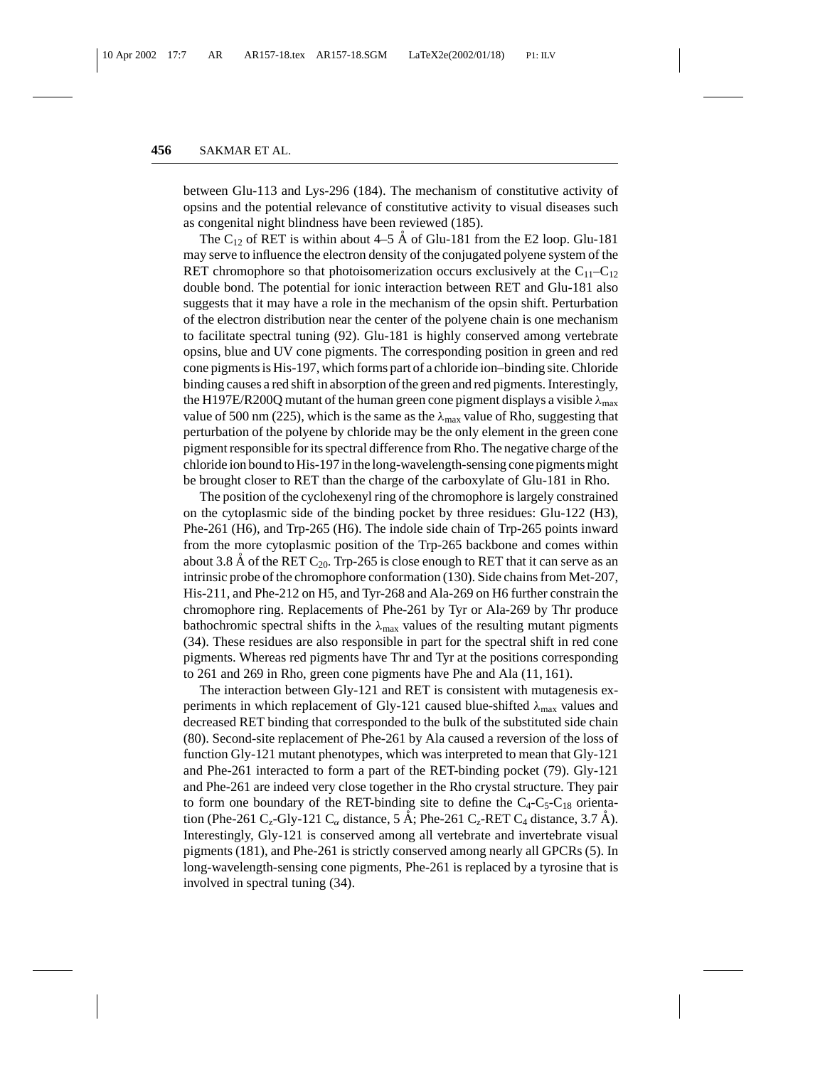between Glu-113 and Lys-296 (184). The mechanism of constitutive activity of opsins and the potential relevance of constitutive activity to visual diseases such as congenital night blindness have been reviewed (185).

The $C_{12}$ of RET is within about 4–5 Å of Glu-181 from the E2 loop. Glu-181 may serve to influence the electron density of the conjugated polyene system of the RET chromophore so that photoisomerization occurs exclusively at the $C_{11}$–$C_{12}$ double bond. The potential for ionic interaction between RET and Glu-181 also suggests that it may have a role in the mechanism of the opsin shift. Perturbation of the electron distribution near the center of the polyene chain is one mechanism to facilitate spectral tuning (92). Glu-181 is highly conserved among vertebrate opsins, blue and UV cone pigments. The corresponding position in green and red cone pigments is His-197, which forms part of a chloride ion–binding site. Chloride binding causes a red shift in absorption of the green and red pigments. Interestingly, the H197E/R200Q mutant of the human green cone pigment displays a visible $\lambda_{max}$ value of 500 nm (225), which is the same as the $\lambda_{max}$ value of Rho, suggesting that perturbation of the polyene by chloride may be the only element in the green cone pigment responsible for its spectral difference from Rho. The negative charge of the chloride ion bound to His-197 in the long-wavelength-sensing cone pigments might be brought closer to RET than the charge of the carboxylate of Glu-181 in Rho.

The position of the cyclohexenyl ring of the chromophore is largely constrained on the cytoplasmic side of the binding pocket by three residues: Glu-122 (H3), Phe-261 (H6), and Trp-265 (H6). The indole side chain of Trp-265 points inward from the more cytoplasmic position of the Trp-265 backbone and comes within about 3.8 Å of the RET $C_{20}$. Trp-265 is close enough to RET that it can serve as an intrinsic probe of the chromophore conformation (130). Side chains from Met-207, His-211, and Phe-212 on H5, and Tyr-268 and Ala-269 on H6 further constrain the chromophore ring. Replacements of Phe-261 by Tyr or Ala-269 by Thr produce bathochromic spectral shifts in the $\lambda_{max}$ values of the resulting mutant pigments (34). These residues are also responsible in part for the spectral shift in red cone pigments. Whereas red pigments have Thr and Tyr at the positions corresponding to 261 and 269 in Rho, green cone pigments have Phe and Ala (11, 161).

The interaction between Gly-121 and RET is consistent with mutagenesis experiments in which replacement of Gly-121 caused blue-shifted $\lambda_{max}$ values and decreased RET binding that corresponded to the bulk of the substituted side chain (80). Second-site replacement of Phe-261 by Ala caused a reversion of the loss of function Gly-121 mutant phenotypes, which was interpreted to mean that Gly-121 and Phe-261 interacted to form a part of the RET-binding pocket (79). Gly-121 and Phe-261 are indeed very close together in the Rho crystal structure. They pair to form one boundary of the RET-binding site to define the $C_4$-$C_5$-$C_{18}$ orientation (Phe-261 $C_z$-Gly-121 $C_\alpha$ distance, 5 Å; Phe-261 $C_z$-RET $C_4$ distance, 3.7 Å). Interestingly, Gly-121 is conserved among all vertebrate and invertebrate visual pigments (181), and Phe-261 is strictly conserved among nearly all GPCRs (5). In long-wavelength-sensing cone pigments, Phe-261 is replaced by a tyrosine that is involved in spectral tuning (34).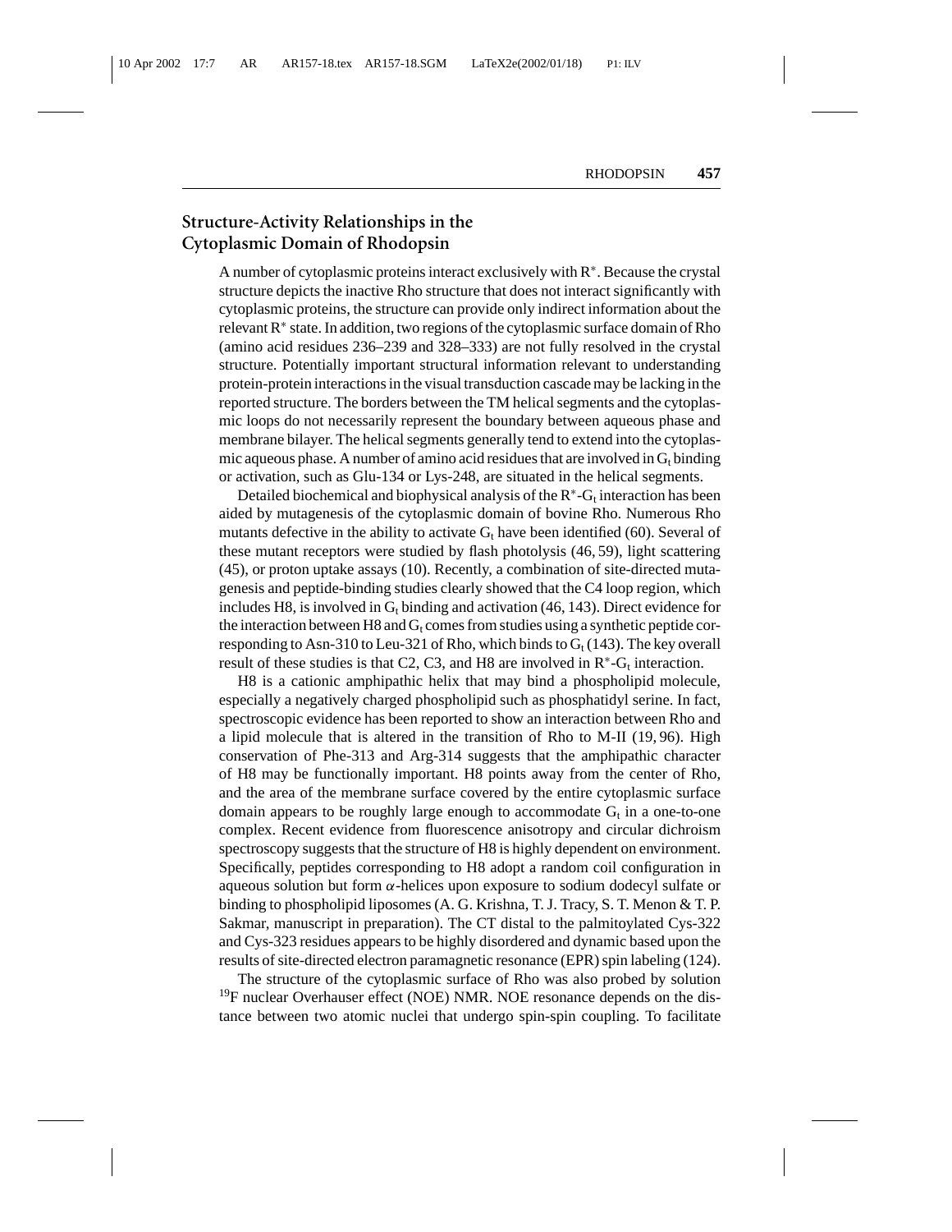## Structure-Activity Relationships in the Cytoplasmic Domain of Rhodopsin

A number of cytoplasmic proteins interact exclusively with $R^*$. Because the crystal structure depicts the inactive Rho structure that does not interact significantly with cytoplasmic proteins, the structure can provide only indirect information about the relevant $R^*$ state. In addition, two regions of the cytoplasmic surface domain of Rho (amino acid residues 236–239 and 328–333) are not fully resolved in the crystal structure. Potentially important structural information relevant to understanding protein-protein interactions in the visual transduction cascade may be lacking in the reported structure. The borders between the TM helical segments and the cytoplasmic loops do not necessarily represent the boundary between aqueous phase and membrane bilayer. The helical segments generally tend to extend into the cytoplasmic aqueous phase. A number of amino acid residues that are involved in $G_t$ binding or activation, such as Glu-134 or Lys-248, are situated in the helical segments.

Detailed biochemical and biophysical analysis of the $R^*$-$G_t$ interaction has been aided by mutagenesis of the cytoplasmic domain of bovine Rho. Numerous Rho mutants defective in the ability to activate $G_t$ have been identified (60). Several of these mutant receptors were studied by flash photolysis (46, 59), light scattering (45), or proton uptake assays (10). Recently, a combination of site-directed mutagenesis and peptide-binding studies clearly showed that the C4 loop region, which includes H8, is involved in $G_t$ binding and activation (46, 143). Direct evidence for the interaction between H8 and $G_t$ comes from studies using a synthetic peptide corresponding to Asn-310 to Leu-321 of Rho, which binds to $G_t$ (143). The key overall result of these studies is that C2, C3, and H8 are involved in $R^*$-$G_t$ interaction.

H8 is a cationic amphipathic helix that may bind a phospholipid molecule, especially a negatively charged phospholipid such as phosphatidyl serine. In fact, spectroscopic evidence has been reported to show an interaction between Rho and a lipid molecule that is altered in the transition of Rho to M-II (19, 96). High conservation of Phe-313 and Arg-314 suggests that the amphipathic character of H8 may be functionally important. H8 points away from the center of Rho, and the area of the membrane surface covered by the entire cytoplasmic surface domain appears to be roughly large enough to accommodate $G_t$ in a one-to-one complex. Recent evidence from fluorescence anisotropy and circular dichroism spectroscopy suggests that the structure of H8 is highly dependent on environment. Specifically, peptides corresponding to H8 adopt a random coil configuration in aqueous solution but form $\alpha$-helices upon exposure to sodium dodecyl sulfate or binding to phospholipid liposomes (A. G. Krishna, T. J. Tracy, S. T. Menon & T. P. Sakmar, manuscript in preparation). The CT distal to the palmitoylated Cys-322 and Cys-323 residues appears to be highly disordered and dynamic based upon the results of site-directed electron paramagnetic resonance (EPR) spin labeling (124).

The structure of the cytoplasmic surface of Rho was also probed by solution $^{19}F$ nuclear Overhauser effect (NOE) NMR. NOE resonance depends on the distance between two atomic nuclei that undergo spin-spin coupling. To facilitate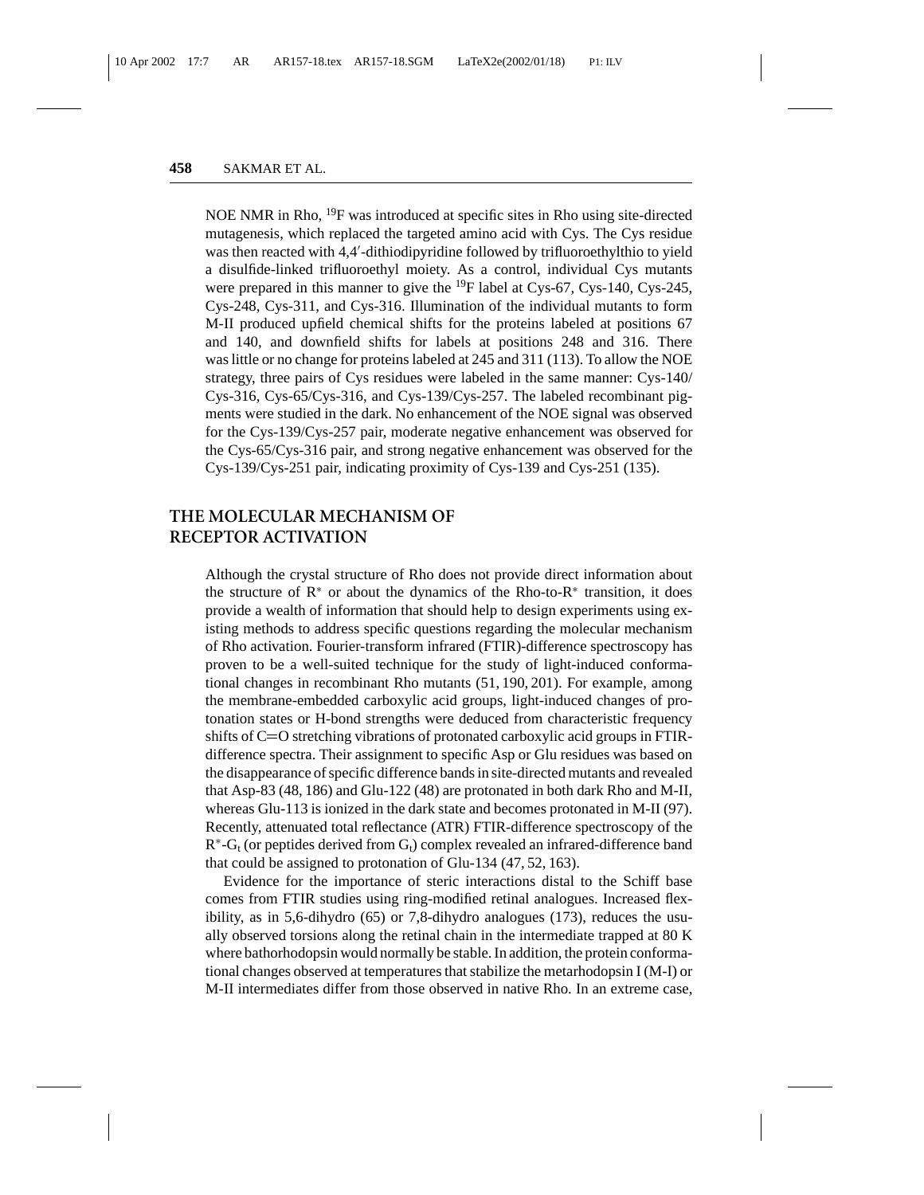NOE NMR in Rho, $^{19}$F was introduced at specific sites in Rho using site-directed mutagenesis, which replaced the targeted amino acid with Cys. The Cys residue was then reacted with 4,4′-dithiodipyridine followed by trifluoroethylthio to yield a disulfide-linked trifluoroethyl moiety. As a control, individual Cys mutants were prepared in this manner to give the $^{19}$F label at Cys-67, Cys-140, Cys-245, Cys-248, Cys-311, and Cys-316. Illumination of the individual mutants to form M-II produced upfield chemical shifts for the proteins labeled at positions 67 and 140, and downfield shifts for labels at positions 248 and 316. There was little or no change for proteins labeled at 245 and 311 (113). To allow the NOE strategy, three pairs of Cys residues were labeled in the same manner: Cys-140/Cys-316, Cys-65/Cys-316, and Cys-139/Cys-257. The labeled recombinant pigments were studied in the dark. No enhancement of the NOE signal was observed for the Cys-139/Cys-257 pair, moderate negative enhancement was observed for the Cys-65/Cys-316 pair, and strong negative enhancement was observed for the Cys-139/Cys-251 pair, indicating proximity of Cys-139 and Cys-251 (135).

## THE MOLECULAR MECHANISM OF RECEPTOR ACTIVATION

Although the crystal structure of Rho does not provide direct information about the structure of R* or about the dynamics of the Rho-to-R* transition, it does provide a wealth of information that should help to design experiments using existing methods to address specific questions regarding the molecular mechanism of Rho activation. Fourier-transform infrared (FTIR)-difference spectroscopy has proven to be a well-suited technique for the study of light-induced conformational changes in recombinant Rho mutants (51, 190, 201). For example, among the membrane-embedded carboxylic acid groups, light-induced changes of protonation states or H-bond strengths were deduced from characteristic frequency shifts of C=O stretching vibrations of protonated carboxylic acid groups in FTIR-difference spectra. Their assignment to specific Asp or Glu residues was based on the disappearance of specific difference bands in site-directed mutants and revealed that Asp-83 (48, 186) and Glu-122 (48) are protonated in both dark Rho and M-II, whereas Glu-113 is ionized in the dark state and becomes protonated in M-II (97). Recently, attenuated total reflectance (ATR) FTIR-difference spectroscopy of the R*-$G_t$ (or peptides derived from $G_t$) complex revealed an infrared-difference band that could be assigned to protonation of Glu-134 (47, 52, 163).

Evidence for the importance of steric interactions distal to the Schiff base comes from FTIR studies using ring-modified retinal analogues. Increased flexibility, as in 5,6-dihydro (65) or 7,8-dihydro analogues (173), reduces the usually observed torsions along the retinal chain in the intermediate trapped at 80 K where bathorhodopsin would normally be stable. In addition, the protein conformational changes observed at temperatures that stabilize the metarhodopsin I (M-I) or M-II intermediates differ from those observed in native Rho. In an extreme case,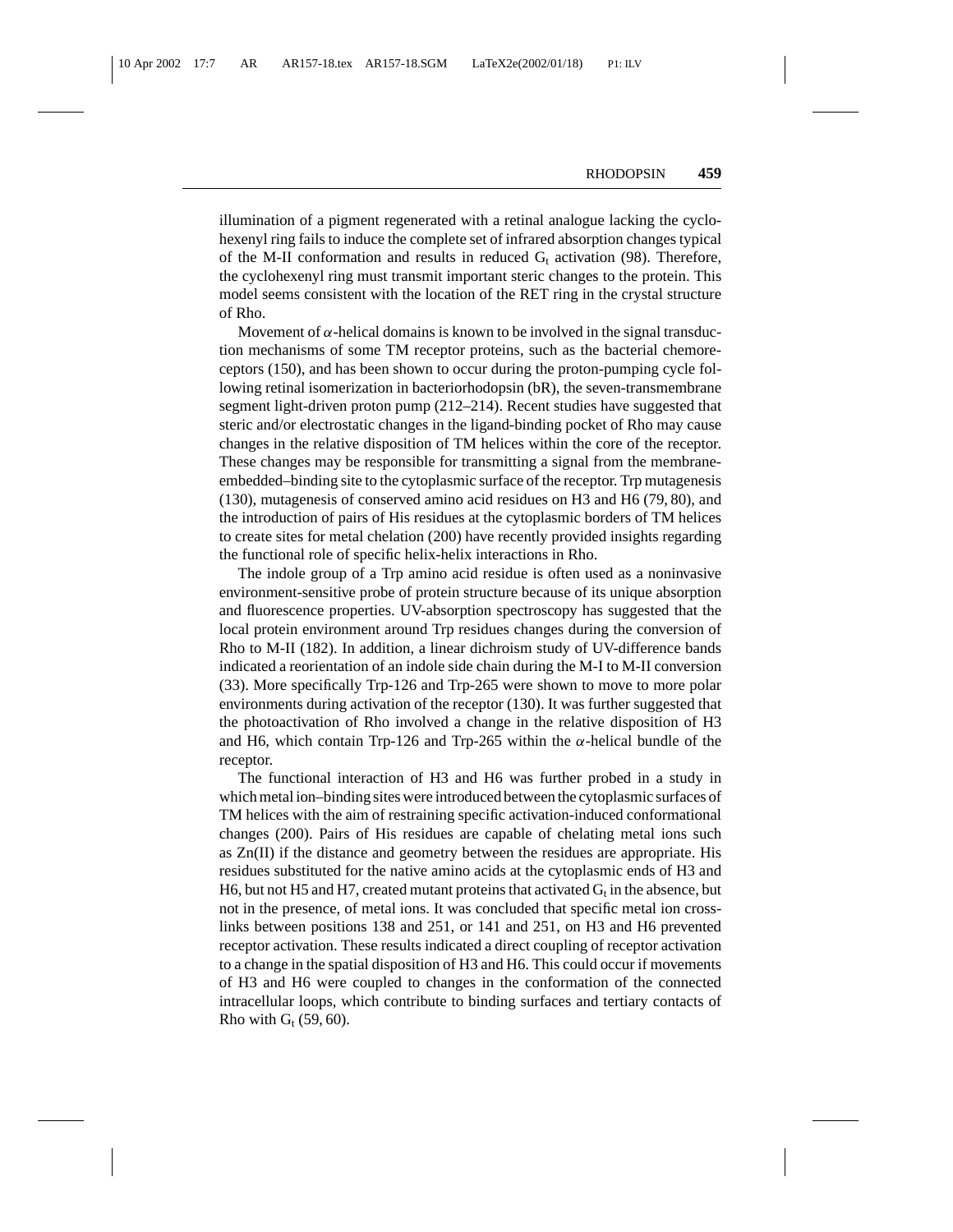illumination of a pigment regenerated with a retinal analogue lacking the cyclohexenyl ring fails to induce the complete set of infrared absorption changes typical of the M-II conformation and results in reduced $G_t$ activation (98). Therefore, the cyclohexenyl ring must transmit important steric changes to the protein. This model seems consistent with the location of the RET ring in the crystal structure of Rho.

Movement of $\alpha$-helical domains is known to be involved in the signal transduction mechanisms of some TM receptor proteins, such as the bacterial chemoreceptors (150), and has been shown to occur during the proton-pumping cycle following retinal isomerization in bacteriorhodopsin (bR), the seven-transmembrane segment light-driven proton pump (212–214). Recent studies have suggested that steric and/or electrostatic changes in the ligand-binding pocket of Rho may cause changes in the relative disposition of TM helices within the core of the receptor. These changes may be responsible for transmitting a signal from the membrane-embedded–binding site to the cytoplasmic surface of the receptor. Trp mutagenesis (130), mutagenesis of conserved amino acid residues on H3 and H6 (79, 80), and the introduction of pairs of His residues at the cytoplasmic borders of TM helices to create sites for metal chelation (200) have recently provided insights regarding the functional role of specific helix-helix interactions in Rho.

The indole group of a Trp amino acid residue is often used as a noninvasive environment-sensitive probe of protein structure because of its unique absorption and fluorescence properties. UV-absorption spectroscopy has suggested that the local protein environment around Trp residues changes during the conversion of Rho to M-II (182). In addition, a linear dichroism study of UV-difference bands indicated a reorientation of an indole side chain during the M-I to M-II conversion (33). More specifically Trp-126 and Trp-265 were shown to move to more polar environments during activation of the receptor (130). It was further suggested that the photoactivation of Rho involved a change in the relative disposition of H3 and H6, which contain Trp-126 and Trp-265 within the $\alpha$-helical bundle of the receptor.

The functional interaction of H3 and H6 was further probed in a study in which metal ion–binding sites were introduced between the cytoplasmic surfaces of TM helices with the aim of restraining specific activation-induced conformational changes (200). Pairs of His residues are capable of chelating metal ions such as Zn(II) if the distance and geometry between the residues are appropriate. His residues substituted for the native amino acids at the cytoplasmic ends of H3 and H6, but not H5 and H7, created mutant proteins that activated $G_t$ in the absence, but not in the presence, of metal ions. It was concluded that specific metal ion cross-links between positions 138 and 251, or 141 and 251, on H3 and H6 prevented receptor activation. These results indicated a direct coupling of receptor activation to a change in the spatial disposition of H3 and H6. This could occur if movements of H3 and H6 were coupled to changes in the conformation of the connected intracellular loops, which contribute to binding surfaces and tertiary contacts of Rho with $G_t$ (59, 60).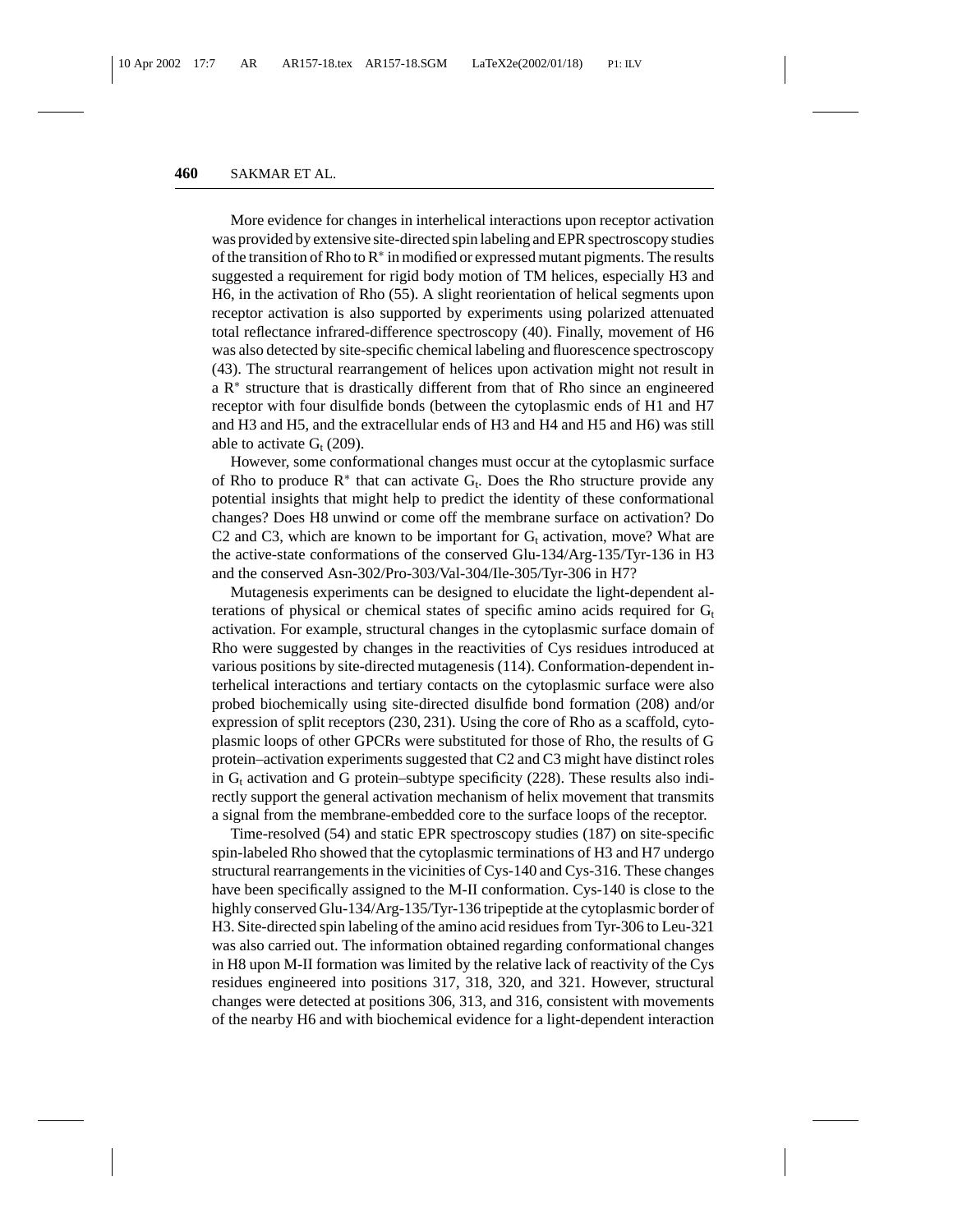More evidence for changes in interhelical interactions upon receptor activation was provided by extensive site-directed spin labeling and EPR spectroscopy studies of the transition of Rho to R* in modified or expressed mutant pigments. The results suggested a requirement for rigid body motion of TM helices, especially H3 and H6, in the activation of Rho (55). A slight reorientation of helical segments upon receptor activation is also supported by experiments using polarized attenuated total reflectance infrared-difference spectroscopy (40). Finally, movement of H6 was also detected by site-specific chemical labeling and fluorescence spectroscopy (43). The structural rearrangement of helices upon activation might not result in a R* structure that is drastically different from that of Rho since an engineered receptor with four disulfide bonds (between the cytoplasmic ends of H1 and H7 and H3 and H5, and the extracellular ends of H3 and H4 and H5 and H6) was still able to activate $G_t$ (209).

However, some conformational changes must occur at the cytoplasmic surface of Rho to produce R* that can activate $G_t$. Does the Rho structure provide any potential insights that might help to predict the identity of these conformational changes? Does H8 unwind or come off the membrane surface on activation? Do C2 and C3, which are known to be important for $G_t$ activation, move? What are the active-state conformations of the conserved Glu-134/Arg-135/Tyr-136 in H3 and the conserved Asn-302/Pro-303/Val-304/Ile-305/Tyr-306 in H7?

Mutagenesis experiments can be designed to elucidate the light-dependent alterations of physical or chemical states of specific amino acids required for $G_t$ activation. For example, structural changes in the cytoplasmic surface domain of Rho were suggested by changes in the reactivities of Cys residues introduced at various positions by site-directed mutagenesis (114). Conformation-dependent interhelical interactions and tertiary contacts on the cytoplasmic surface were also probed biochemically using site-directed disulfide bond formation (208) and/or expression of split receptors (230, 231). Using the core of Rho as a scaffold, cytoplasmic loops of other GPCRs were substituted for those of Rho, the results of G protein–activation experiments suggested that C2 and C3 might have distinct roles in $G_t$ activation and G protein–subtype specificity (228). These results also indirectly support the general activation mechanism of helix movement that transmits a signal from the membrane-embedded core to the surface loops of the receptor.

Time-resolved (54) and static EPR spectroscopy studies (187) on site-specific spin-labeled Rho showed that the cytoplasmic terminations of H3 and H7 undergo structural rearrangements in the vicinities of Cys-140 and Cys-316. These changes have been specifically assigned to the M-II conformation. Cys-140 is close to the highly conserved Glu-134/Arg-135/Tyr-136 tripeptide at the cytoplasmic border of H3. Site-directed spin labeling of the amino acid residues from Tyr-306 to Leu-321 was also carried out. The information obtained regarding conformational changes in H8 upon M-II formation was limited by the relative lack of reactivity of the Cys residues engineered into positions 317, 318, 320, and 321. However, structural changes were detected at positions 306, 313, and 316, consistent with movements of the nearby H6 and with biochemical evidence for a light-dependent interaction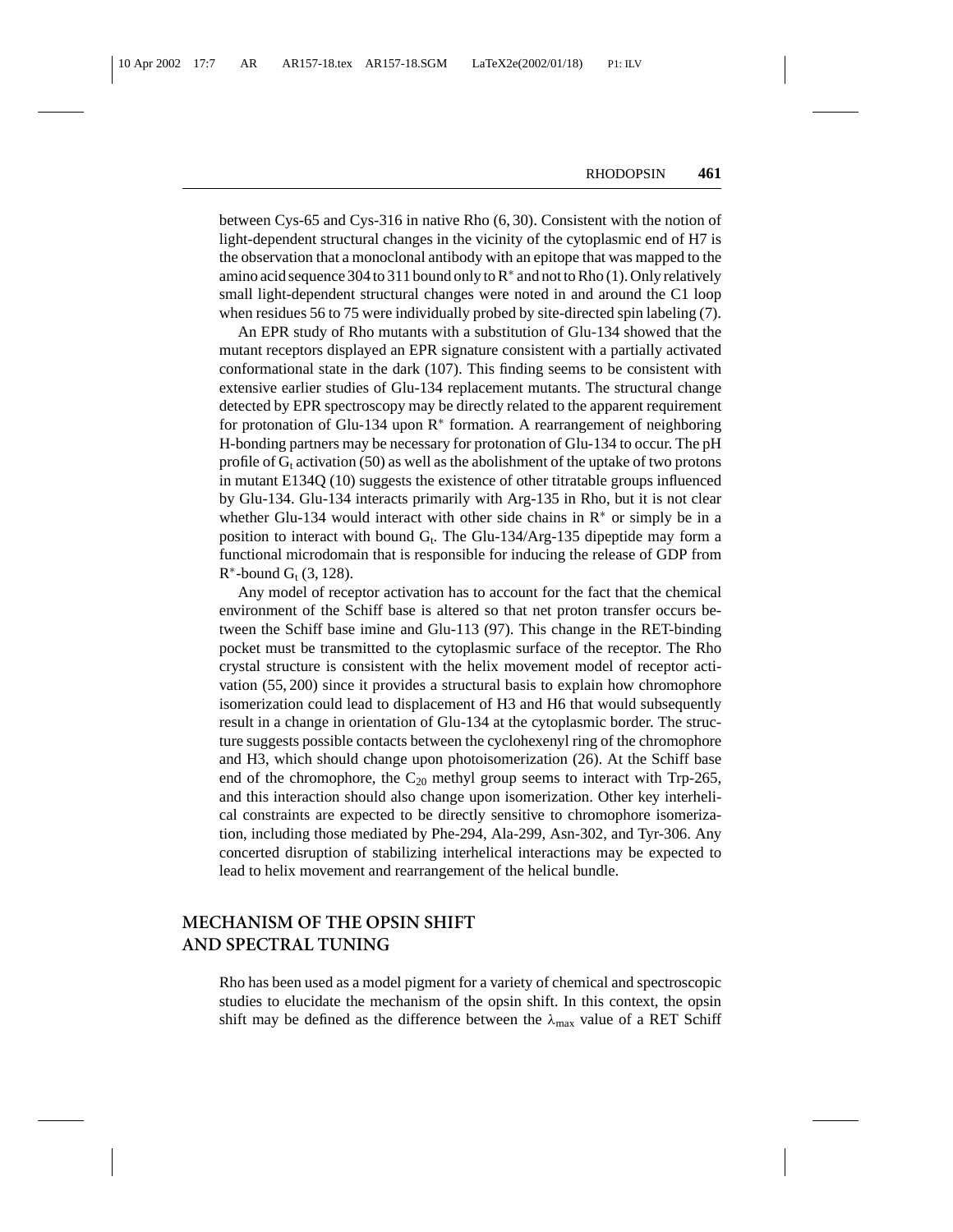between Cys-65 and Cys-316 in native Rho (6, 30). Consistent with the notion of light-dependent structural changes in the vicinity of the cytoplasmic end of H7 is the observation that a monoclonal antibody with an epitope that was mapped to the amino acid sequence 304 to 311 bound only to $R^*$ and not to Rho (1). Only relatively small light-dependent structural changes were noted in and around the C1 loop when residues 56 to 75 were individually probed by site-directed spin labeling (7).

An EPR study of Rho mutants with a substitution of Glu-134 showed that the mutant receptors displayed an EPR signature consistent with a partially activated conformational state in the dark (107). This finding seems to be consistent with extensive earlier studies of Glu-134 replacement mutants. The structural change detected by EPR spectroscopy may be directly related to the apparent requirement for protonation of Glu-134 upon $R^*$ formation. A rearrangement of neighboring H-bonding partners may be necessary for protonation of Glu-134 to occur. The pH profile of $G_t$ activation (50) as well as the abolishment of the uptake of two protons in mutant E134Q (10) suggests the existence of other titratable groups influenced by Glu-134. Glu-134 interacts primarily with Arg-135 in Rho, but it is not clear whether Glu-134 would interact with other side chains in $R^*$ or simply be in a position to interact with bound $G_t$. The Glu-134/Arg-135 dipeptide may form a functional microdomain that is responsible for inducing the release of GDP from $R^*$-bound $G_t$ (3, 128).

Any model of receptor activation has to account for the fact that the chemical environment of the Schiff base is altered so that net proton transfer occurs between the Schiff base imine and Glu-113 (97). This change in the RET-binding pocket must be transmitted to the cytoplasmic surface of the receptor. The Rho crystal structure is consistent with the helix movement model of receptor activation (55, 200) since it provides a structural basis to explain how chromophore isomerization could lead to displacement of H3 and H6 that would subsequently result in a change in orientation of Glu-134 at the cytoplasmic border. The structure suggests possible contacts between the cyclohexenyl ring of the chromophore and H3, which should change upon photoisomerization (26). At the Schiff base end of the chromophore, the $C_{20}$ methyl group seems to interact with Trp-265, and this interaction should also change upon isomerization. Other key interhelical constraints are expected to be directly sensitive to chromophore isomerization, including those mediated by Phe-294, Ala-299, Asn-302, and Tyr-306. Any concerted disruption of stabilizing interhelical interactions may be expected to lead to helix movement and rearrangement of the helical bundle.

## MECHANISM OF THE OPSIN SHIFT AND SPECTRAL TUNING

Rho has been used as a model pigment for a variety of chemical and spectroscopic studies to elucidate the mechanism of the opsin shift. In this context, the opsin shift may be defined as the difference between the $\lambda_{max}$ value of a RET Schiff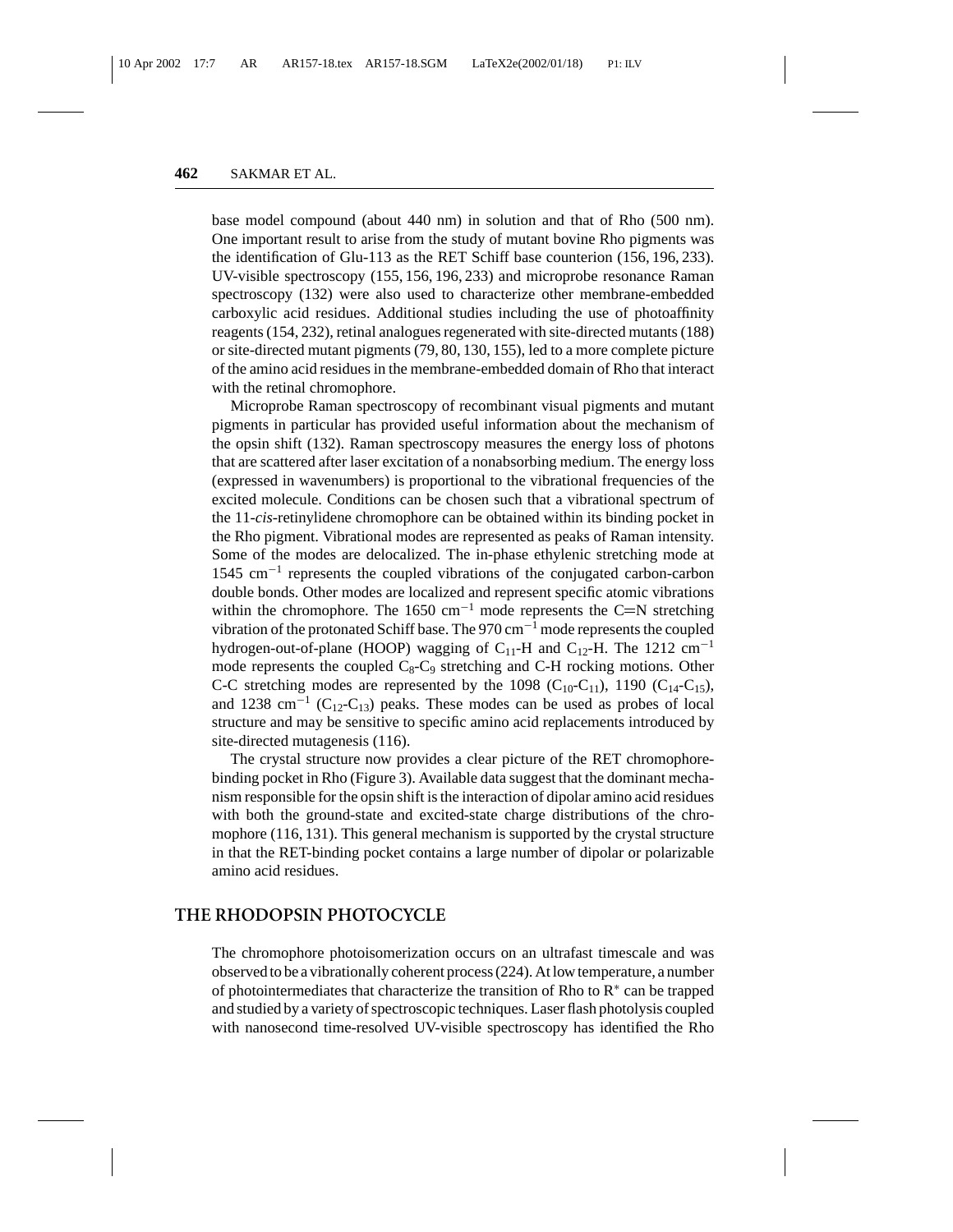base model compound (about 440 nm) in solution and that of Rho (500 nm). One important result to arise from the study of mutant bovine Rho pigments was the identification of Glu-113 as the RET Schiff base counterion (156, 196, 233). UV-visible spectroscopy (155, 156, 196, 233) and microprobe resonance Raman spectroscopy (132) were also used to characterize other membrane-embedded carboxylic acid residues. Additional studies including the use of photoaffinity reagents (154, 232), retinal analogues regenerated with site-directed mutants (188) or site-directed mutant pigments (79, 80, 130, 155), led to a more complete picture of the amino acid residues in the membrane-embedded domain of Rho that interact with the retinal chromophore.

Microprobe Raman spectroscopy of recombinant visual pigments and mutant pigments in particular has provided useful information about the mechanism of the opsin shift (132). Raman spectroscopy measures the energy loss of photons that are scattered after laser excitation of a nonabsorbing medium. The energy loss (expressed in wavenumbers) is proportional to the vibrational frequencies of the excited molecule. Conditions can be chosen such that a vibrational spectrum of the 11-*cis*-retinylidene chromophore can be obtained within its binding pocket in the Rho pigment. Vibrational modes are represented as peaks of Raman intensity. Some of the modes are delocalized. The in-phase ethylenic stretching mode at 1545 $cm^{-1}$ represents the coupled vibrations of the conjugated carbon-carbon double bonds. Other modes are localized and represent specific atomic vibrations within the chromophore. The 1650 $cm^{-1}$ mode represents the C=N stretching vibration of the protonated Schiff base. The 970 $cm^{-1}$ mode represents the coupled hydrogen-out-of-plane (HOOP) wagging of $C_{11}$-H and $C_{12}$-H. The 1212 $cm^{-1}$ mode represents the coupled $C_8$-$C_9$ stretching and C-H rocking motions. Other C-C stretching modes are represented by the 1098 ($C_{10}$-$C_{11}$), 1190 ($C_{14}$-$C_{15}$), and 1238 $cm^{-1}$ ($C_{12}$-$C_{13}$) peaks. These modes can be used as probes of local structure and may be sensitive to specific amino acid replacements introduced by site-directed mutagenesis (116).

The crystal structure now provides a clear picture of the RET chromophore-binding pocket in Rho (Figure 3). Available data suggest that the dominant mechanism responsible for the opsin shift is the interaction of dipolar amino acid residues with both the ground-state and excited-state charge distributions of the chromophore (116, 131). This general mechanism is supported by the crystal structure in that the RET-binding pocket contains a large number of dipolar or polarizable amino acid residues.

## THE RHODOPSIN PHOTOCYCLE

The chromophore photoisomerization occurs on an ultrafast timescale and was observed to be a vibrationally coherent process (224). At low temperature, a number of photointermediates that characterize the transition of Rho to $R^*$ can be trapped and studied by a variety of spectroscopic techniques. Laser flash photolysis coupled with nanosecond time-resolved UV-visible spectroscopy has identified the Rho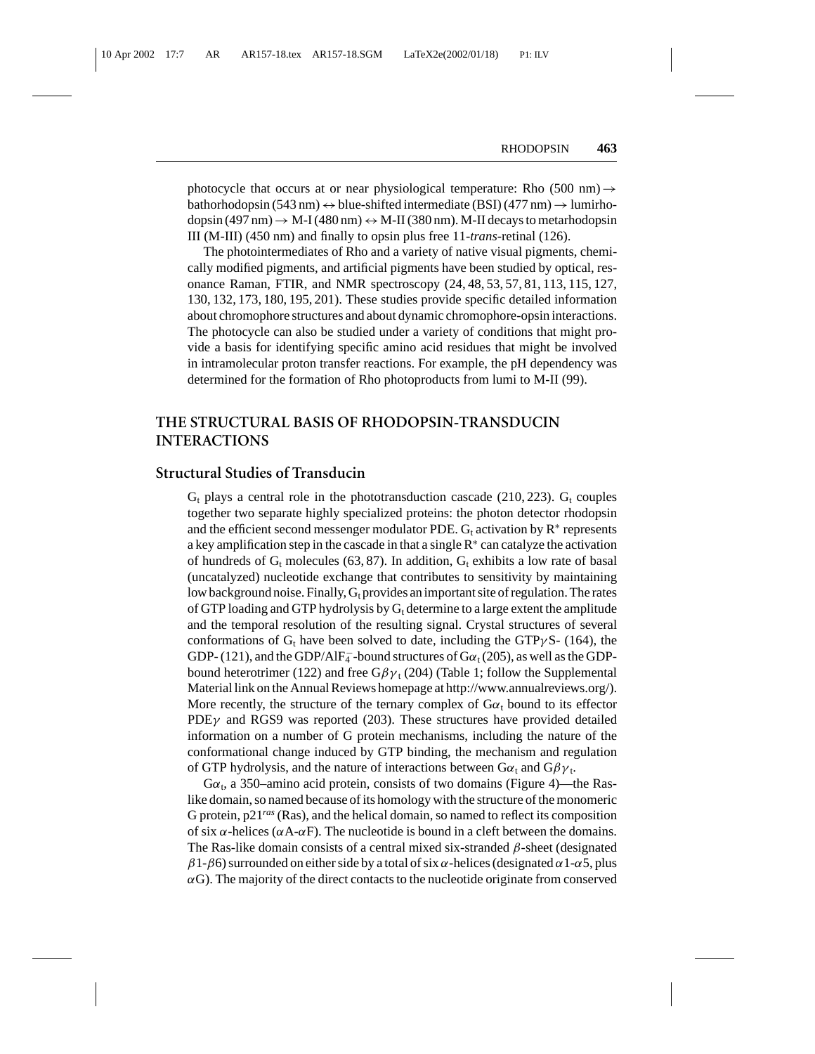photocycle that occurs at or near physiological temperature: Rho (500 nm) → bathorhodopsin (543 nm) ↔ blue-shifted intermediate (BSI) (477 nm) → lumirhodopsin (497 nm) → M-I (480 nm) ↔ M-II (380 nm). M-II decays to metarhodopsin III (M-III) (450 nm) and finally to opsin plus free 11-*trans*-retinal (126).

The photointermediates of Rho and a variety of native visual pigments, chemically modified pigments, and artificial pigments have been studied by optical, resonance Raman, FTIR, and NMR spectroscopy (24, 48, 53, 57, 81, 113, 115, 127, 130, 132, 173, 180, 195, 201). These studies provide specific detailed information about chromophore structures and about dynamic chromophore-opsin interactions. The photocycle can also be studied under a variety of conditions that might provide a basis for identifying specific amino acid residues that might be involved in intramolecular proton transfer reactions. For example, the pH dependency was determined for the formation of Rho photoproducts from lumi to M-II (99).

## THE STRUCTURAL BASIS OF RHODOPSIN-TRANSDUCIN INTERACTIONS

### Structural Studies of Transducin

$G_t$ plays a central role in the phototransduction cascade (210, 223). $G_t$ couples together two separate highly specialized proteins: the photon detector rhodopsin and the efficient second messenger modulator PDE. $G_t$ activation by $R^*$ represents a key amplification step in the cascade in that a single $R^*$ can catalyze the activation of hundreds of $G_t$ molecules (63, 87). In addition, $G_t$ exhibits a low rate of basal (uncatalyzed) nucleotide exchange that contributes to sensitivity by maintaining low background noise. Finally, $G_t$ provides an important site of regulation. The rates of GTP loading and GTP hydrolysis by $G_t$ determine to a large extent the amplitude and the temporal resolution of the resulting signal. Crystal structures of several conformations of $G_t$ have been solved to date, including the GTP$\gamma$S- (164), the GDP- (121), and the GDP/$AlF_4^-$-bound structures of $G\alpha_t$ (205), as well as the GDP-bound heterotrimer (122) and free $G\beta\gamma_t$ (204) (Table 1; follow the Supplemental Material link on the Annual Reviews homepage at http://www.annualreviews.org/). More recently, the structure of the ternary complex of $G\alpha_t$ bound to its effector PDE$\gamma$ and RGS9 was reported (203). These structures have provided detailed information on a number of G protein mechanisms, including the nature of the conformational change induced by GTP binding, the mechanism and regulation of GTP hydrolysis, and the nature of interactions between $G\alpha_t$ and $G\beta\gamma_t$.

$G\alpha_t$, a 350–amino acid protein, consists of two domains (Figure 4)—the Ras-like domain, so named because of its homology with the structure of the monomeric G protein, p21*ras* (Ras), and the helical domain, so named to reflect its composition of six $\alpha$-helices ($\alpha$A-$\alpha$F). The nucleotide is bound in a cleft between the domains. The Ras-like domain consists of a central mixed six-stranded $\beta$-sheet (designated $\beta$1-$\beta$6) surrounded on either side by a total of six $\alpha$-helices (designated $\alpha$1-$\alpha$5, plus $\alpha$G). The majority of the direct contacts to the nucleotide originate from conserved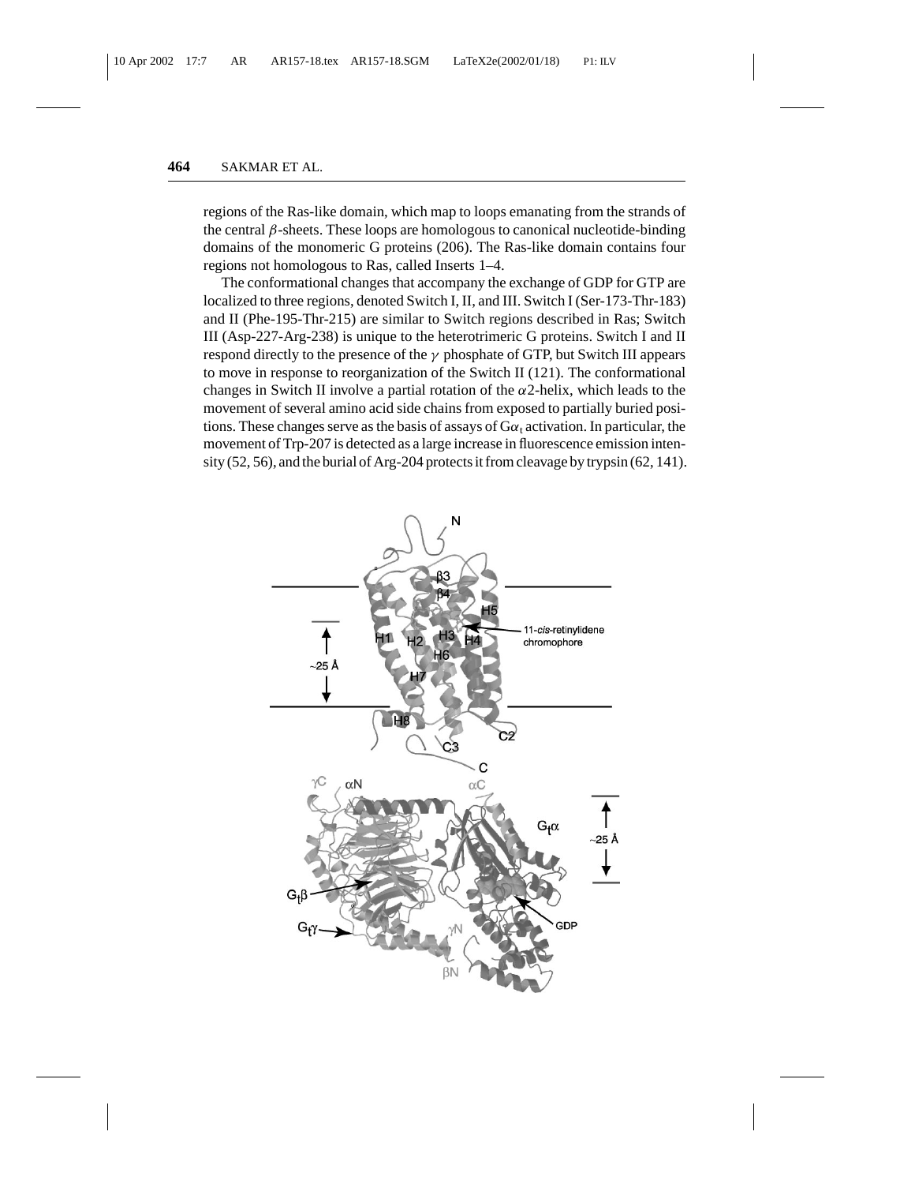regions of the Ras-like domain, which map to loops emanating from the strands of the central $\beta$-sheets. These loops are homologous to canonical nucleotide-binding domains of the monomeric G proteins (206). The Ras-like domain contains four regions not homologous to Ras, called Inserts 1–4.

The conformational changes that accompany the exchange of GDP for GTP are localized to three regions, denoted Switch I, II, and III. Switch I (Ser-173-Thr-183) and II (Phe-195-Thr-215) are similar to Switch regions described in Ras; Switch III (Asp-227-Arg-238) is unique to the heterotrimeric G proteins. Switch I and II respond directly to the presence of the $\gamma$ phosphate of GTP, but Switch III appears to move in response to reorganization of the Switch II (121). The conformational changes in Switch II involve a partial rotation of the $\alpha 2$-helix, which leads to the movement of several amino acid side chains from exposed to partially buried positions. These changes serve as the basis of assays of $G\alpha_t$ activation. In particular, the movement of Trp-207 is detected as a large increase in fluorescence emission intensity (52, 56), and the burial of Arg-204 protects it from cleavage by trypsin (62, 141).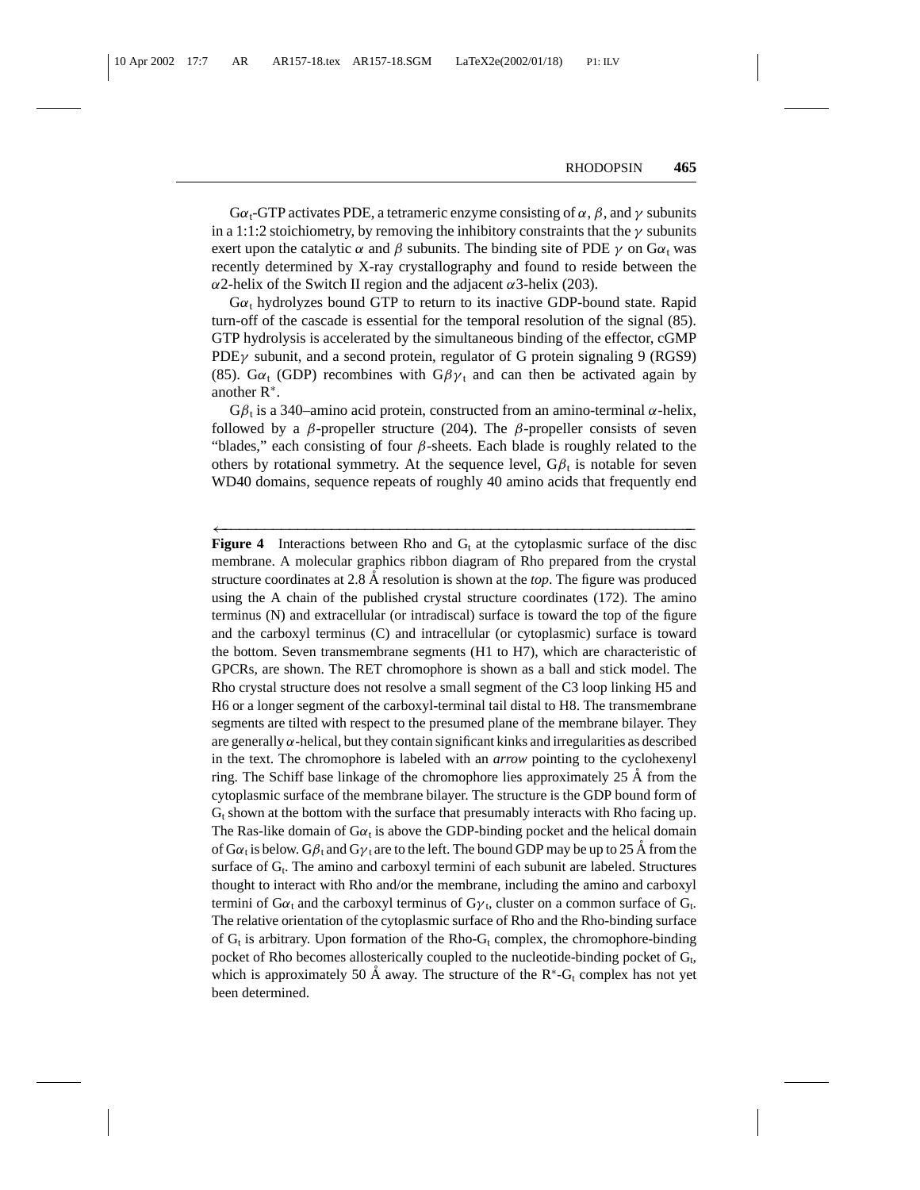$G\alpha_t$-GTP activates PDE, a tetrameric enzyme consisting of $\alpha$, $\beta$, and $\gamma$ subunits in a 1:1:2 stoichiometry, by removing the inhibitory constraints that the $\gamma$ subunits exert upon the catalytic $\alpha$ and $\beta$ subunits. The binding site of PDE $\gamma$ on $G\alpha_t$ was recently determined by X-ray crystallography and found to reside between the $\alpha$2-helix of the Switch II region and the adjacent $\alpha$3-helix (203).

$G\alpha_t$ hydrolyzes bound GTP to return to its inactive GDP-bound state. Rapid turn-off of the cascade is essential for the temporal resolution of the signal (85). GTP hydrolysis is accelerated by the simultaneous binding of the effector, cGMP PDE$\gamma$ subunit, and a second protein, regulator of G protein signaling 9 (RGS9) (85). $G\alpha_t$ (GDP) recombines with $G\beta\gamma_t$ and can then be activated again by another $R^*$.

$G\beta_t$ is a 340–amino acid protein, constructed from an amino-terminal $\alpha$-helix, followed by a $\beta$-propeller structure (204). The $\beta$-propeller consists of seven "blades," each consisting of four $\beta$-sheets. Each blade is roughly related to the others by rotational symmetry. At the sequence level, $G\beta_t$ is notable for seven WD40 domains, sequence repeats of roughly 40 amino acids that frequently end

---

**Figure 4** Interactions between Rho and $G_t$ at the cytoplasmic surface of the disc membrane. A molecular graphics ribbon diagram of Rho prepared from the crystal structure coordinates at 2.8 Å resolution is shown at the *top*. The figure was produced using the A chain of the published crystal structure coordinates (172). The amino terminus (N) and extracellular (or intradiscal) surface is toward the top of the figure and the carboxyl terminus (C) and intracellular (or cytoplasmic) surface is toward the bottom. Seven transmembrane segments (H1 to H7), which are characteristic of GPCRs, are shown. The RET chromophore is shown as a ball and stick model. The Rho crystal structure does not resolve a small segment of the C3 loop linking H5 and H6 or a longer segment of the carboxyl-terminal tail distal to H8. The transmembrane segments are tilted with respect to the presumed plane of the membrane bilayer. They are generally $\alpha$-helical, but they contain significant kinks and irregularities as described in the text. The chromophore is labeled with an *arrow* pointing to the cyclohexenyl ring. The Schiff base linkage of the chromophore lies approximately 25 Å from the cytoplasmic surface of the membrane bilayer. The structure is the GDP bound form of $G_t$ shown at the bottom with the surface that presumably interacts with Rho facing up. The Ras-like domain of $G\alpha_t$ is above the GDP-binding pocket and the helical domain of $G\alpha_t$ is below. $G\beta_t$ and $G\gamma_t$ are to the left. The bound GDP may be up to 25 Å from the surface of $G_t$. The amino and carboxyl termini of each subunit are labeled. Structures thought to interact with Rho and/or the membrane, including the amino and carboxyl termini of $G\alpha_t$ and the carboxyl terminus of $G\gamma_t$, cluster on a common surface of $G_t$. The relative orientation of the cytoplasmic surface of Rho and the Rho-binding surface of $G_t$ is arbitrary. Upon formation of the Rho-$G_t$ complex, the chromophore-binding pocket of Rho becomes allosterically coupled to the nucleotide-binding pocket of $G_t$, which is approximately 50 Å away. The structure of the $R^*$-$G_t$ complex has not yet been determined.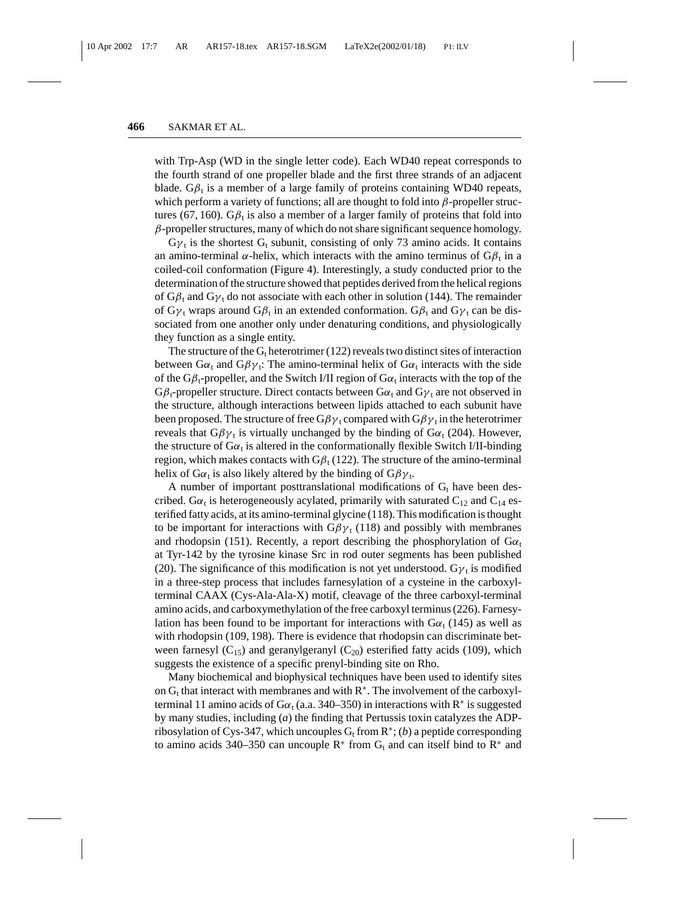with Trp-Asp (WD in the single letter code). Each WD40 repeat corresponds to the fourth strand of one propeller blade and the first three strands of an adjacent blade. $G\beta_t$ is a member of a large family of proteins containing WD40 repeats, which perform a variety of functions; all are thought to fold into $\beta$-propeller structures (67, 160). $G\beta_t$ is also a member of a larger family of proteins that fold into $\beta$-propeller structures, many of which do not share significant sequence homology.

$G\gamma_t$ is the shortest $G_t$ subunit, consisting of only 73 amino acids. It contains an amino-terminal $\alpha$-helix, which interacts with the amino terminus of $G\beta_t$ in a coiled-coil conformation (Figure 4). Interestingly, a study conducted prior to the determination of the structure showed that peptides derived from the helical regions of $G\beta_t$ and $G\gamma_t$ do not associate with each other in solution (144). The remainder of $G\gamma_t$ wraps around $G\beta_t$ in an extended conformation. $G\beta_t$ and $G\gamma_t$ can be dissociated from one another only under denaturing conditions, and physiologically they function as a single entity.

The structure of the $G_t$ heterotrimer (122) reveals two distinct sites of interaction between $G\alpha_t$ and $G\beta\gamma_t$: The amino-terminal helix of $G\alpha_t$ interacts with the side of the $G\beta_t$-propeller, and the Switch I/II region of $G\alpha_t$ interacts with the top of the $G\beta_t$-propeller structure. Direct contacts between $G\alpha_t$ and $G\gamma_t$ are not observed in the structure, although interactions between lipids attached to each subunit have been proposed. The structure of free $G\beta\gamma_t$ compared with $G\beta\gamma_t$ in the heterotrimer reveals that $G\beta\gamma_t$ is virtually unchanged by the binding of $G\alpha_t$ (204). However, the structure of $G\alpha_t$ is altered in the conformationally flexible Switch I/II-binding region, which makes contacts with $G\beta_t$ (122). The structure of the amino-terminal helix of $G\alpha_t$ is also likely altered by the binding of $G\beta\gamma_t$.

A number of important posttranslational modifications of $G_t$ have been described. $G\alpha_t$ is heterogeneously acylated, primarily with saturated $C_{12}$ and $C_{14}$ esterified fatty acids, at its amino-terminal glycine (118). This modification is thought to be important for interactions with $G\beta\gamma_t$ (118) and possibly with membranes and rhodopsin (151). Recently, a report describing the phosphorylation of $G\alpha_t$ at Tyr-142 by the tyrosine kinase Src in rod outer segments has been published (20). The significance of this modification is not yet understood. $G\gamma_t$ is modified in a three-step process that includes farnesylation of a cysteine in the carboxyl-terminal CAAX (Cys-Ala-Ala-X) motif, cleavage of the three carboxyl-terminal amino acids, and carboxymethylation of the free carboxyl terminus (226). Farnesylation has been found to be important for interactions with $G\alpha_t$ (145) as well as with rhodopsin (109, 198). There is evidence that rhodopsin can discriminate between farnesyl ($C_{15}$) and geranylgeranyl ($C_{20}$) esterified fatty acids (109), which suggests the existence of a specific prenyl-binding site on Rho.

Many biochemical and biophysical techniques have been used to identify sites on $G_t$ that interact with membranes and with $R^*$. The involvement of the carboxyl-terminal 11 amino acids of $G\alpha_t$ (a.a. 340–350) in interactions with $R^*$ is suggested by many studies, including (*a*) the finding that Pertussis toxin catalyzes the ADP-ribosylation of Cys-347, which uncouples $G_t$ from $R^*$; (*b*) a peptide corresponding to amino acids 340–350 can uncouple $R^*$ from $G_t$ and can itself bind to $R^*$ and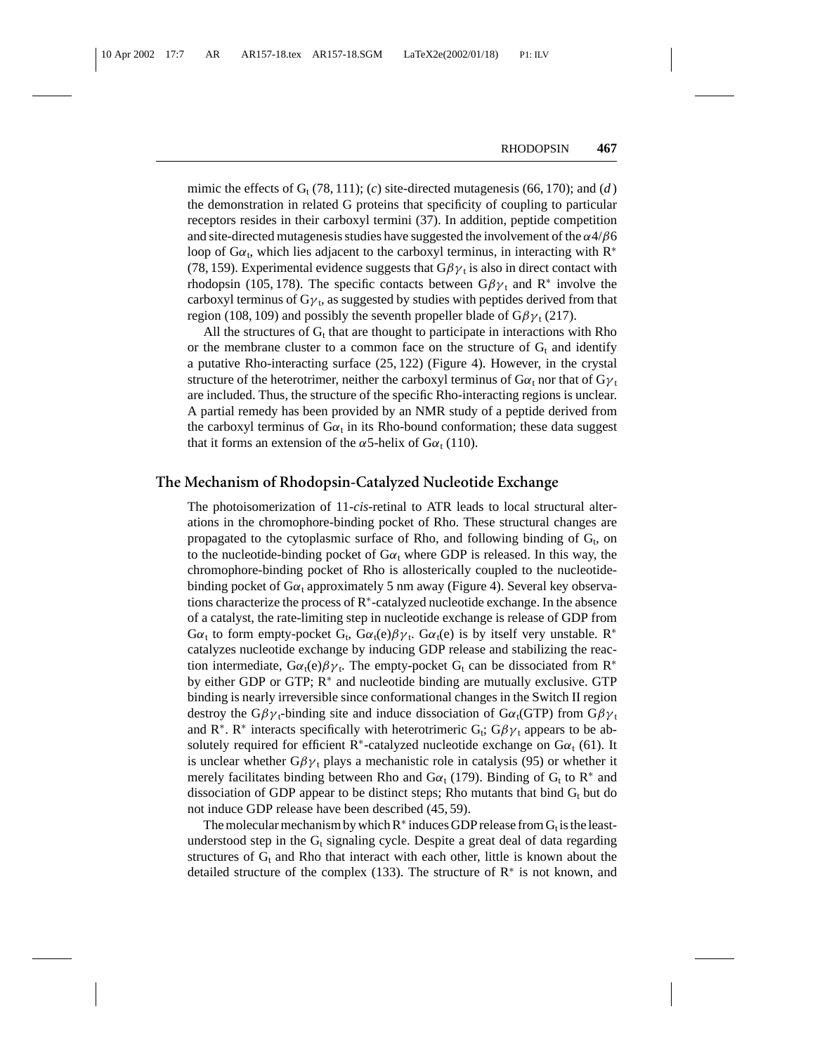mimic the effects of $G_t$ (78, 111); (*c*) site-directed mutagenesis (66, 170); and (*d*) the demonstration in related G proteins that specificity of coupling to particular receptors resides in their carboxyl termini (37). In addition, peptide competition and site-directed mutagenesis studies have suggested the involvement of the $\alpha 4/\beta 6$ loop of $G\alpha_t$, which lies adjacent to the carboxyl terminus, in interacting with $R^*$ (78, 159). Experimental evidence suggests that $G\beta\gamma_t$ is also in direct contact with rhodopsin (105, 178). The specific contacts between $G\beta\gamma_t$ and $R^*$ involve the carboxyl terminus of $G\gamma_t$, as suggested by studies with peptides derived from that region (108, 109) and possibly the seventh propeller blade of $G\beta\gamma_t$ (217).

All the structures of $G_t$ that are thought to participate in interactions with Rho or the membrane cluster to a common face on the structure of $G_t$ and identify a putative Rho-interacting surface (25, 122) (Figure 4). However, in the crystal structure of the heterotrimer, neither the carboxyl terminus of $G\alpha_t$ nor that of $G\gamma_t$ are included. Thus, the structure of the specific Rho-interacting regions is unclear. A partial remedy has been provided by an NMR study of a peptide derived from the carboxyl terminus of $G\alpha_t$ in its Rho-bound conformation; these data suggest that it forms an extension of the $\alpha$5-helix of $G\alpha_t$ (110).

## The Mechanism of Rhodopsin-Catalyzed Nucleotide Exchange

The photoisomerization of 11-*cis*-retinal to ATR leads to local structural alterations in the chromophore-binding pocket of Rho. These structural changes are propagated to the cytoplasmic surface of Rho, and following binding of $G_t$, on to the nucleotide-binding pocket of $G\alpha_t$ where GDP is released. In this way, the chromophore-binding pocket of Rho is allosterically coupled to the nucleotide-binding pocket of $G\alpha_t$ approximately 5 nm away (Figure 4). Several key observations characterize the process of $R^*$-catalyzed nucleotide exchange. In the absence of a catalyst, the rate-limiting step in nucleotide exchange is release of GDP from $G\alpha_t$ to form empty-pocket $G_t$, $G\alpha_t(e)\beta\gamma_t$. $G\alpha_t(e)$ is by itself very unstable. $R^*$ catalyzes nucleotide exchange by inducing GDP release and stabilizing the reaction intermediate, $G\alpha_t(e)\beta\gamma_t$. The empty-pocket $G_t$ can be dissociated from $R^*$ by either GDP or GTP; $R^*$ and nucleotide binding are mutually exclusive. GTP binding is nearly irreversible since conformational changes in the Switch II region destroy the $G\beta\gamma_t$-binding site and induce dissociation of $G\alpha_t$(GTP) from $G\beta\gamma_t$ and $R^*$. $R^*$ interacts specifically with heterotrimeric $G_t$; $G\beta\gamma_t$ appears to be absolutely required for efficient $R^*$-catalyzed nucleotide exchange on $G\alpha_t$ (61). It is unclear whether $G\beta\gamma_t$ plays a mechanistic role in catalysis (95) or whether it merely facilitates binding between Rho and $G\alpha_t$ (179). Binding of $G_t$ to $R^*$ and dissociation of GDP appear to be distinct steps; Rho mutants that bind $G_t$ but do not induce GDP release have been described (45, 59).

The molecular mechanism by which $R^*$ induces GDP release from $G_t$ is the least-understood step in the $G_t$ signaling cycle. Despite a great deal of data regarding structures of $G_t$ and Rho that interact with each other, little is known about the detailed structure of the complex (133). The structure of $R^*$ is not known, and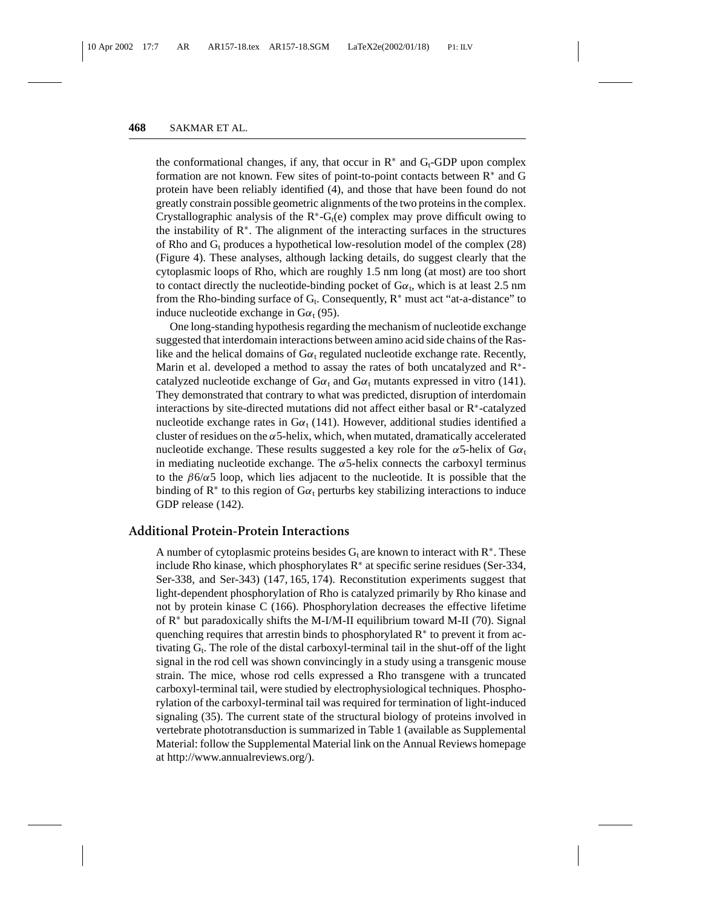the conformational changes, if any, that occur in $R^*$ and $G_t$-GDP upon complex formation are not known. Few sites of point-to-point contacts between $R^*$ and G protein have been reliably identified (4), and those that have been found do not greatly constrain possible geometric alignments of the two proteins in the complex. Crystallographic analysis of the $R^*$-$G_t$(e) complex may prove difficult owing to the instability of $R^*$. The alignment of the interacting surfaces in the structures of Rho and $G_t$ produces a hypothetical low-resolution model of the complex (28) (Figure 4). These analyses, although lacking details, do suggest clearly that the cytoplasmic loops of Rho, which are roughly 1.5 nm long (at most) are too short to contact directly the nucleotide-binding pocket of $G\alpha_t$, which is at least 2.5 nm from the Rho-binding surface of $G_t$. Consequently, $R^*$ must act "at-a-distance" to induce nucleotide exchange in $G\alpha_t$ (95).

One long-standing hypothesis regarding the mechanism of nucleotide exchange suggested that interdomain interactions between amino acid side chains of the Ras-like and the helical domains of $G\alpha_t$ regulated nucleotide exchange rate. Recently, Marin et al. developed a method to assay the rates of both uncatalyzed and $R^*$-catalyzed nucleotide exchange of $G\alpha_t$ and $G\alpha_t$ mutants expressed in vitro (141). They demonstrated that contrary to what was predicted, disruption of interdomain interactions by site-directed mutations did not affect either basal or $R^*$-catalyzed nucleotide exchange rates in $G\alpha_t$ (141). However, additional studies identified a cluster of residues on the $\alpha$5-helix, which, when mutated, dramatically accelerated nucleotide exchange. These results suggested a key role for the $\alpha$5-helix of $G\alpha_t$ in mediating nucleotide exchange. The $\alpha$5-helix connects the carboxyl terminus to the $\beta 6/\alpha 5$ loop, which lies adjacent to the nucleotide. It is possible that the binding of $R^*$ to this region of $G\alpha_t$ perturbs key stabilizing interactions to induce GDP release (142).

## Additional Protein-Protein Interactions

A number of cytoplasmic proteins besides $G_t$ are known to interact with $R^*$. These include Rho kinase, which phosphorylates $R^*$ at specific serine residues (Ser-334, Ser-338, and Ser-343) (147, 165, 174). Reconstitution experiments suggest that light-dependent phosphorylation of Rho is catalyzed primarily by Rho kinase and not by protein kinase C (166). Phosphorylation decreases the effective lifetime of $R^*$ but paradoxically shifts the M-I/M-II equilibrium toward M-II (70). Signal quenching requires that arrestin binds to phosphorylated $R^*$ to prevent it from activating $G_t$. The role of the distal carboxyl-terminal tail in the shut-off of the light signal in the rod cell was shown convincingly in a study using a transgenic mouse strain. The mice, whose rod cells expressed a Rho transgene with a truncated carboxyl-terminal tail, were studied by electrophysiological techniques. Phosphorylation of the carboxyl-terminal tail was required for termination of light-induced signaling (35). The current state of the structural biology of proteins involved in vertebrate phototransduction is summarized in Table 1 (available as Supplemental Material: follow the Supplemental Material link on the Annual Reviews homepage at http://www.annualreviews.org/).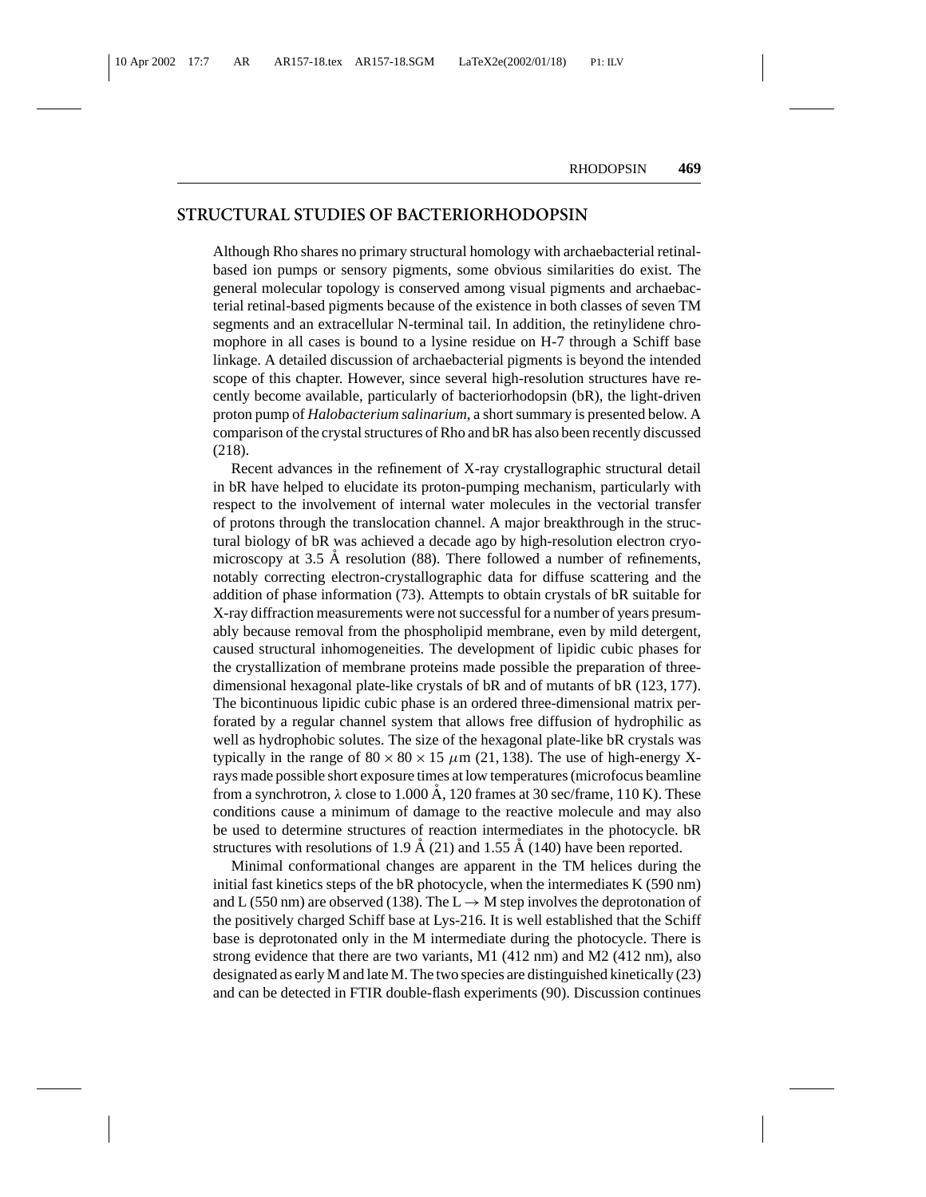## STRUCTURAL STUDIES OF BACTERIORHODOPSIN

Although Rho shares no primary structural homology with archaebacterial retinal-based ion pumps or sensory pigments, some obvious similarities do exist. The general molecular topology is conserved among visual pigments and archaebacterial retinal-based pigments because of the existence in both classes of seven TM segments and an extracellular N-terminal tail. In addition, the retinylidene chromophore in all cases is bound to a lysine residue on H-7 through a Schiff base linkage. A detailed discussion of archaebacterial pigments is beyond the intended scope of this chapter. However, since several high-resolution structures have recently become available, particularly of bacteriorhodopsin (bR), the light-driven proton pump of *Halobacterium salinarium*, a short summary is presented below. A comparison of the crystal structures of Rho and bR has also been recently discussed (218).

Recent advances in the refinement of X-ray crystallographic structural detail in bR have helped to elucidate its proton-pumping mechanism, particularly with respect to the involvement of internal water molecules in the vectorial transfer of protons through the translocation channel. A major breakthrough in the structural biology of bR was achieved a decade ago by high-resolution electron cryomicroscopy at 3.5 Å resolution (88). There followed a number of refinements, notably correcting electron-crystallographic data for diffuse scattering and the addition of phase information (73). Attempts to obtain crystals of bR suitable for X-ray diffraction measurements were not successful for a number of years presumably because removal from the phospholipid membrane, even by mild detergent, caused structural inhomogeneities. The development of lipidic cubic phases for the crystallization of membrane proteins made possible the preparation of three-dimensional hexagonal plate-like crystals of bR and of mutants of bR (123, 177). The bicontinuous lipidic cubic phase is an ordered three-dimensional matrix perforated by a regular channel system that allows free diffusion of hydrophilic as well as hydrophobic solutes. The size of the hexagonal plate-like bR crystals was typically in the range of $80 \times 80 \times 15$ $\mu$m (21, 138). The use of high-energy X-rays made possible short exposure times at low temperatures (microfocus beamline from a synchrotron, $\lambda$ close to 1.000 Å, 120 frames at 30 sec/frame, 110 K). These conditions cause a minimum of damage to the reactive molecule and may also be used to determine structures of reaction intermediates in the photocycle. bR structures with resolutions of 1.9 Å (21) and 1.55 Å (140) have been reported.

Minimal conformational changes are apparent in the TM helices during the initial fast kinetics steps of the bR photocycle, when the intermediates K (590 nm) and L (550 nm) are observed (138). The L $\rightarrow$ M step involves the deprotonation of the positively charged Schiff base at Lys-216. It is well established that the Schiff base is deprotonated only in the M intermediate during the photocycle. There is strong evidence that there are two variants, M1 (412 nm) and M2 (412 nm), also designated as early M and late M. The two species are distinguished kinetically (23) and can be detected in FTIR double-flash experiments (90). Discussion continues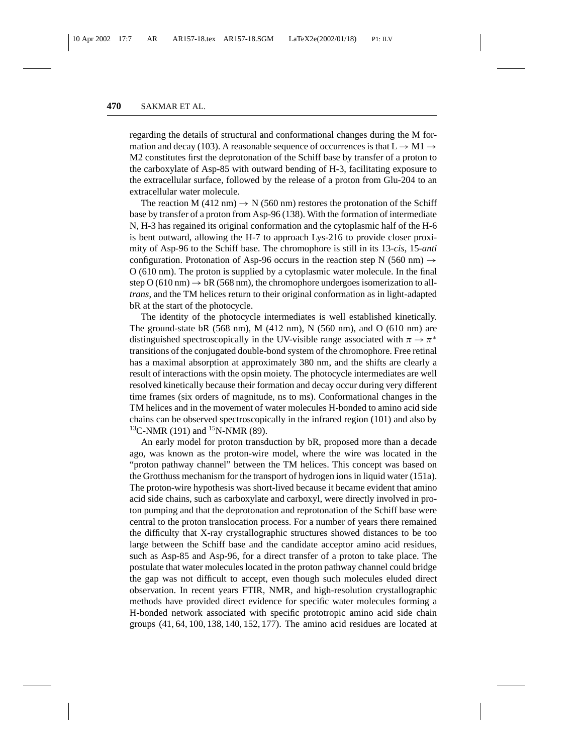regarding the details of structural and conformational changes during the M formation and decay (103). A reasonable sequence of occurrences is that L $\rightarrow$ M1 $\rightarrow$ M2 constitutes first the deprotonation of the Schiff base by transfer of a proton to the carboxylate of Asp-85 with outward bending of H-3, facilitating exposure to the extracellular surface, followed by the release of a proton from Glu-204 to an extracellular water molecule.

The reaction M (412 nm) $\rightarrow$ N (560 nm) restores the protonation of the Schiff base by transfer of a proton from Asp-96 (138). With the formation of intermediate N, H-3 has regained its original conformation and the cytoplasmic half of the H-6 is bent outward, allowing the H-7 to approach Lys-216 to provide closer proximity of Asp-96 to the Schiff base. The chromophore is still in its 13-*cis*, 15-*anti* configuration. Protonation of Asp-96 occurs in the reaction step N (560 nm) $\rightarrow$ O (610 nm). The proton is supplied by a cytoplasmic water molecule. In the final step O (610 nm) $\rightarrow$ bR (568 nm), the chromophore undergoes isomerization to all-*trans*, and the TM helices return to their original conformation as in light-adapted bR at the start of the photocycle.

The identity of the photocycle intermediates is well established kinetically. The ground-state bR (568 nm), M (412 nm), N (560 nm), and O (610 nm) are distinguished spectroscopically in the UV-visible range associated with $\pi \rightarrow \pi^*$ transitions of the conjugated double-bond system of the chromophore. Free retinal has a maximal absorption at approximately 380 nm, and the shifts are clearly a result of interactions with the opsin moiety. The photocycle intermediates are well resolved kinetically because their formation and decay occur during very different time frames (six orders of magnitude, ns to ms). Conformational changes in the TM helices and in the movement of water molecules H-bonded to amino acid side chains can be observed spectroscopically in the infrared region (101) and also by $^{13}$C-NMR (191) and $^{15}$N-NMR (89).

An early model for proton transduction by bR, proposed more than a decade ago, was known as the proton-wire model, where the wire was located in the "proton pathway channel" between the TM helices. This concept was based on the Grotthuss mechanism for the transport of hydrogen ions in liquid water (151a). The proton-wire hypothesis was short-lived because it became evident that amino acid side chains, such as carboxylate and carboxyl, were directly involved in proton pumping and that the deprotonation and reprotonation of the Schiff base were central to the proton translocation process. For a number of years there remained the difficulty that X-ray crystallographic structures showed distances to be too large between the Schiff base and the candidate acceptor amino acid residues, such as Asp-85 and Asp-96, for a direct transfer of a proton to take place. The postulate that water molecules located in the proton pathway channel could bridge the gap was not difficult to accept, even though such molecules eluded direct observation. In recent years FTIR, NMR, and high-resolution crystallographic methods have provided direct evidence for specific water molecules forming a H-bonded network associated with specific prototropic amino acid side chain groups (41, 64, 100, 138, 140, 152, 177). The amino acid residues are located at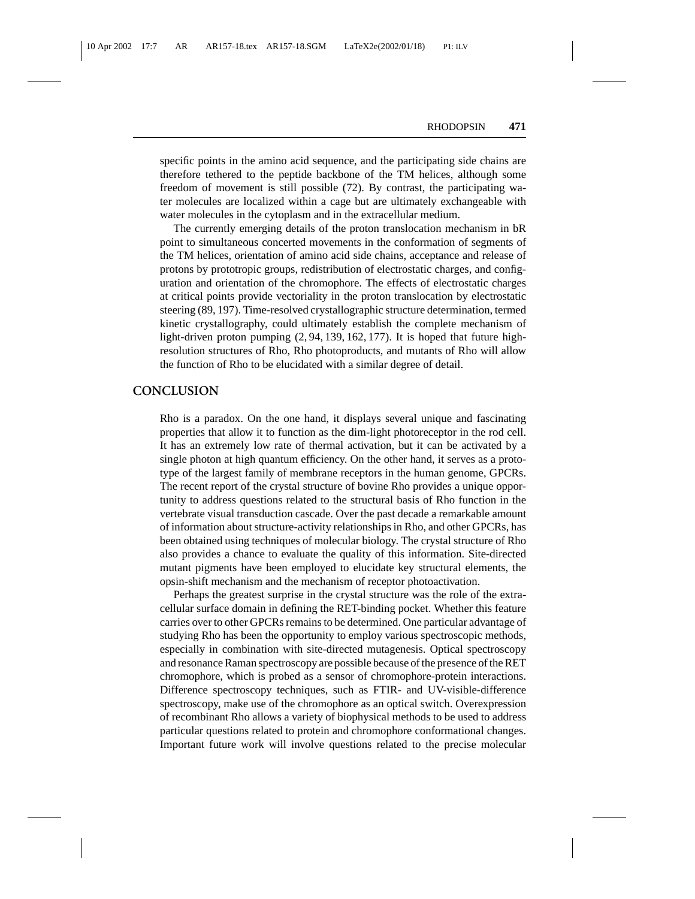specific points in the amino acid sequence, and the participating side chains are therefore tethered to the peptide backbone of the TM helices, although some freedom of movement is still possible (72). By contrast, the participating water molecules are localized within a cage but are ultimately exchangeable with water molecules in the cytoplasm and in the extracellular medium.

The currently emerging details of the proton translocation mechanism in bR point to simultaneous concerted movements in the conformation of segments of the TM helices, orientation of amino acid side chains, acceptance and release of protons by prototropic groups, redistribution of electrostatic charges, and configuration and orientation of the chromophore. The effects of electrostatic charges at critical points provide vectoriality in the proton translocation by electrostatic steering (89, 197). Time-resolved crystallographic structure determination, termed kinetic crystallography, could ultimately establish the complete mechanism of light-driven proton pumping (2, 94, 139, 162, 177). It is hoped that future high-resolution structures of Rho, Rho photoproducts, and mutants of Rho will allow the function of Rho to be elucidated with a similar degree of detail.

## CONCLUSION

Rho is a paradox. On the one hand, it displays several unique and fascinating properties that allow it to function as the dim-light photoreceptor in the rod cell. It has an extremely low rate of thermal activation, but it can be activated by a single photon at high quantum efficiency. On the other hand, it serves as a prototype of the largest family of membrane receptors in the human genome, GPCRs. The recent report of the crystal structure of bovine Rho provides a unique opportunity to address questions related to the structural basis of Rho function in the vertebrate visual transduction cascade. Over the past decade a remarkable amount of information about structure-activity relationships in Rho, and other GPCRs, has been obtained using techniques of molecular biology. The crystal structure of Rho also provides a chance to evaluate the quality of this information. Site-directed mutant pigments have been employed to elucidate key structural elements, the opsin-shift mechanism and the mechanism of receptor photoactivation.

Perhaps the greatest surprise in the crystal structure was the role of the extracellular surface domain in defining the RET-binding pocket. Whether this feature carries over to other GPCRs remains to be determined. One particular advantage of studying Rho has been the opportunity to employ various spectroscopic methods, especially in combination with site-directed mutagenesis. Optical spectroscopy and resonance Raman spectroscopy are possible because of the presence of the RET chromophore, which is probed as a sensor of chromophore-protein interactions. Difference spectroscopy techniques, such as FTIR- and UV-visible-difference spectroscopy, make use of the chromophore as an optical switch. Overexpression of recombinant Rho allows a variety of biophysical methods to be used to address particular questions related to protein and chromophore conformational changes. Important future work will involve questions related to the precise molecular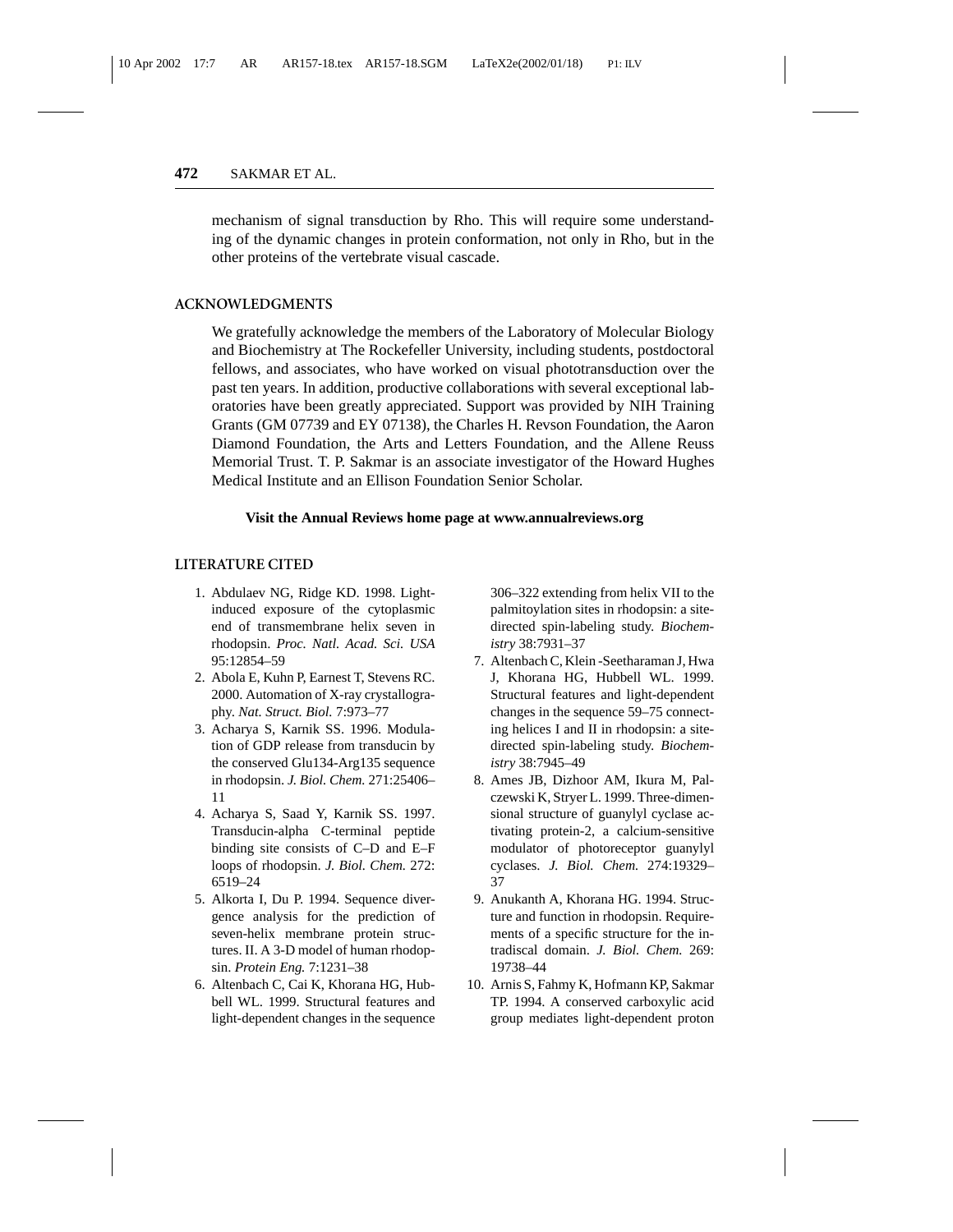mechanism of signal transduction by Rho. This will require some understanding of the dynamic changes in protein conformation, not only in Rho, but in the other proteins of the vertebrate visual cascade.

## ACKNOWLEDGMENTS

We gratefully acknowledge the members of the Laboratory of Molecular Biology and Biochemistry at The Rockefeller University, including students, postdoctoral fellows, and associates, who have worked on visual phototransduction over the past ten years. In addition, productive collaborations with several exceptional laboratories have been greatly appreciated. Support was provided by NIH Training Grants (GM 07739 and EY 07138), the Charles H. Revson Foundation, the Aaron Diamond Foundation, the Arts and Letters Foundation, and the Allene Reuss Memorial Trust. T. P. Sakmar is an associate investigator of the Howard Hughes Medical Institute and an Ellison Foundation Senior Scholar.

**Visit the Annual Reviews home page at www.annualreviews.org**

## LITERATURE CITED

1. Abdulaev NG, Ridge KD. 1998. Light-induced exposure of the cytoplasmic end of transmembrane helix seven in rhodopsin. *Proc. Natl. Acad. Sci. USA* 95:12854–59
2. Abola E, Kuhn P, Earnest T, Stevens RC. 2000. Automation of X-ray crystallography. *Nat. Struct. Biol.* 7:973–77
3. Acharya S, Karnik SS. 1996. Modulation of GDP release from transducin by the conserved Glu134-Arg135 sequence in rhodopsin. *J. Biol. Chem.* 271:25406–11
4. Acharya S, Saad Y, Karnik SS. 1997. Transducin-alpha C-terminal peptide binding site consists of C–D and E–F loops of rhodopsin. *J. Biol. Chem.* 272: 6519–24
5. Alkorta I, Du P. 1994. Sequence divergence analysis for the prediction of seven-helix membrane protein structures. II. A 3-D model of human rhodopsin. *Protein Eng.* 7:1231–38
6. Altenbach C, Cai K, Khorana HG, Hubbell WL. 1999. Structural features and light-dependent changes in the sequence 306–322 extending from helix VII to the palmitoylation sites in rhodopsin: a site-directed spin-labeling study. *Biochemistry* 38:7931–37
7. Altenbach C, Klein-Seetharaman J, Hwa J, Khorana HG, Hubbell WL. 1999. Structural features and light-dependent changes in the sequence 59–75 connecting helices I and II in rhodopsin: a site-directed spin-labeling study. *Biochemistry* 38:7945–49
8. Ames JB, Dizhoor AM, Ikura M, Palczewski K, Stryer L. 1999. Three-dimensional structure of guanylyl cyclase activating protein-2, a calcium-sensitive modulator of photoreceptor guanylyl cyclases. *J. Biol. Chem.* 274:19329–37
9. Anukanth A, Khorana HG. 1994. Structure and function in rhodopsin. Requirements of a specific structure for the intradiscal domain. *J. Biol. Chem.* 269: 19738–44
10. Arnis S, Fahmy K, Hofmann KP, Sakmar TP. 1994. A conserved carboxylic acid group mediates light-dependent proton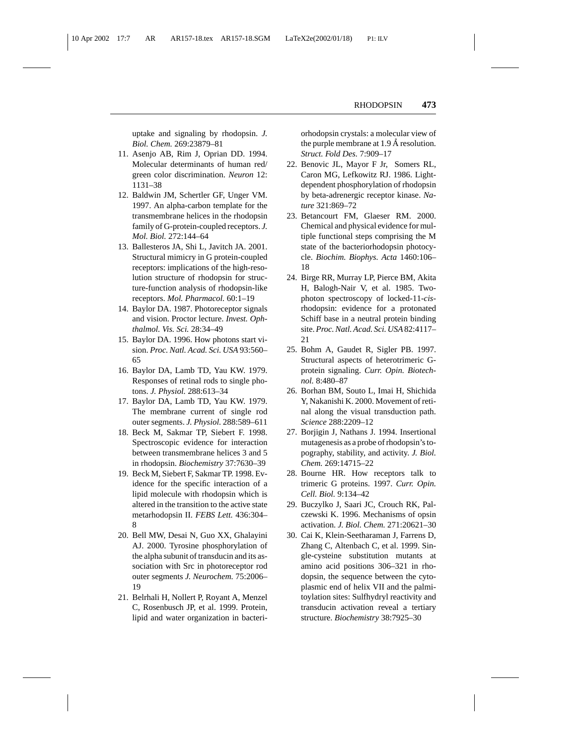uptake and signaling by rhodopsin. *J. Biol. Chem.* 269:23879–81

11. Asenjo AB, Rim J, Oprian DD. 1994. Molecular determinants of human red/green color discrimination. *Neuron* 12:1131–38
12. Baldwin JM, Schertler GF, Unger VM. 1997. An alpha-carbon template for the transmembrane helices in the rhodopsin family of G-protein-coupled receptors. *J. Mol. Biol.* 272:144–64
13. Ballesteros JA, Shi L, Javitch JA. 2001. Structural mimicry in G protein-coupled receptors: implications of the high-resolution structure of rhodopsin for structure-function analysis of rhodopsin-like receptors. *Mol. Pharmacol.* 60:1–19
14. Baylor DA. 1987. Photoreceptor signals and vision. Proctor lecture. *Invest. Ophthalmol. Vis. Sci.* 28:34–49
15. Baylor DA. 1996. How photons start vision. *Proc. Natl. Acad. Sci. USA* 93:560–65
16. Baylor DA, Lamb TD, Yau KW. 1979. Responses of retinal rods to single photons. *J. Physiol.* 288:613–34
17. Baylor DA, Lamb TD, Yau KW. 1979. The membrane current of single rod outer segments. *J. Physiol.* 288:589–611
18. Beck M, Sakmar TP, Siebert F. 1998. Spectroscopic evidence for interaction between transmembrane helices 3 and 5 in rhodopsin. *Biochemistry* 37:7630–39
19. Beck M, Siebert F, Sakmar TP. 1998. Evidence for the specific interaction of a lipid molecule with rhodopsin which is altered in the transition to the active state metarhodopsin II. *FEBS Lett.* 436:304–8
20. Bell MW, Desai N, Guo XX, Ghalayini AJ. 2000. Tyrosine phosphorylation of the alpha subunit of transducin and its association with Src in photoreceptor rod outer segments *J. Neurochem.* 75:2006–19
21. Belrhali H, Nollert P, Royant A, Menzel C, Rosenbusch JP, et al. 1999. Protein, lipid and water organization in bacteriorhodopsin crystals: a molecular view of the purple membrane at 1.9 Å resolution. *Struct. Fold Des.* 7:909–17
22. Benovic JL, Mayor F Jr, Somers RL, Caron MG, Lefkowitz RJ. 1986. Light-dependent phosphorylation of rhodopsin by beta-adrenergic receptor kinase. *Nature* 321:869–72
23. Betancourt FM, Glaeser RM. 2000. Chemical and physical evidence for multiple functional steps comprising the M state of the bacteriorhodopsin photocycle. *Biochim. Biophys. Acta* 1460:106–18
24. Birge RR, Murray LP, Pierce BM, Akita H, Balogh-Nair V, et al. 1985. Two-photon spectroscopy of locked-11-*cis*-rhodopsin: evidence for a protonated Schiff base in a neutral protein binding site. *Proc. Natl. Acad. Sci. USA* 82:4117–21
25. Bohm A, Gaudet R, Sigler PB. 1997. Structural aspects of heterotrimeric G-protein signaling. *Curr. Opin. Biotechnol.* 8:480–87
26. Borhan BM, Souto L, Imai H, Shichida Y, Nakanishi K. 2000. Movement of retinal along the visual transduction path. *Science* 288:2209–12
27. Borjigin J, Nathans J. 1994. Insertional mutagenesis as a probe of rhodopsin's topography, stability, and activity. *J. Biol. Chem.* 269:14715–22
28. Bourne HR. How receptors talk to trimeric G proteins. 1997. *Curr. Opin. Cell. Biol.* 9:134–42
29. Buczylko J, Saari JC, Crouch RK, Palczewski K. 1996. Mechanisms of opsin activation. *J. Biol. Chem.* 271:20621–30
30. Cai K, Klein-Seetharaman J, Farrens D, Zhang C, Altenbach C, et al. 1999. Single-cysteine substitution mutants at amino acid positions 306–321 in rhodopsin, the sequence between the cytoplasmic end of helix VII and the palmitoylation sites: Sulfhydryl reactivity and transducin activation reveal a tertiary structure. *Biochemistry* 38:7925–30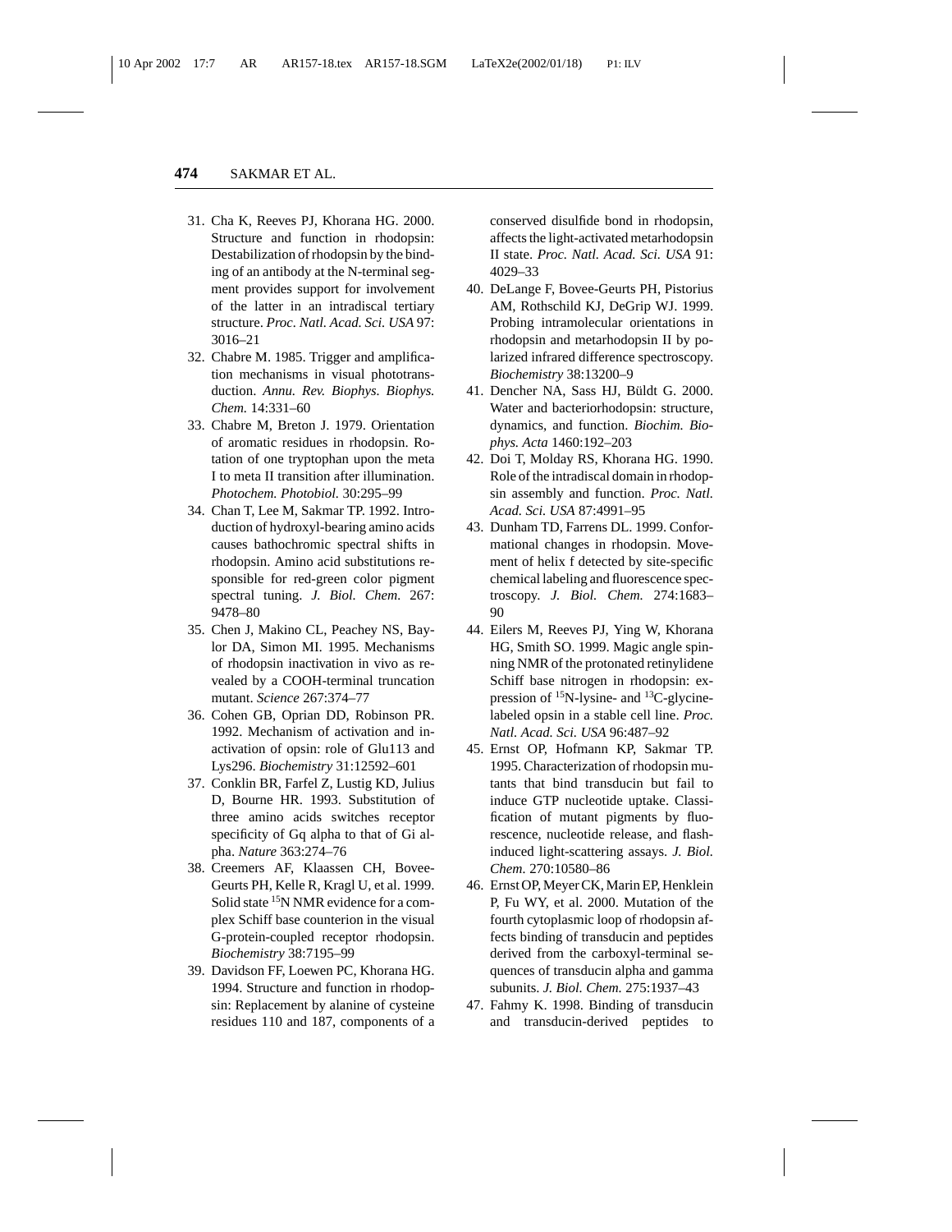31. Cha K, Reeves PJ, Khorana HG. 2000. Structure and function in rhodopsin: Destabilization of rhodopsin by the binding of an antibody at the N-terminal segment provides support for involvement of the latter in an intradiscal tertiary structure. *Proc. Natl. Acad. Sci. USA* 97: 3016–21
32. Chabre M. 1985. Trigger and amplification mechanisms in visual phototransduction. *Annu. Rev. Biophys. Biophys. Chem.* 14:331–60
33. Chabre M, Breton J. 1979. Orientation of aromatic residues in rhodopsin. Rotation of one tryptophan upon the meta I to meta II transition after illumination. *Photochem. Photobiol.* 30:295–99
34. Chan T, Lee M, Sakmar TP. 1992. Introduction of hydroxyl-bearing amino acids causes bathochromic spectral shifts in rhodopsin. Amino acid substitutions responsible for red-green color pigment spectral tuning. *J. Biol. Chem.* 267: 9478–80
35. Chen J, Makino CL, Peachey NS, Baylor DA, Simon MI. 1995. Mechanisms of rhodopsin inactivation in vivo as revealed by a COOH-terminal truncation mutant. *Science* 267:374–77
36. Cohen GB, Oprian DD, Robinson PR. 1992. Mechanism of activation and inactivation of opsin: role of Glu113 and Lys296. *Biochemistry* 31:12592–601
37. Conklin BR, Farfel Z, Lustig KD, Julius D, Bourne HR. 1993. Substitution of three amino acids switches receptor specificity of Gq alpha to that of Gi alpha. *Nature* 363:274–76
38. Creemers AF, Klaassen CH, Bovee-Geurts PH, Kelle R, Kragl U, et al. 1999. Solid state $^{15}$N NMR evidence for a complex Schiff base counterion in the visual G-protein-coupled receptor rhodopsin. *Biochemistry* 38:7195–99
39. Davidson FF, Loewen PC, Khorana HG. 1994. Structure and function in rhodopsin: Replacement by alanine of cysteine residues 110 and 187, components of a conserved disulfide bond in rhodopsin, affects the light-activated metarhodopsin II state. *Proc. Natl. Acad. Sci. USA* 91: 4029–33
40. DeLange F, Bovee-Geurts PH, Pistorius AM, Rothschild KJ, DeGrip WJ. 1999. Probing intramolecular orientations in rhodopsin and metarhodopsin II by polarized infrared difference spectroscopy. *Biochemistry* 38:13200–9
41. Dencher NA, Sass HJ, Büldt G. 2000. Water and bacteriorhodopsin: structure, dynamics, and function. *Biochim. Biophys. Acta* 1460:192–203
42. Doi T, Molday RS, Khorana HG. 1990. Role of the intradiscal domain in rhodopsin assembly and function. *Proc. Natl. Acad. Sci. USA* 87:4991–95
43. Dunham TD, Farrens DL. 1999. Conformational changes in rhodopsin. Movement of helix f detected by site-specific chemical labeling and fluorescence spectroscopy. *J. Biol. Chem.* 274:1683–90
44. Eilers M, Reeves PJ, Ying W, Khorana HG, Smith SO. 1999. Magic angle spinning NMR of the protonated retinylidene Schiff base nitrogen in rhodopsin: expression of $^{15}$N-lysine- and $^{13}$C-glycine-labeled opsin in a stable cell line. *Proc. Natl. Acad. Sci. USA* 96:487–92
45. Ernst OP, Hofmann KP, Sakmar TP. 1995. Characterization of rhodopsin mutants that bind transducin but fail to induce GTP nucleotide uptake. Classification of mutant pigments by fluorescence, nucleotide release, and flash-induced light-scattering assays. *J. Biol. Chem.* 270:10580–86
46. Ernst OP, Meyer CK, Marin EP, Henklein P, Fu WY, et al. 2000. Mutation of the fourth cytoplasmic loop of rhodopsin affects binding of transducin and peptides derived from the carboxyl-terminal sequences of transducin alpha and gamma subunits. *J. Biol. Chem.* 275:1937–43
47. Fahmy K. 1998. Binding of transducin and transducin-derived peptides to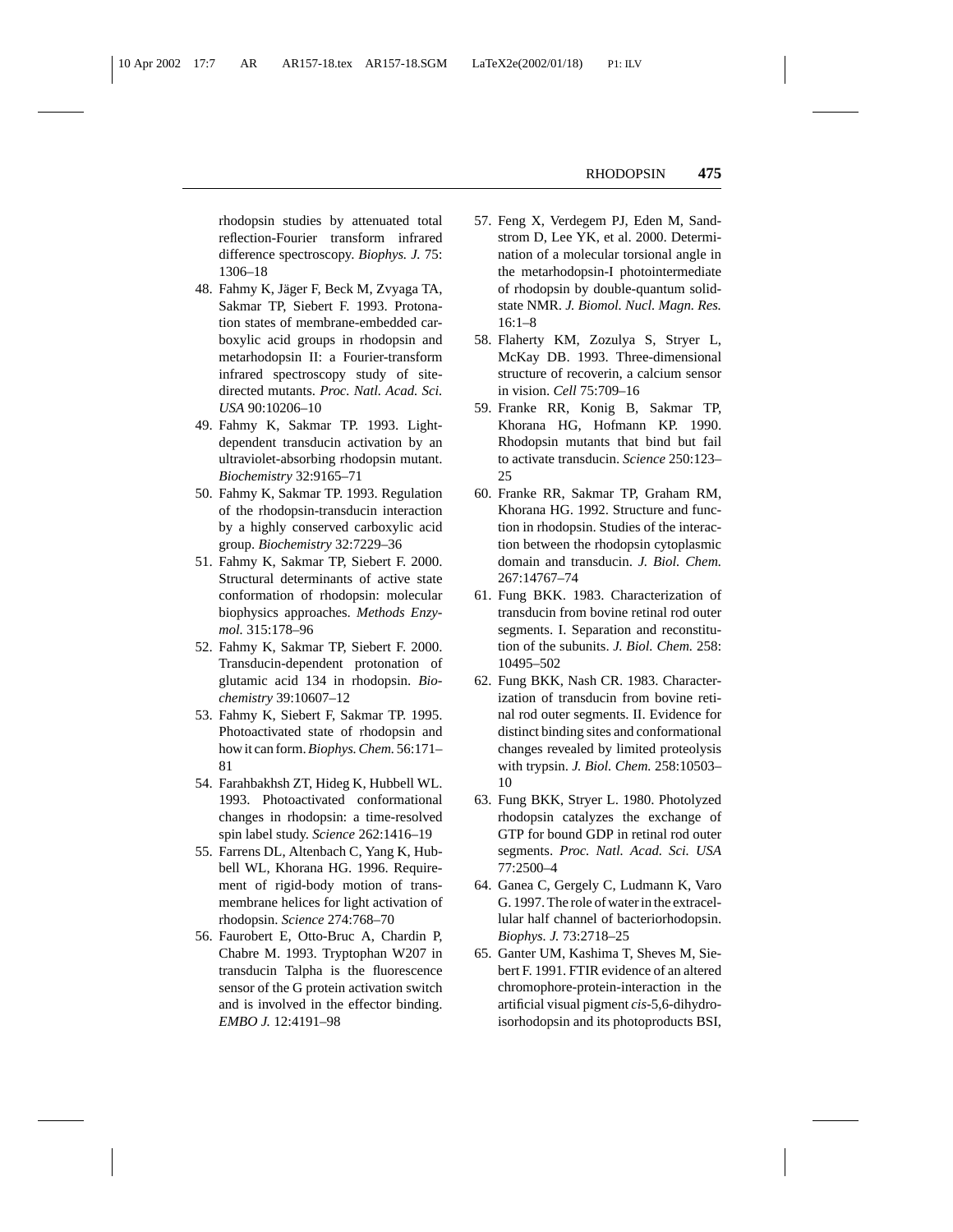rhodopsin studies by attenuated total reflection-Fourier transform infrared difference spectroscopy. *Biophys. J.* 75: 1306–18

48. Fahmy K, Jäger F, Beck M, Zvyaga TA, Sakmar TP, Siebert F. 1993. Protonation states of membrane-embedded carboxylic acid groups in rhodopsin and metarhodopsin II: a Fourier-transform infrared spectroscopy study of site-directed mutants. *Proc. Natl. Acad. Sci. USA* 90:10206–10
49. Fahmy K, Sakmar TP. 1993. Light-dependent transducin activation by an ultraviolet-absorbing rhodopsin mutant. *Biochemistry* 32:9165–71
50. Fahmy K, Sakmar TP. 1993. Regulation of the rhodopsin-transducin interaction by a highly conserved carboxylic acid group. *Biochemistry* 32:7229–36
51. Fahmy K, Sakmar TP, Siebert F. 2000. Structural determinants of active state conformation of rhodopsin: molecular biophysics approaches. *Methods Enzymol.* 315:178–96
52. Fahmy K, Sakmar TP, Siebert F. 2000. Transducin-dependent protonation of glutamic acid 134 in rhodopsin. *Biochemistry* 39:10607–12
53. Fahmy K, Siebert F, Sakmar TP. 1995. Photoactivated state of rhodopsin and how it can form. *Biophys. Chem.* 56:171–81
54. Farahbakhsh ZT, Hideg K, Hubbell WL. 1993. Photoactivated conformational changes in rhodopsin: a time-resolved spin label study. *Science* 262:1416–19
55. Farrens DL, Altenbach C, Yang K, Hubbell WL, Khorana HG. 1996. Requirement of rigid-body motion of transmembrane helices for light activation of rhodopsin. *Science* 274:768–70
56. Faurobert E, Otto-Bruc A, Chardin P, Chabre M. 1993. Tryptophan W207 in transducin Talpha is the fluorescence sensor of the G protein activation switch and is involved in the effector binding. *EMBO J.* 12:4191–98
57. Feng X, Verdegem PJ, Eden M, Sandstrom D, Lee YK, et al. 2000. Determination of a molecular torsional angle in the metarhodopsin-I photointermediate of rhodopsin by double-quantum solid-state NMR. *J. Biomol. Nucl. Magn. Res.* 16:1–8
58. Flaherty KM, Zozulya S, Stryer L, McKay DB. 1993. Three-dimensional structure of recoverin, a calcium sensor in vision. *Cell* 75:709–16
59. Franke RR, Konig B, Sakmar TP, Khorana HG, Hofmann KP. 1990. Rhodopsin mutants that bind but fail to activate transducin. *Science* 250:123–25
60. Franke RR, Sakmar TP, Graham RM, Khorana HG. 1992. Structure and function in rhodopsin. Studies of the interaction between the rhodopsin cytoplasmic domain and transducin. *J. Biol. Chem.* 267:14767–74
61. Fung BKK. 1983. Characterization of transducin from bovine retinal rod outer segments. I. Separation and reconstitution of the subunits. *J. Biol. Chem.* 258: 10495–502
62. Fung BKK, Nash CR. 1983. Characterization of transducin from bovine retinal rod outer segments. II. Evidence for distinct binding sites and conformational changes revealed by limited proteolysis with trypsin. *J. Biol. Chem.* 258:10503–10
63. Fung BKK, Stryer L. 1980. Photolyzed rhodopsin catalyzes the exchange of GTP for bound GDP in retinal rod outer segments. *Proc. Natl. Acad. Sci. USA* 77:2500–4
64. Ganea C, Gergely C, Ludmann K, Varo G. 1997. The role of water in the extracellular half channel of bacteriorhodopsin. *Biophys. J.* 73:2718–25
65. Ganter UM, Kashima T, Sheves M, Siebert F. 1991. FTIR evidence of an altered chromophore-protein-interaction in the artificial visual pigment *cis*-5,6-dihydroisorhodopsin and its photoproducts BSI,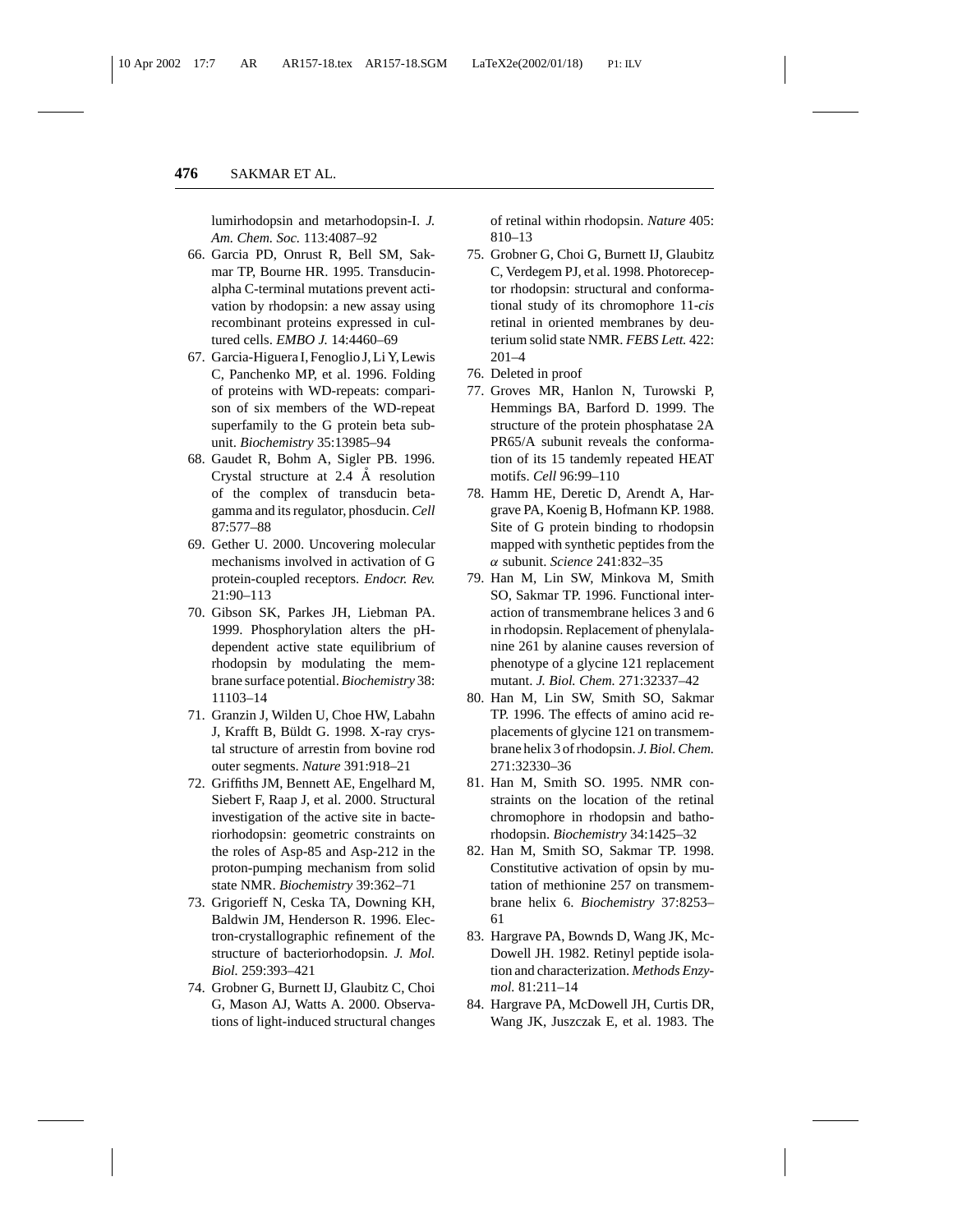lumirhodopsin and metarhodopsin-I. *J. Am. Chem. Soc.* 113:4087–92

66. Garcia PD, Onrust R, Bell SM, Sakmar TP, Bourne HR. 1995. Transducin-alpha C-terminal mutations prevent activation by rhodopsin: a new assay using recombinant proteins expressed in cultured cells. *EMBO J.* 14:4460–69
67. Garcia-Higuera I, Fenoglio J, Li Y, Lewis C, Panchenko MP, et al. 1996. Folding of proteins with WD-repeats: comparison of six members of the WD-repeat superfamily to the G protein beta subunit. *Biochemistry* 35:13985–94
68. Gaudet R, Bohm A, Sigler PB. 1996. Crystal structure at 2.4 Å resolution of the complex of transducin beta-gamma and its regulator, phosducin. *Cell* 87:577–88
69. Gether U. 2000. Uncovering molecular mechanisms involved in activation of G protein-coupled receptors. *Endocr. Rev.* 21:90–113
70. Gibson SK, Parkes JH, Liebman PA. 1999. Phosphorylation alters the pH-dependent active state equilibrium of rhodopsin by modulating the membrane surface potential. *Biochemistry* 38: 11103–14
71. Granzin J, Wilden U, Choe HW, Labahn J, Krafft B, Büldt G. 1998. X-ray crystal structure of arrestin from bovine rod outer segments. *Nature* 391:918–21
72. Griffiths JM, Bennett AE, Engelhard M, Siebert F, Raap J, et al. 2000. Structural investigation of the active site in bacteriorhodopsin: geometric constraints on the roles of Asp-85 and Asp-212 in the proton-pumping mechanism from solid state NMR. *Biochemistry* 39:362–71
73. Grigorieff N, Ceska TA, Downing KH, Baldwin JM, Henderson R. 1996. Electron-crystallographic refinement of the structure of bacteriorhodopsin. *J. Mol. Biol.* 259:393–421
74. Grobner G, Burnett IJ, Glaubitz C, Choi G, Mason AJ, Watts A. 2000. Observations of light-induced structural changes of retinal within rhodopsin. *Nature* 405: 810–13
75. Grobner G, Choi G, Burnett IJ, Glaubitz C, Verdegem PJ, et al. 1998. Photoreceptor rhodopsin: structural and conformational study of its chromophore 11-*cis* retinal in oriented membranes by deuterium solid state NMR. *FEBS Lett.* 422: 201–4
76. Deleted in proof
77. Groves MR, Hanlon N, Turowski P, Hemmings BA, Barford D. 1999. The structure of the protein phosphatase 2A PR65/A subunit reveals the conformation of its 15 tandemly repeated HEAT motifs. *Cell* 96:99–110
78. Hamm HE, Deretic D, Arendt A, Hargrave PA, Koenig B, Hofmann KP. 1988. Site of G protein binding to rhodopsin mapped with synthetic peptides from the $\alpha$ subunit. *Science* 241:832–35
79. Han M, Lin SW, Minkova M, Smith SO, Sakmar TP. 1996. Functional interaction of transmembrane helices 3 and 6 in rhodopsin. Replacement of phenylalanine 261 by alanine causes reversion of phenotype of a glycine 121 replacement mutant. *J. Biol. Chem.* 271:32337–42
80. Han M, Lin SW, Smith SO, Sakmar TP. 1996. The effects of amino acid replacements of glycine 121 on transmembrane helix 3 of rhodopsin. *J. Biol. Chem.* 271:32330–36
81. Han M, Smith SO. 1995. NMR constraints on the location of the retinal chromophore in rhodopsin and bathorhodopsin. *Biochemistry* 34:1425–32
82. Han M, Smith SO, Sakmar TP. 1998. Constitutive activation of opsin by mutation of methionine 257 on transmembrane helix 6. *Biochemistry* 37:8253–61
83. Hargrave PA, Bownds D, Wang JK, McDowell JH. 1982. Retinyl peptide isolation and characterization. *Methods Enzymol.* 81:211–14
84. Hargrave PA, McDowell JH, Curtis DR, Wang JK, Juszczak E, et al. 1983. The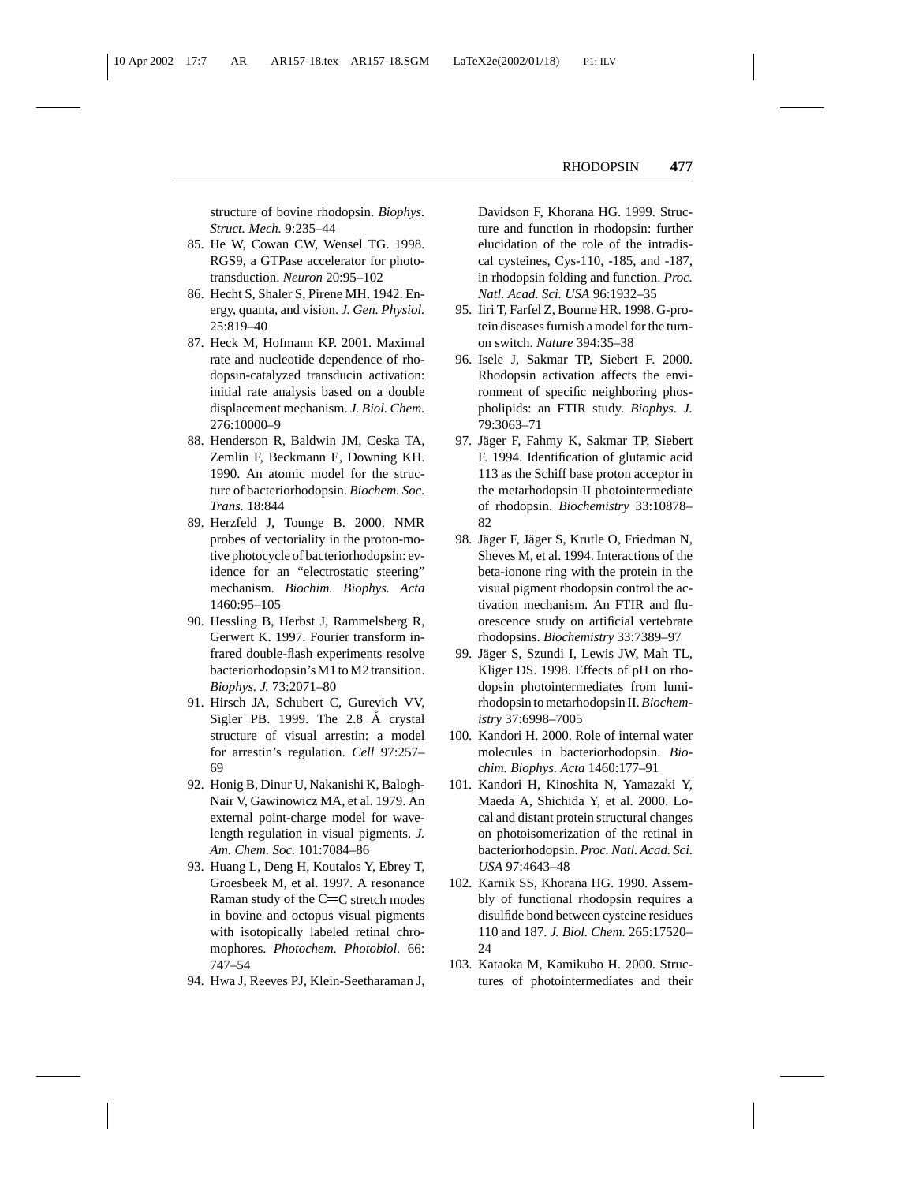structure of bovine rhodopsin. *Biophys. Struct. Mech.* 9:235–44

85. He W, Cowan CW, Wensel TG. 1998. RGS9, a GTPase accelerator for phototransduction. *Neuron* 20:95–102
86. Hecht S, Shaler S, Pirene MH. 1942. Energy, quanta, and vision. *J. Gen. Physiol.* 25:819–40
87. Heck M, Hofmann KP. 2001. Maximal rate and nucleotide dependence of rhodopsin-catalyzed transducin activation: initial rate analysis based on a double displacement mechanism. *J. Biol. Chem.* 276:10000–9
88. Henderson R, Baldwin JM, Ceska TA, Zemlin F, Beckmann E, Downing KH. 1990. An atomic model for the structure of bacteriorhodopsin. *Biochem. Soc. Trans.* 18:844
89. Herzfeld J, Tounge B. 2000. NMR probes of vectoriality in the proton-motive photocycle of bacteriorhodopsin: evidence for an "electrostatic steering" mechanism. *Biochim. Biophys. Acta* 1460:95–105
90. Hessling B, Herbst J, Rammelsberg R, Gerwert K. 1997. Fourier transform infrared double-flash experiments resolve bacteriorhodopsin's M1 to M2 transition. *Biophys. J.* 73:2071–80
91. Hirsch JA, Schubert C, Gurevich VV, Sigler PB. 1999. The 2.8 Å crystal structure of visual arrestin: a model for arrestin's regulation. *Cell* 97:257–69
92. Honig B, Dinur U, Nakanishi K, Balogh-Nair V, Gawinowicz MA, et al. 1979. An external point-charge model for wavelength regulation in visual pigments. *J. Am. Chem. Soc.* 101:7084–86
93. Huang L, Deng H, Koutalos Y, Ebrey T, Groesbeek M, et al. 1997. A resonance Raman study of the C=C stretch modes in bovine and octopus visual pigments with isotopically labeled retinal chromophores. *Photochem. Photobiol.* 66: 747–54
94. Hwa J, Reeves PJ, Klein-Seetharaman J, Davidson F, Khorana HG. 1999. Structure and function in rhodopsin: further elucidation of the role of the intradiscal cysteines, Cys-110, -185, and -187, in rhodopsin folding and function. *Proc. Natl. Acad. Sci. USA* 96:1932–35
95. Iiri T, Farfel Z, Bourne HR. 1998. G-protein diseases furnish a model for the turn-on switch. *Nature* 394:35–38
96. Isele J, Sakmar TP, Siebert F. 2000. Rhodopsin activation affects the environment of specific neighboring phospholipids: an FTIR study. *Biophys. J.* 79:3063–71
97. Jäger F, Fahmy K, Sakmar TP, Siebert F. 1994. Identification of glutamic acid 113 as the Schiff base proton acceptor in the metarhodopsin II photointermediate of rhodopsin. *Biochemistry* 33:10878–82
98. Jäger F, Jäger S, Krutle O, Friedman N, Sheves M, et al. 1994. Interactions of the beta-ionone ring with the protein in the visual pigment rhodopsin control the activation mechanism. An FTIR and fluorescence study on artificial vertebrate rhodopsins. *Biochemistry* 33:7389–97
99. Jäger S, Szundi I, Lewis JW, Mah TL, Kliger DS. 1998. Effects of pH on rhodopsin photointermediates from lumirhodopsin to metarhodopsin II. *Biochemistry* 37:6998–7005
100. Kandori H. 2000. Role of internal water molecules in bacteriorhodopsin. *Biochim. Biophys. Acta* 1460:177–91
101. Kandori H, Kinoshita N, Yamazaki Y, Maeda A, Shichida Y, et al. 2000. Local and distant protein structural changes on photoisomerization of the retinal in bacteriorhodopsin. *Proc. Natl. Acad. Sci. USA* 97:4643–48
102. Karnik SS, Khorana HG. 1990. Assembly of functional rhodopsin requires a disulfide bond between cysteine residues 110 and 187. *J. Biol. Chem.* 265:17520–24
103. Kataoka M, Kamikubo H. 2000. Structures of photointermediates and their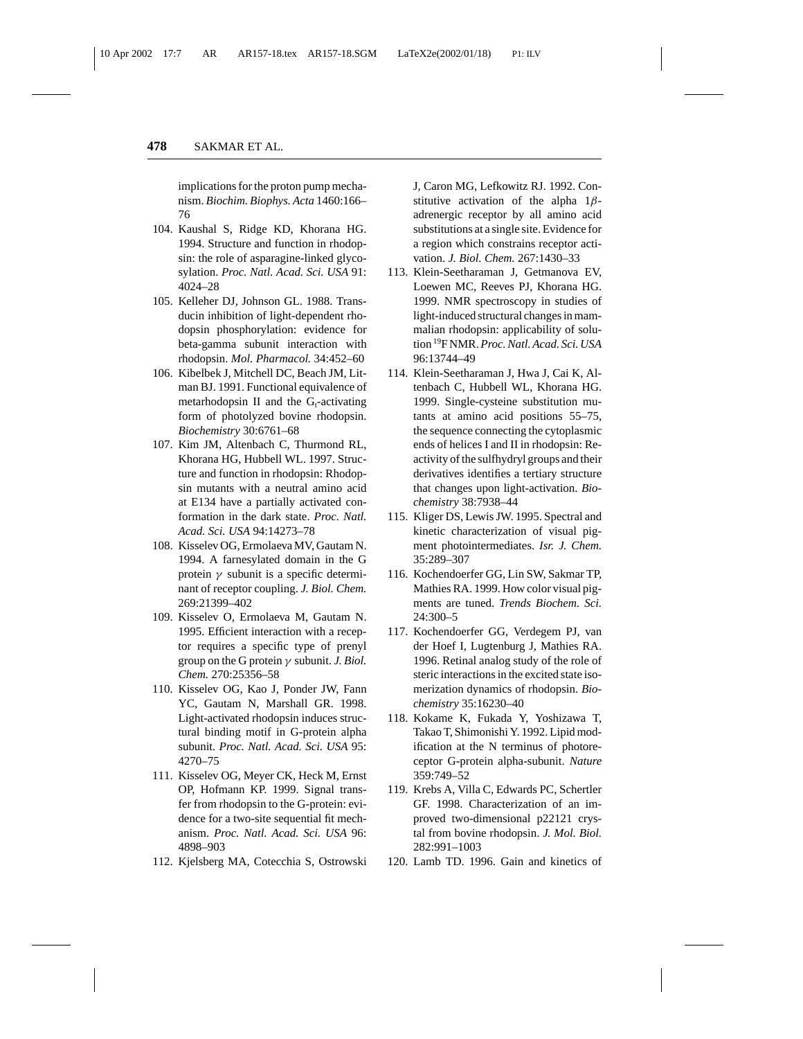implications for the proton pump mechanism. *Biochim. Biophys. Acta* 1460:166–76

104. Kaushal S, Ridge KD, Khorana HG. 1994. Structure and function in rhodopsin: the role of asparagine-linked glycosylation. *Proc. Natl. Acad. Sci. USA* 91: 4024–28
105. Kelleher DJ, Johnson GL. 1988. Transducin inhibition of light-dependent rhodopsin phosphorylation: evidence for beta-gamma subunit interaction with rhodopsin. *Mol. Pharmacol.* 34:452–60
106. Kibelbek J, Mitchell DC, Beach JM, Litman BJ. 1991. Functional equivalence of metarhodopsin II and the $G_t$-activating form of photolyzed bovine rhodopsin. *Biochemistry* 30:6761–68
107. Kim JM, Altenbach C, Thurmond RL, Khorana HG, Hubbell WL. 1997. Structure and function in rhodopsin: Rhodopsin mutants with a neutral amino acid at E134 have a partially activated conformation in the dark state. *Proc. Natl. Acad. Sci. USA* 94:14273–78
108. Kisselev OG, Ermolaeva MV, Gautam N. 1994. A farnesylated domain in the G protein $\gamma$ subunit is a specific determinant of receptor coupling. *J. Biol. Chem.* 269:21399–402
109. Kisselev O, Ermolaeva M, Gautam N. 1995. Efficient interaction with a receptor requires a specific type of prenyl group on the G protein $\gamma$ subunit. *J. Biol. Chem.* 270:25356–58
110. Kisselev OG, Kao J, Ponder JW, Fann YC, Gautam N, Marshall GR. 1998. Light-activated rhodopsin induces structural binding motif in G-protein alpha subunit. *Proc. Natl. Acad. Sci. USA* 95: 4270–75
111. Kisselev OG, Meyer CK, Heck M, Ernst OP, Hofmann KP. 1999. Signal transfer from rhodopsin to the G-protein: evidence for a two-site sequential fit mechanism. *Proc. Natl. Acad. Sci. USA* 96: 4898–903
112. Kjelsberg MA, Cotecchia S, Ostrowski J, Caron MG, Lefkowitz RJ. 1992. Constitutive activation of the alpha $1\beta$-adrenergic receptor by all amino acid substitutions at a single site. Evidence for a region which constrains receptor activation. *J. Biol. Chem.* 267:1430–33
113. Klein-Seetharaman J, Getmanova EV, Loewen MC, Reeves PJ, Khorana HG. 1999. NMR spectroscopy in studies of light-induced structural changes in mammalian rhodopsin: applicability of solution $^{19}$F NMR. *Proc. Natl. Acad. Sci. USA* 96:13744–49
114. Klein-Seetharaman J, Hwa J, Cai K, Altenbach C, Hubbell WL, Khorana HG. 1999. Single-cysteine substitution mutants at amino acid positions 55–75, the sequence connecting the cytoplasmic ends of helices I and II in rhodopsin: Reactivity of the sulfhydryl groups and their derivatives identifies a tertiary structure that changes upon light-activation. *Biochemistry* 38:7938–44
115. Kliger DS, Lewis JW. 1995. Spectral and kinetic characterization of visual pigment photointermediates. *Isr. J. Chem.* 35:289–307
116. Kochendoerfer GG, Lin SW, Sakmar TP, Mathies RA. 1999. How color visual pigments are tuned. *Trends Biochem. Sci.* 24:300–5
117. Kochendoerfer GG, Verdegem PJ, van der Hoef I, Lugtenburg J, Mathies RA. 1996. Retinal analog study of the role of steric interactions in the excited state isomerization dynamics of rhodopsin. *Biochemistry* 35:16230–40
118. Kokame K, Fukada Y, Yoshizawa T, Takao T, Shimonishi Y. 1992. Lipid modification at the N terminus of photoreceptor G-protein alpha-subunit. *Nature* 359:749–52
119. Krebs A, Villa C, Edwards PC, Schertler GF. 1998. Characterization of an improved two-dimensional p22121 crystal from bovine rhodopsin. *J. Mol. Biol.* 282:991–1003
120. Lamb TD. 1996. Gain and kinetics of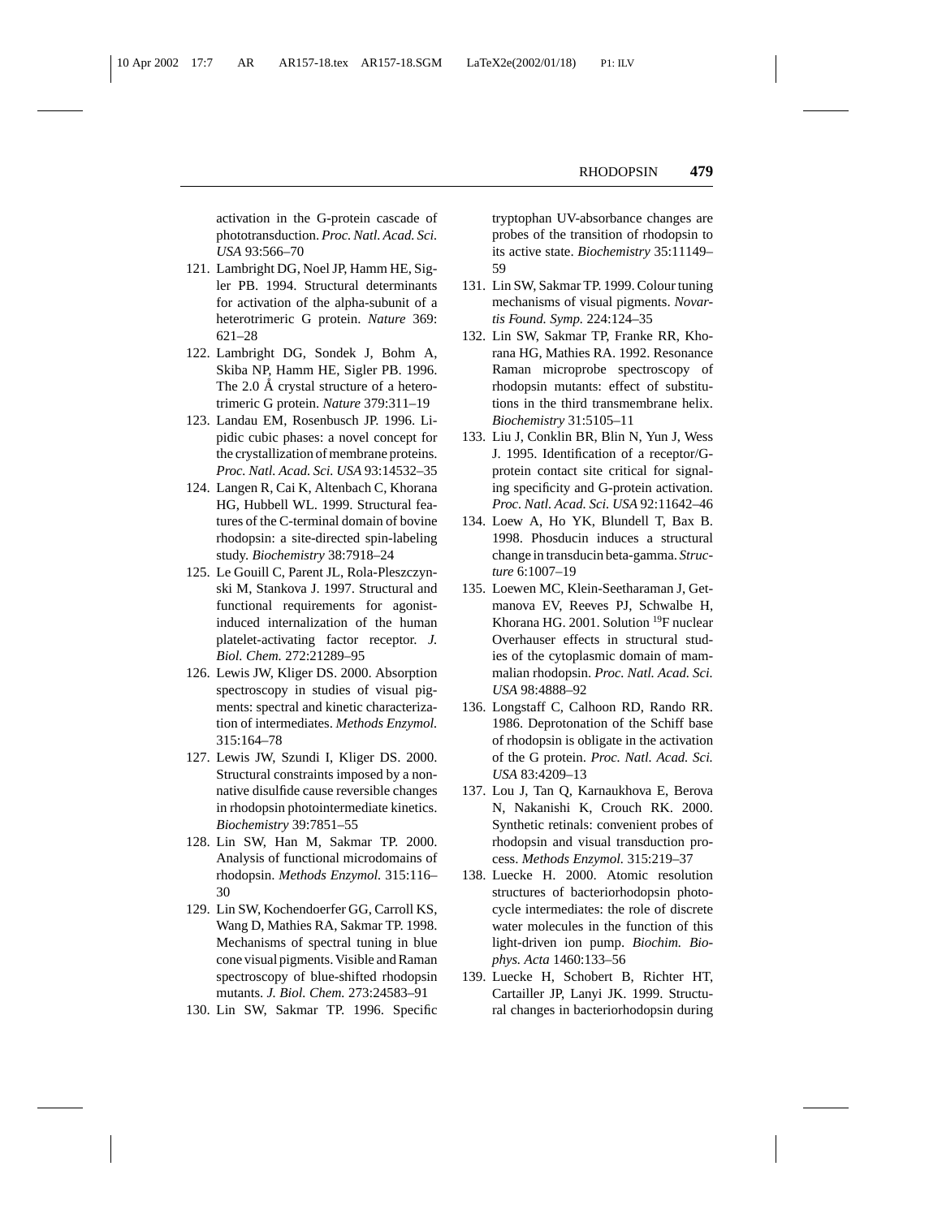activation in the G-protein cascade of phototransduction. *Proc. Natl. Acad. Sci. USA* 93:566–70

121. Lambright DG, Noel JP, Hamm HE, Sigler PB. 1994. Structural determinants for activation of the alpha-subunit of a heterotrimeric G protein. *Nature* 369: 621–28
122. Lambright DG, Sondek J, Bohm A, Skiba NP, Hamm HE, Sigler PB. 1996. The 2.0 Å crystal structure of a heterotrimeric G protein. *Nature* 379:311–19
123. Landau EM, Rosenbusch JP. 1996. Lipidic cubic phases: a novel concept for the crystallization of membrane proteins. *Proc. Natl. Acad. Sci. USA* 93:14532–35
124. Langen R, Cai K, Altenbach C, Khorana HG, Hubbell WL. 1999. Structural features of the C-terminal domain of bovine rhodopsin: a site-directed spin-labeling study. *Biochemistry* 38:7918–24
125. Le Gouill C, Parent JL, Rola-Pleszczynski M, Stankova J. 1997. Structural and functional requirements for agonist-induced internalization of the human platelet-activating factor receptor. *J. Biol. Chem.* 272:21289–95
126. Lewis JW, Kliger DS. 2000. Absorption spectroscopy in studies of visual pigments: spectral and kinetic characterization of intermediates. *Methods Enzymol.* 315:164–78
127. Lewis JW, Szundi I, Kliger DS. 2000. Structural constraints imposed by a non-native disulfide cause reversible changes in rhodopsin photointermediate kinetics. *Biochemistry* 39:7851–55
128. Lin SW, Han M, Sakmar TP. 2000. Analysis of functional microdomains of rhodopsin. *Methods Enzymol.* 315:116–30
129. Lin SW, Kochendoerfer GG, Carroll KS, Wang D, Mathies RA, Sakmar TP. 1998. Mechanisms of spectral tuning in blue cone visual pigments. Visible and Raman spectroscopy of blue-shifted rhodopsin mutants. *J. Biol. Chem.* 273:24583–91
130. Lin SW, Sakmar TP. 1996. Specific tryptophan UV-absorbance changes are probes of the transition of rhodopsin to its active state. *Biochemistry* 35:11149–59
131. Lin SW, Sakmar TP. 1999. Colour tuning mechanisms of visual pigments. *Novartis Found. Symp.* 224:124–35
132. Lin SW, Sakmar TP, Franke RR, Khorana HG, Mathies RA. 1992. Resonance Raman microprobe spectroscopy of rhodopsin mutants: effect of substitutions in the third transmembrane helix. *Biochemistry* 31:5105–11
133. Liu J, Conklin BR, Blin N, Yun J, Wess J. 1995. Identification of a receptor/G-protein contact site critical for signaling specificity and G-protein activation. *Proc. Natl. Acad. Sci. USA* 92:11642–46
134. Loew A, Ho YK, Blundell T, Bax B. 1998. Phosducin induces a structural change in transducin beta-gamma. *Structure* 6:1007–19
135. Loewen MC, Klein-Seetharaman J, Getmanova EV, Reeves PJ, Schwalbe H, Khorana HG. 2001. Solution $^{19}$F nuclear Overhauser effects in structural studies of the cytoplasmic domain of mammalian rhodopsin. *Proc. Natl. Acad. Sci. USA* 98:4888–92
136. Longstaff C, Calhoon RD, Rando RR. 1986. Deprotonation of the Schiff base of rhodopsin is obligate in the activation of the G protein. *Proc. Natl. Acad. Sci. USA* 83:4209–13
137. Lou J, Tan Q, Karnaukhova E, Berova N, Nakanishi K, Crouch RK. 2000. Synthetic retinals: convenient probes of rhodopsin and visual transduction process. *Methods Enzymol.* 315:219–37
138. Luecke H. 2000. Atomic resolution structures of bacteriorhodopsin photocycle intermediates: the role of discrete water molecules in the function of this light-driven ion pump. *Biochim. Biophys. Acta* 1460:133–56
139. Luecke H, Schobert B, Richter HT, Cartailler JP, Lanyi JK. 1999. Structural changes in bacteriorhodopsin during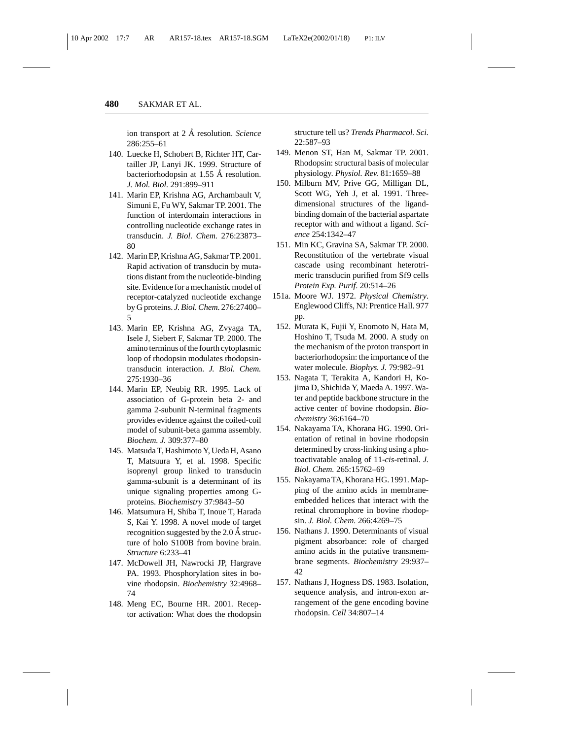ion transport at 2 Å resolution. *Science* 286:255–61

140. Luecke H, Schobert B, Richter HT, Cartailler JP, Lanyi JK. 1999. Structure of bacteriorhodopsin at 1.55 Å resolution. *J. Mol. Biol.* 291:899–911
141. Marin EP, Krishna AG, Archambault V, Simuni E, Fu WY, Sakmar TP. 2001. The function of interdomain interactions in controlling nucleotide exchange rates in transducin. *J. Biol. Chem.* 276:23873–80
142. Marin EP, Krishna AG, Sakmar TP. 2001. Rapid activation of transducin by mutations distant from the nucleotide-binding site. Evidence for a mechanistic model of receptor-catalyzed nucleotide exchange by G proteins. *J. Biol. Chem.* 276:27400–5
143. Marin EP, Krishna AG, Zvyaga TA, Isele J, Siebert F, Sakmar TP. 2000. The amino terminus of the fourth cytoplasmic loop of rhodopsin modulates rhodopsin-transducin interaction. *J. Biol. Chem.* 275:1930–36
144. Marin EP, Neubig RR. 1995. Lack of association of G-protein beta 2- and gamma 2-subunit N-terminal fragments provides evidence against the coiled-coil model of subunit-beta gamma assembly. *Biochem. J.* 309:377–80
145. Matsuda T, Hashimoto Y, Ueda H, Asano T, Matsuura Y, et al. 1998. Specific isoprenyl group linked to transducin gamma-subunit is a determinant of its unique signaling properties among G-proteins. *Biochemistry* 37:9843–50
146. Matsumura H, Shiba T, Inoue T, Harada S, Kai Y. 1998. A novel mode of target recognition suggested by the 2.0 Å structure of holo S100B from bovine brain. *Structure* 6:233–41
147. McDowell JH, Nawrocki JP, Hargrave PA. 1993. Phosphorylation sites in bovine rhodopsin. *Biochemistry* 32:4968–74
148. Meng EC, Bourne HR. 2001. Receptor activation: What does the rhodopsin structure tell us? *Trends Pharmacol. Sci.* 22:587–93
149. Menon ST, Han M, Sakmar TP. 2001. Rhodopsin: structural basis of molecular physiology. *Physiol. Rev.* 81:1659–88
150. Milburn MV, Prive GG, Milligan DL, Scott WG, Yeh J, et al. 1991. Three-dimensional structures of the ligand-binding domain of the bacterial aspartate receptor with and without a ligand. *Science* 254:1342–47
151. Min KC, Gravina SA, Sakmar TP. 2000. Reconstitution of the vertebrate visual cascade using recombinant heterotrimeric transducin purified from Sf9 cells *Protein Exp. Purif.* 20:514–26

151a. Moore WJ. 1972. *Physical Chemistry*. Englewood Cliffs, NJ: Prentice Hall. 977 pp.

152. Murata K, Fujii Y, Enomoto N, Hata M, Hoshino T, Tsuda M. 2000. A study on the mechanism of the proton transport in bacteriorhodopsin: the importance of the water molecule. *Biophys. J.* 79:982–91
153. Nagata T, Terakita A, Kandori H, Kojima D, Shichida Y, Maeda A. 1997. Water and peptide backbone structure in the active center of bovine rhodopsin. *Biochemistry* 36:6164–70
154. Nakayama TA, Khorana HG. 1990. Orientation of retinal in bovine rhodopsin determined by cross-linking using a photoactivatable analog of 11-*cis*-retinal. *J. Biol. Chem.* 265:15762–69
155. Nakayama TA, Khorana HG. 1991. Mapping of the amino acids in membrane-embedded helices that interact with the retinal chromophore in bovine rhodopsin. *J. Biol. Chem.* 266:4269–75
156. Nathans J. 1990. Determinants of visual pigment absorbance: role of charged amino acids in the putative transmembrane segments. *Biochemistry* 29:937–42
157. Nathans J, Hogness DS. 1983. Isolation, sequence analysis, and intron-exon arrangement of the gene encoding bovine rhodopsin. *Cell* 34:807–14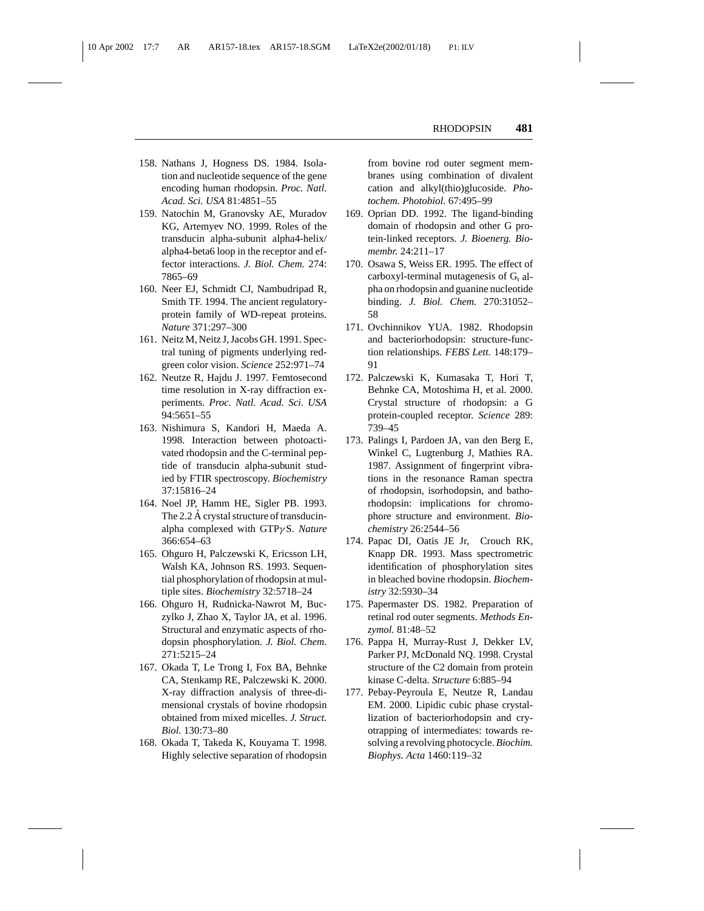158. Nathans J, Hogness DS. 1984. Isolation and nucleotide sequence of the gene encoding human rhodopsin. *Proc. Natl. Acad. Sci. USA* 81:4851–55
159. Natochin M, Granovsky AE, Muradov KG, Artemyev NO. 1999. Roles of the transducin alpha-subunit alpha4-helix/alpha4-beta6 loop in the receptor and effector interactions. *J. Biol. Chem.* 274: 7865–69
160. Neer EJ, Schmidt CJ, Nambudripad R, Smith TF. 1994. The ancient regulatory-protein family of WD-repeat proteins. *Nature* 371:297–300
161. Neitz M, Neitz J, Jacobs GH. 1991. Spectral tuning of pigments underlying red-green color vision. *Science* 252:971–74
162. Neutze R, Hajdu J. 1997. Femtosecond time resolution in X-ray diffraction experiments. *Proc. Natl. Acad. Sci. USA* 94:5651–55
163. Nishimura S, Kandori H, Maeda A. 1998. Interaction between photoactivated rhodopsin and the C-terminal peptide of transducin alpha-subunit studied by FTIR spectroscopy. *Biochemistry* 37:15816–24
164. Noel JP, Hamm HE, Sigler PB. 1993. The 2.2 Å crystal structure of transducin-alpha complexed with GTP$\gamma$S. *Nature* 366:654–63
165. Ohguro H, Palczewski K, Ericsson LH, Walsh KA, Johnson RS. 1993. Sequential phosphorylation of rhodopsin at multiple sites. *Biochemistry* 32:5718–24
166. Ohguro H, Rudnicka-Nawrot M, Buczylko J, Zhao X, Taylor JA, et al. 1996. Structural and enzymatic aspects of rhodopsin phosphorylation. *J. Biol. Chem.* 271:5215–24
167. Okada T, Le Trong I, Fox BA, Behnke CA, Stenkamp RE, Palczewski K. 2000. X-ray diffraction analysis of three-dimensional crystals of bovine rhodopsin obtained from mixed micelles. *J. Struct. Biol.* 130:73–80
168. Okada T, Takeda K, Kouyama T. 1998. Highly selective separation of rhodopsin from bovine rod outer segment membranes using combination of divalent cation and alkyl(thio)glucoside. *Photochem. Photobiol.* 67:495–99
169. Oprian DD. 1992. The ligand-binding domain of rhodopsin and other G protein-linked receptors. *J. Bioenerg. Biomembr.* 24:211–17
170. Osawa S, Weiss ER. 1995. The effect of carboxyl-terminal mutagenesis of $G_t$ alpha on rhodopsin and guanine nucleotide binding. *J. Biol. Chem.* 270:31052–58
171. Ovchinnikov YUA. 1982. Rhodopsin and bacteriorhodopsin: structure-function relationships. *FEBS Lett.* 148:179–91
172. Palczewski K, Kumasaka T, Hori T, Behnke CA, Motoshima H, et al. 2000. Crystal structure of rhodopsin: a G protein-coupled receptor. *Science* 289: 739–45
173. Palings I, Pardoen JA, van den Berg E, Winkel C, Lugtenburg J, Mathies RA. 1987. Assignment of fingerprint vibrations in the resonance Raman spectra of rhodopsin, isorhodopsin, and bathorhodopsin: implications for chromophore structure and environment. *Biochemistry* 26:2544–56
174. Papac DI, Oatis JE Jr, Crouch RK, Knapp DR. 1993. Mass spectrometric identification of phosphorylation sites in bleached bovine rhodopsin. *Biochemistry* 32:5930–34
175. Papermaster DS. 1982. Preparation of retinal rod outer segments. *Methods Enzymol.* 81:48–52
176. Pappa H, Murray-Rust J, Dekker LV, Parker PJ, McDonald NQ. 1998. Crystal structure of the C2 domain from protein kinase C-delta. *Structure* 6:885–94
177. Pebay-Peyroula E, Neutze R, Landau EM. 2000. Lipidic cubic phase crystallization of bacteriorhodopsin and cryotrapping of intermediates: towards resolving a revolving photocycle. *Biochim. Biophys. Acta* 1460:119–32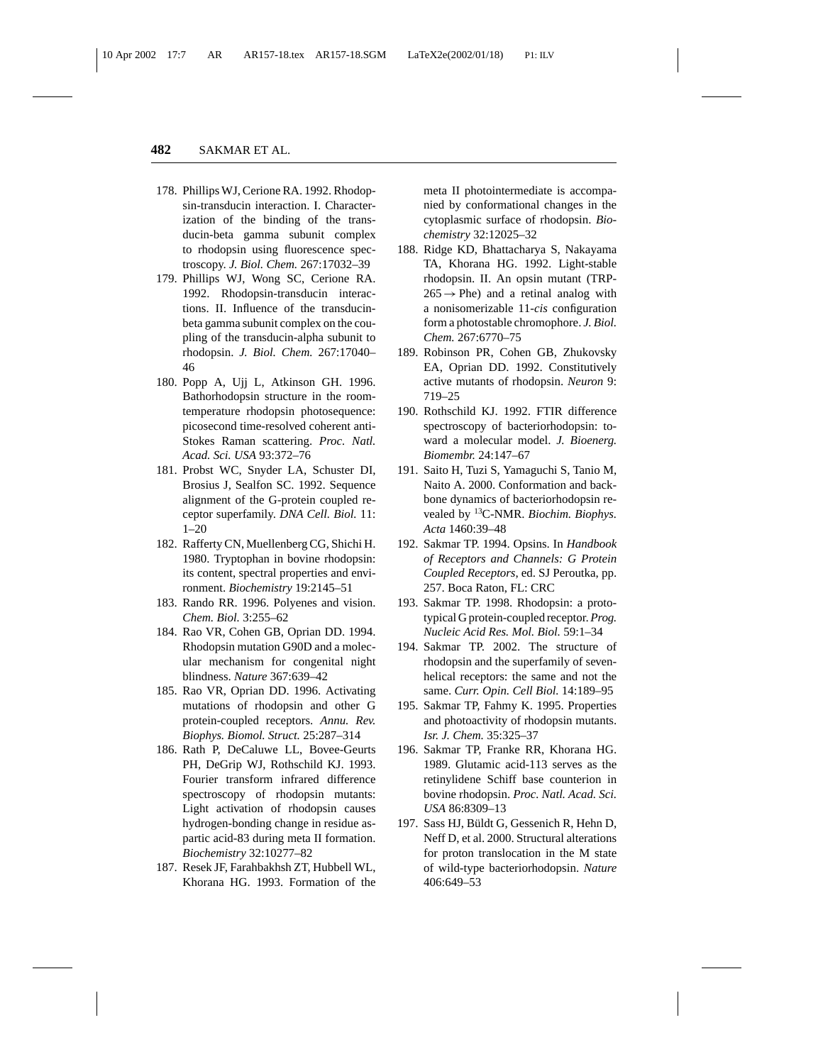178. Phillips WJ, Cerione RA. 1992. Rhodopsin-transducin interaction. I. Characterization of the binding of the transducin-beta gamma subunit complex to rhodopsin using fluorescence spectroscopy. *J. Biol. Chem.* 267:17032–39
179. Phillips WJ, Wong SC, Cerione RA. 1992. Rhodopsin-transducin interactions. II. Influence of the transducin-beta gamma subunit complex on the coupling of the transducin-alpha subunit to rhodopsin. *J. Biol. Chem.* 267:17040–46
180. Popp A, Ujj L, Atkinson GH. 1996. Bathorhodopsin structure in the room-temperature rhodopsin photosequence: picosecond time-resolved coherent anti-Stokes Raman scattering. *Proc. Natl. Acad. Sci. USA* 93:372–76
181. Probst WC, Snyder LA, Schuster DI, Brosius J, Sealfon SC. 1992. Sequence alignment of the G-protein coupled receptor superfamily. *DNA Cell. Biol.* 11: 1–20
182. Rafferty CN, Muellenberg CG, Shichi H. 1980. Tryptophan in bovine rhodopsin: its content, spectral properties and environment. *Biochemistry* 19:2145–51
183. Rando RR. 1996. Polyenes and vision. *Chem. Biol.* 3:255–62
184. Rao VR, Cohen GB, Oprian DD. 1994. Rhodopsin mutation G90D and a molecular mechanism for congenital night blindness. *Nature* 367:639–42
185. Rao VR, Oprian DD. 1996. Activating mutations of rhodopsin and other G protein-coupled receptors. *Annu. Rev. Biophys. Biomol. Struct.* 25:287–314
186. Rath P, DeCaluwe LL, Bovee-Geurts PH, DeGrip WJ, Rothschild KJ. 1993. Fourier transform infrared difference spectroscopy of rhodopsin mutants: Light activation of rhodopsin causes hydrogen-bonding change in residue aspartic acid-83 during meta II formation. *Biochemistry* 32:10277–82
187. Resek JF, Farahbakhsh ZT, Hubbell WL, Khorana HG. 1993. Formation of the meta II photointermediate is accompanied by conformational changes in the cytoplasmic surface of rhodopsin. *Biochemistry* 32:12025–32
188. Ridge KD, Bhattacharya S, Nakayama TA, Khorana HG. 1992. Light-stable rhodopsin. II. An opsin mutant (TRP-265 $\rightarrow$ Phe) and a retinal analog with a nonisomerizable 11-*cis* configuration form a photostable chromophore. *J. Biol. Chem.* 267:6770–75
189. Robinson PR, Cohen GB, Zhukovsky EA, Oprian DD. 1992. Constitutively active mutants of rhodopsin. *Neuron* 9: 719–25
190. Rothschild KJ. 1992. FTIR difference spectroscopy of bacteriorhodopsin: toward a molecular model. *J. Bioenerg. Biomembr.* 24:147–67
191. Saito H, Tuzi S, Yamaguchi S, Tanio M, Naito A. 2000. Conformation and backbone dynamics of bacteriorhodopsin revealed by $^{13}$C-NMR. *Biochim. Biophys. Acta* 1460:39–48
192. Sakmar TP. 1994. Opsins. In *Handbook of Receptors and Channels: G Protein Coupled Receptors*, ed. SJ Peroutka, pp. 257. Boca Raton, FL: CRC
193. Sakmar TP. 1998. Rhodopsin: a prototypical G protein-coupled receptor. *Prog. Nucleic Acid Res. Mol. Biol.* 59:1–34
194. Sakmar TP. 2002. The structure of rhodopsin and the superfamily of seven-helical receptors: the same and not the same. *Curr. Opin. Cell Biol.* 14:189–95
195. Sakmar TP, Fahmy K. 1995. Properties and photoactivity of rhodopsin mutants. *Isr. J. Chem.* 35:325–37
196. Sakmar TP, Franke RR, Khorana HG. 1989. Glutamic acid-113 serves as the retinylidene Schiff base counterion in bovine rhodopsin. *Proc. Natl. Acad. Sci. USA* 86:8309–13
197. Sass HJ, Büldt G, Gessenich R, Hehn D, Neff D, et al. 2000. Structural alterations for proton translocation in the M state of wild-type bacteriorhodopsin. *Nature* 406:649–53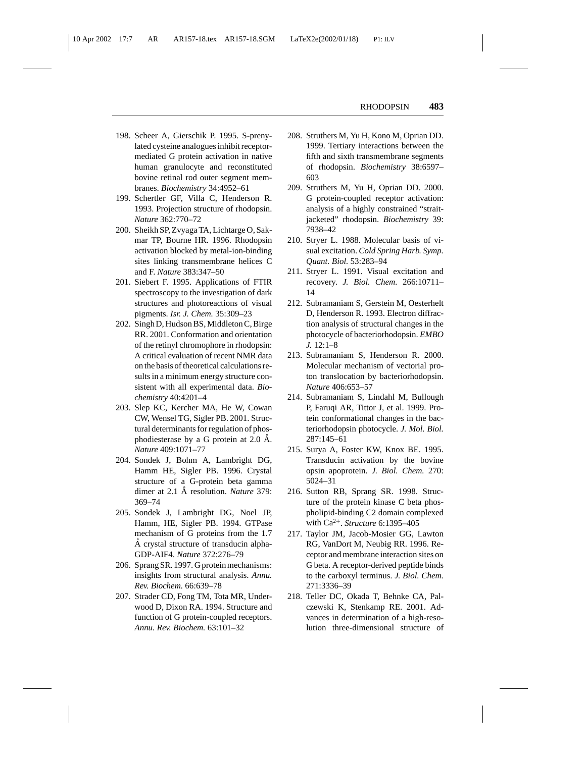198. Scheer A, Gierschik P. 1995. S-prenylated cysteine analogues inhibit receptor-mediated G protein activation in native human granulocyte and reconstituted bovine retinal rod outer segment membranes. *Biochemistry* 34:4952–61
199. Schertler GF, Villa C, Henderson R. 1993. Projection structure of rhodopsin. *Nature* 362:770–72
200. Sheikh SP, Zvyaga TA, Lichtarge O, Sakmar TP, Bourne HR. 1996. Rhodopsin activation blocked by metal-ion-binding sites linking transmembrane helices C and F. *Nature* 383:347–50
201. Siebert F. 1995. Applications of FTIR spectroscopy to the investigation of dark structures and photoreactions of visual pigments. *Isr. J. Chem.* 35:309–23
202. Singh D, Hudson BS, Middleton C, Birge RR. 2001. Conformation and orientation of the retinyl chromophore in rhodopsin: A critical evaluation of recent NMR data on the basis of theoretical calculations results in a minimum energy structure consistent with all experimental data. *Biochemistry* 40:4201–4
203. Slep KC, Kercher MA, He W, Cowan CW, Wensel TG, Sigler PB. 2001. Structural determinants for regulation of phosphodiesterase by a G protein at 2.0 Å. *Nature* 409:1071–77
204. Sondek J, Bohm A, Lambright DG, Hamm HE, Sigler PB. 1996. Crystal structure of a G-protein beta gamma dimer at 2.1 Å resolution. *Nature* 379:369–74
205. Sondek J, Lambright DG, Noel JP, Hamm, HE, Sigler PB. 1994. GTPase mechanism of G proteins from the 1.7 Å crystal structure of transducin alpha-GDP-AIF4. *Nature* 372:276–79
206. Sprang SR. 1997. G protein mechanisms: insights from structural analysis. *Annu. Rev. Biochem.* 66:639–78
207. Strader CD, Fong TM, Tota MR, Underwood D, Dixon RA. 1994. Structure and function of G protein-coupled receptors. *Annu. Rev. Biochem.* 63:101–32
208. Struthers M, Yu H, Kono M, Oprian DD. 1999. Tertiary interactions between the fifth and sixth transmembrane segments of rhodopsin. *Biochemistry* 38:6597–603
209. Struthers M, Yu H, Oprian DD. 2000. G protein-coupled receptor activation: analysis of a highly constrained "straitjacketed" rhodopsin. *Biochemistry* 39:7938–42
210. Stryer L. 1988. Molecular basis of visual excitation. *Cold Spring Harb. Symp. Quant. Biol.* 53:283–94
211. Stryer L. 1991. Visual excitation and recovery. *J. Biol. Chem.* 266:10711–14
212. Subramaniam S, Gerstein M, Oesterhelt D, Henderson R. 1993. Electron diffraction analysis of structural changes in the photocycle of bacteriorhodopsin. *EMBO J.* 12:1–8
213. Subramaniam S, Henderson R. 2000. Molecular mechanism of vectorial proton translocation by bacteriorhodopsin. *Nature* 406:653–57
214. Subramaniam S, Lindahl M, Bullough P, Faruqi AR, Tittor J, et al. 1999. Protein conformational changes in the bacteriorhodopsin photocycle. *J. Mol. Biol.* 287:145–61
215. Surya A, Foster KW, Knox BE. 1995. Transducin activation by the bovine opsin apoprotein. *J. Biol. Chem.* 270:5024–31
216. Sutton RB, Sprang SR. 1998. Structure of the protein kinase C beta phospholipid-binding C2 domain complexed with $Ca^{2+}$. *Structure* 6:1395–405
217. Taylor JM, Jacob-Mosier GG, Lawton RG, VanDort M, Neubig RR. 1996. Receptor and membrane interaction sites on G beta. A receptor-derived peptide binds to the carboxyl terminus. *J. Biol. Chem.* 271:3336–39
218. Teller DC, Okada T, Behnke CA, Palczewski K, Stenkamp RE. 2001. Advances in determination of a high-resolution three-dimensional structure of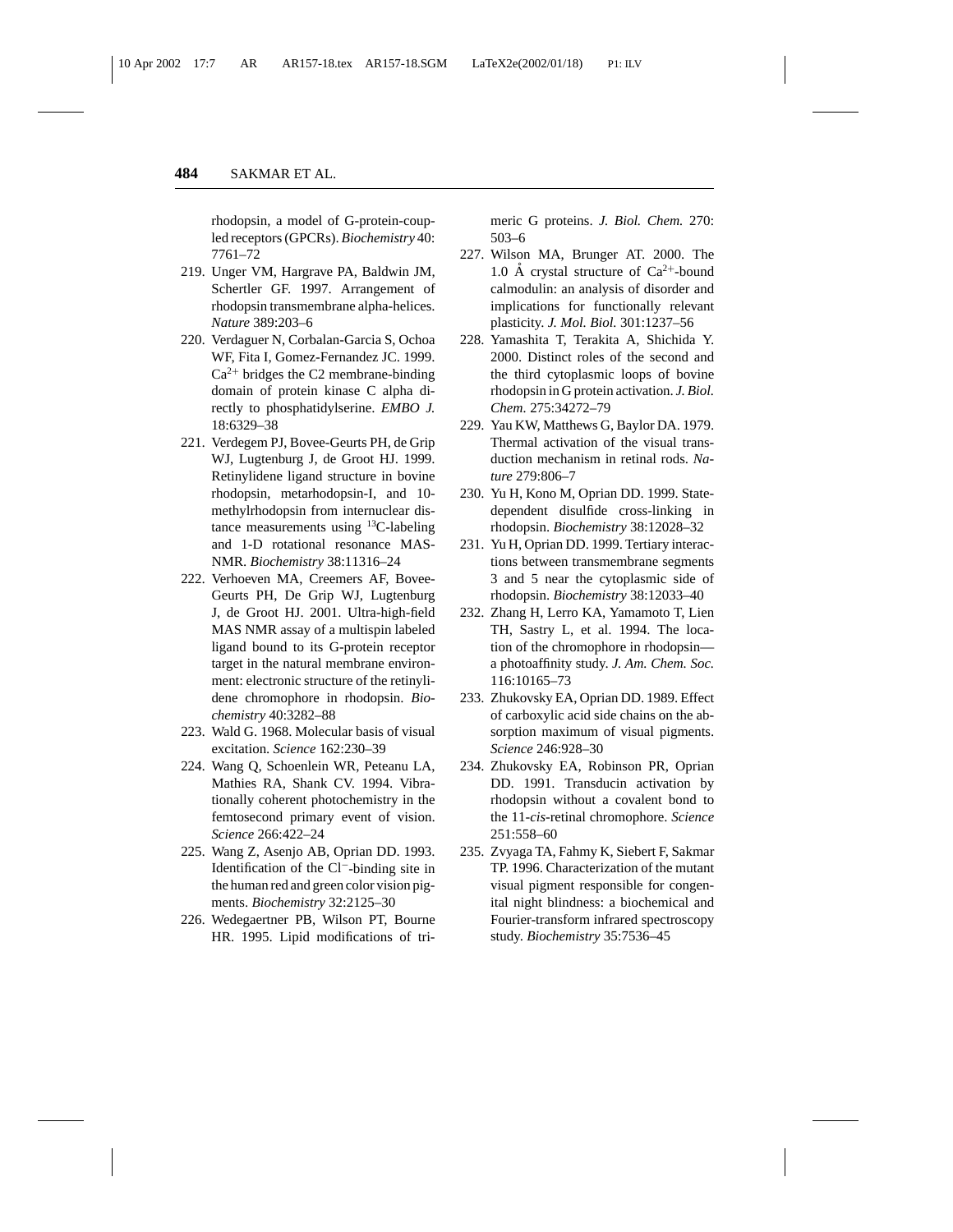rhodopsin, a model of G-protein-coupled receptors (GPCRs). *Biochemistry* 40: 7761–72

219. Unger VM, Hargrave PA, Baldwin JM, Schertler GF. 1997. Arrangement of rhodopsin transmembrane alpha-helices. *Nature* 389:203–6
220. Verdaguer N, Corbalan-Garcia S, Ochoa WF, Fita I, Gomez-Fernandez JC. 1999. $Ca^{2+}$ bridges the C2 membrane-binding domain of protein kinase C alpha directly to phosphatidylserine. *EMBO J.* 18:6329–38
221. Verdegem PJ, Bovee-Geurts PH, de Grip WJ, Lugtenburg J, de Groot HJ. 1999. Retinylidene ligand structure in bovine rhodopsin, metarhodopsin-I, and 10-methylrhodopsin from internuclear distance measurements using $^{13}C$-labeling and 1-D rotational resonance MAS-NMR. *Biochemistry* 38:11316–24
222. Verhoeven MA, Creemers AF, Bovee-Geurts PH, De Grip WJ, Lugtenburg J, de Groot HJ. 2001. Ultra-high-field MAS NMR assay of a multispin labeled ligand bound to its G-protein receptor target in the natural membrane environment: electronic structure of the retinylidene chromophore in rhodopsin. *Biochemistry* 40:3282–88
223. Wald G. 1968. Molecular basis of visual excitation. *Science* 162:230–39
224. Wang Q, Schoenlein WR, Peteanu LA, Mathies RA, Shank CV. 1994. Vibrationally coherent photochemistry in the femtosecond primary event of vision. *Science* 266:422–24
225. Wang Z, Asenjo AB, Oprian DD. 1993. Identification of the $Cl^-$-binding site in the human red and green color vision pigments. *Biochemistry* 32:2125–30
226. Wedegaertner PB, Wilson PT, Bourne HR. 1995. Lipid modifications of trimeric G proteins. *J. Biol. Chem.* 270: 503–6
227. Wilson MA, Brunger AT. 2000. The 1.0 Å crystal structure of $Ca^{2+}$-bound calmodulin: an analysis of disorder and implications for functionally relevant plasticity. *J. Mol. Biol.* 301:1237–56
228. Yamashita T, Terakita A, Shichida Y. 2000. Distinct roles of the second and the third cytoplasmic loops of bovine rhodopsin in G protein activation. *J. Biol. Chem.* 275:34272–79
229. Yau KW, Matthews G, Baylor DA. 1979. Thermal activation of the visual transduction mechanism in retinal rods. *Nature* 279:806–7
230. Yu H, Kono M, Oprian DD. 1999. State-dependent disulfide cross-linking in rhodopsin. *Biochemistry* 38:12028–32
231. Yu H, Oprian DD. 1999. Tertiary interactions between transmembrane segments 3 and 5 near the cytoplasmic side of rhodopsin. *Biochemistry* 38:12033–40
232. Zhang H, Lerro KA, Yamamoto T, Lien TH, Sastry L, et al. 1994. The location of the chromophore in rhodopsin—a photoaffinity study. *J. Am. Chem. Soc.* 116:10165–73
233. Zhukovsky EA, Oprian DD. 1989. Effect of carboxylic acid side chains on the absorption maximum of visual pigments. *Science* 246:928–30
234. Zhukovsky EA, Robinson PR, Oprian DD. 1991. Transducin activation by rhodopsin without a covalent bond to the 11-*cis*-retinal chromophore. *Science* 251:558–60
235. Zvyaga TA, Fahmy K, Siebert F, Sakmar TP. 1996. Characterization of the mutant visual pigment responsible for congenital night blindness: a biochemical and Fourier-transform infrared spectroscopy study. *Biochemistry* 35:7536–45